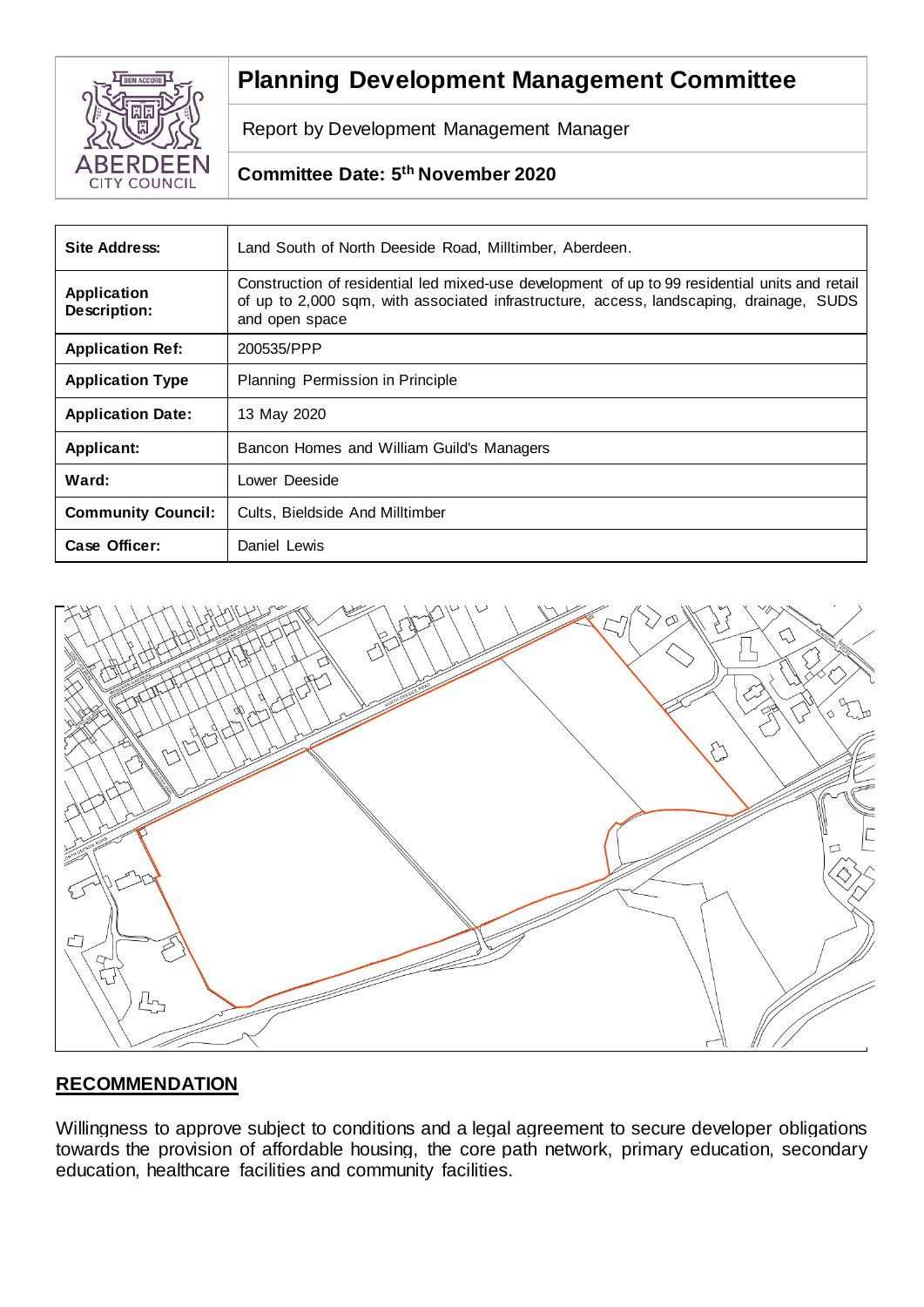# Planning Development Management Committee

Report by Development Management Manager

**Committee Date: 5th November 2020**

| **Site Address:** | Land South of North Deeside Road, Milltimber, Aberdeen. |
|---|---|
| **Application Description:** | Construction of residential led mixed-use development of up to 99 residential units and retail of up to 2,000 sqm, with associated infrastructure, access, landscaping, drainage, SUDS and open space |
| **Application Ref:** | 200535/PPP |
| **Application Type** | Planning Permission in Principle |
| **Application Date:** | 13 May 2020 |
| **Applicant:** | Bancon Homes and William Guild's Managers |
| **Ward:** | Lower Deeside |
| **Community Council:** | Cults, Bieldside And Milltimber |
| **Case Officer:** | Daniel Lewis |

## RECOMMENDATION

Willingness to approve subject to conditions and a legal agreement to secure developer obligations towards the provision of affordable housing, the core path network, primary education, secondary education, healthcare facilities and community facilities.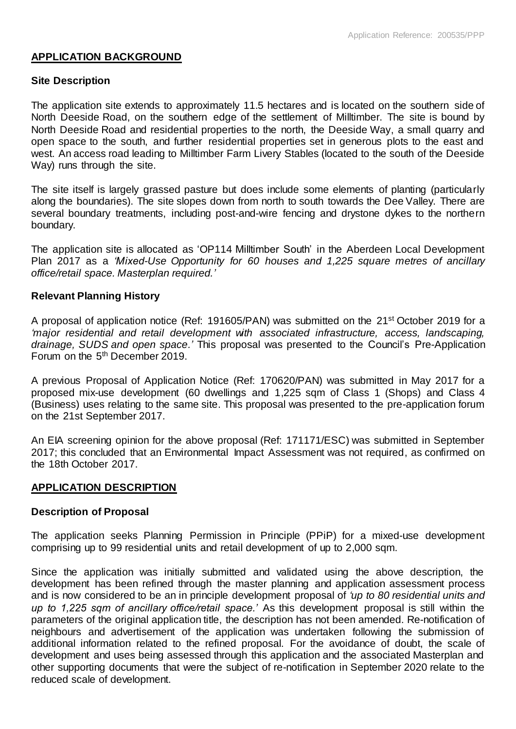## APPLICATION BACKGROUND

### Site Description

The application site extends to approximately 11.5 hectares and is located on the southern side of North Deeside Road, on the southern edge of the settlement of Milltimber. The site is bound by North Deeside Road and residential properties to the north, the Deeside Way, a small quarry and open space to the south, and further residential properties set in generous plots to the east and west. An access road leading to Milltimber Farm Livery Stables (located to the south of the Deeside Way) runs through the site.

The site itself is largely grassed pasture but does include some elements of planting (particularly along the boundaries). The site slopes down from north to south towards the Dee Valley. There are several boundary treatments, including post-and-wire fencing and drystone dykes to the northern boundary.

The application site is allocated as 'OP114 Milltimber South' in the Aberdeen Local Development Plan 2017 as a *'Mixed-Use Opportunity for 60 houses and 1,225 square metres of ancillary office/retail space. Masterplan required.'*

### Relevant Planning History

A proposal of application notice (Ref: 191605/PAN) was submitted on the 21st October 2019 for a *'major residential and retail development with associated infrastructure, access, landscaping, drainage, SUDS and open space.'* This proposal was presented to the Council's Pre-Application Forum on the 5th December 2019.

A previous Proposal of Application Notice (Ref: 170620/PAN) was submitted in May 2017 for a proposed mix-use development (60 dwellings and 1,225 sqm of Class 1 (Shops) and Class 4 (Business) uses relating to the same site. This proposal was presented to the pre-application forum on the 21st September 2017.

An EIA screening opinion for the above proposal (Ref: 171171/ESC) was submitted in September 2017; this concluded that an Environmental Impact Assessment was not required, as confirmed on the 18th October 2017.

## APPLICATION DESCRIPTION

### Description of Proposal

The application seeks Planning Permission in Principle (PPiP) for a mixed-use development comprising up to 99 residential units and retail development of up to 2,000 sqm.

Since the application was initially submitted and validated using the above description, the development has been refined through the master planning and application assessment process and is now considered to be an in principle development proposal of *'up to 80 residential units and up to 1,225 sqm of ancillary office/retail space.'* As this development proposal is still within the parameters of the original application title, the description has not been amended. Re-notification of neighbours and advertisement of the application was undertaken following the submission of additional information related to the refined proposal. For the avoidance of doubt, the scale of development and uses being assessed through this application and the associated Masterplan and other supporting documents that were the subject of re-notification in September 2020 relate to the reduced scale of development.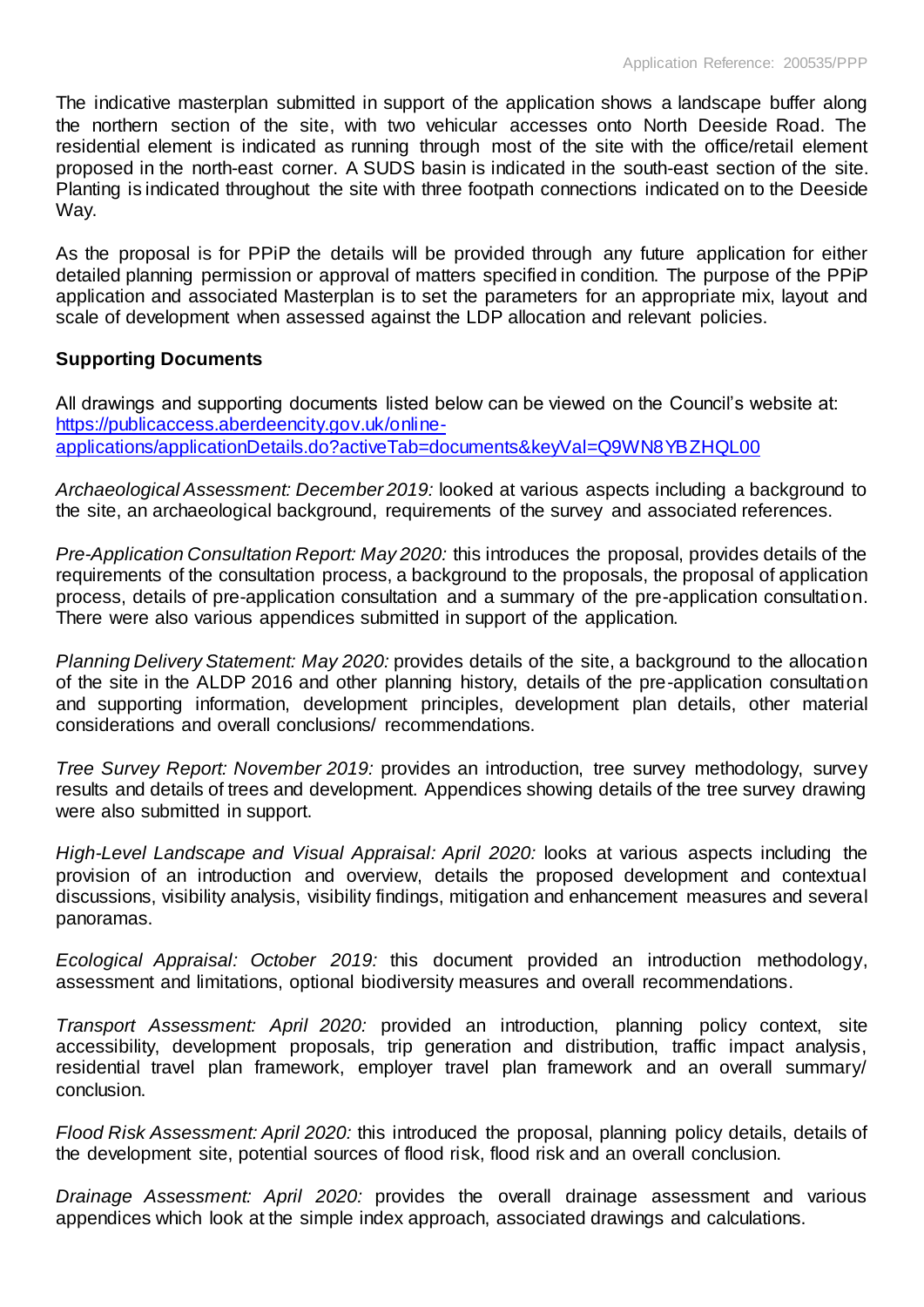The indicative masterplan submitted in support of the application shows a landscape buffer along the northern section of the site, with two vehicular accesses onto North Deeside Road. The residential element is indicated as running through most of the site with the office/retail element proposed in the north-east corner. A SUDS basin is indicated in the south-east section of the site. Planting is indicated throughout the site with three footpath connections indicated on to the Deeside Way.

As the proposal is for PPiP the details will be provided through any future application for either detailed planning permission or approval of matters specified in condition. The purpose of the PPiP application and associated Masterplan is to set the parameters for an appropriate mix, layout and scale of development when assessed against the LDP allocation and relevant policies.

**Supporting Documents**

All drawings and supporting documents listed below can be viewed on the Council's website at: [https://publicaccess.aberdeencity.gov.uk/online-applications/applicationDetails.do?activeTab=documents&keyVal=Q9WN8YBZHQL00](https://publicaccess.aberdeencity.gov.uk/online-applications/applicationDetails.do?activeTab=documents&keyVal=Q9WN8YBZHQL00)

*Archaeological Assessment: December 2019:* looked at various aspects including a background to the site, an archaeological background, requirements of the survey and associated references.

*Pre-Application Consultation Report: May 2020:* this introduces the proposal, provides details of the requirements of the consultation process, a background to the proposals, the proposal of application process, details of pre-application consultation and a summary of the pre-application consultation. There were also various appendices submitted in support of the application.

*Planning Delivery Statement: May 2020:* provides details of the site, a background to the allocation of the site in the ALDP 2016 and other planning history, details of the pre-application consultation and supporting information, development principles, development plan details, other material considerations and overall conclusions/ recommendations.

*Tree Survey Report: November 2019:* provides an introduction, tree survey methodology, survey results and details of trees and development. Appendices showing details of the tree survey drawing were also submitted in support.

*High-Level Landscape and Visual Appraisal: April 2020:* looks at various aspects including the provision of an introduction and overview, details the proposed development and contextual discussions, visibility analysis, visibility findings, mitigation and enhancement measures and several panoramas.

*Ecological Appraisal: October 2019:* this document provided an introduction methodology, assessment and limitations, optional biodiversity measures and overall recommendations.

*Transport Assessment: April 2020:* provided an introduction, planning policy context, site accessibility, development proposals, trip generation and distribution, traffic impact analysis, residential travel plan framework, employer travel plan framework and an overall summary/ conclusion.

*Flood Risk Assessment: April 2020:* this introduced the proposal, planning policy details, details of the development site, potential sources of flood risk, flood risk and an overall conclusion.

*Drainage Assessment: April 2020:* provides the overall drainage assessment and various appendices which look at the simple index approach, associated drawings and calculations.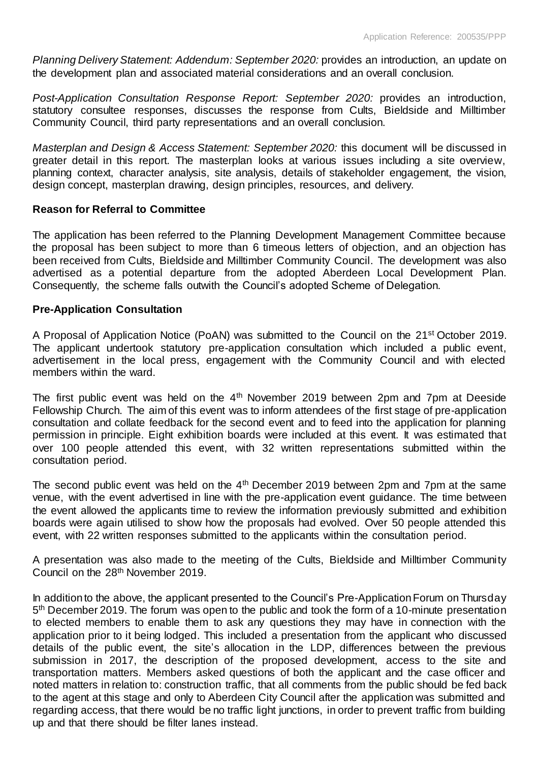*Planning Delivery Statement: Addendum: September 2020:* provides an introduction, an update on the development plan and associated material considerations and an overall conclusion.

*Post-Application Consultation Response Report: September 2020:* provides an introduction, statutory consultee responses, discusses the response from Cults, Bieldside and Milltimber Community Council, third party representations and an overall conclusion.

*Masterplan and Design & Access Statement: September 2020:* this document will be discussed in greater detail in this report. The masterplan looks at various issues including a site overview, planning context, character analysis, site analysis, details of stakeholder engagement, the vision, design concept, masterplan drawing, design principles, resources, and delivery.

**Reason for Referral to Committee**

The application has been referred to the Planning Development Management Committee because the proposal has been subject to more than 6 timeous letters of objection, and an objection has been received from Cults, Bieldside and Milltimber Community Council. The development was also advertised as a potential departure from the adopted Aberdeen Local Development Plan. Consequently, the scheme falls outwith the Council's adopted Scheme of Delegation.

**Pre-Application Consultation**

A Proposal of Application Notice (PoAN) was submitted to the Council on the 21st October 2019. The applicant undertook statutory pre-application consultation which included a public event, advertisement in the local press, engagement with the Community Council and with elected members within the ward.

The first public event was held on the 4th November 2019 between 2pm and 7pm at Deeside Fellowship Church. The aim of this event was to inform attendees of the first stage of pre-application consultation and collate feedback for the second event and to feed into the application for planning permission in principle. Eight exhibition boards were included at this event. It was estimated that over 100 people attended this event, with 32 written representations submitted within the consultation period.

The second public event was held on the 4th December 2019 between 2pm and 7pm at the same venue, with the event advertised in line with the pre-application event guidance. The time between the event allowed the applicants time to review the information previously submitted and exhibition boards were again utilised to show how the proposals had evolved. Over 50 people attended this event, with 22 written responses submitted to the applicants within the consultation period.

A presentation was also made to the meeting of the Cults, Bieldside and Milltimber Community Council on the 28th November 2019.

In addition to the above, the applicant presented to the Council's Pre-Application Forum on Thursday 5th December 2019. The forum was open to the public and took the form of a 10-minute presentation to elected members to enable them to ask any questions they may have in connection with the application prior to it being lodged. This included a presentation from the applicant who discussed details of the public event, the site's allocation in the LDP, differences between the previous submission in 2017, the description of the proposed development, access to the site and transportation matters. Members asked questions of both the applicant and the case officer and noted matters in relation to: construction traffic, that all comments from the public should be fed back to the agent at this stage and only to Aberdeen City Council after the application was submitted and regarding access, that there would be no traffic light junctions, in order to prevent traffic from building up and that there should be filter lanes instead.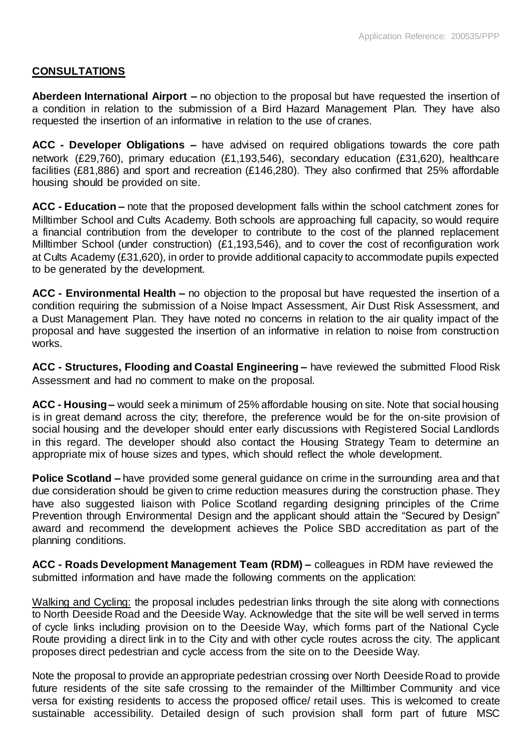**CONSULTATIONS**

**Aberdeen International Airport –** no objection to the proposal but have requested the insertion of a condition in relation to the submission of a Bird Hazard Management Plan. They have also requested the insertion of an informative in relation to the use of cranes.

**ACC - Developer Obligations –** have advised on required obligations towards the core path network (£29,760), primary education (£1,193,546), secondary education (£31,620), healthcare facilities (£81,886) and sport and recreation (£146,280). They also confirmed that 25% affordable housing should be provided on site.

**ACC - Education –** note that the proposed development falls within the school catchment zones for Milltimber School and Cults Academy. Both schools are approaching full capacity, so would require a financial contribution from the developer to contribute to the cost of the planned replacement Milltimber School (under construction) (£1,193,546), and to cover the cost of reconfiguration work at Cults Academy (£31,620), in order to provide additional capacity to accommodate pupils expected to be generated by the development.

**ACC - Environmental Health –** no objection to the proposal but have requested the insertion of a condition requiring the submission of a Noise Impact Assessment, Air Dust Risk Assessment, and a Dust Management Plan. They have noted no concerns in relation to the air quality impact of the proposal and have suggested the insertion of an informative in relation to noise from construction works.

**ACC - Structures, Flooding and Coastal Engineering –** have reviewed the submitted Flood Risk Assessment and had no comment to make on the proposal.

**ACC - Housing –** would seek a minimum of 25% affordable housing on site. Note that social housing is in great demand across the city; therefore, the preference would be for the on-site provision of social housing and the developer should enter early discussions with Registered Social Landlords in this regard. The developer should also contact the Housing Strategy Team to determine an appropriate mix of house sizes and types, which should reflect the whole development.

**Police Scotland –** have provided some general guidance on crime in the surrounding area and that due consideration should be given to crime reduction measures during the construction phase. They have also suggested liaison with Police Scotland regarding designing principles of the Crime Prevention through Environmental Design and the applicant should attain the "Secured by Design" award and recommend the development achieves the Police SBD accreditation as part of the planning conditions.

**ACC - Roads Development Management Team (RDM) –** colleagues in RDM have reviewed the submitted information and have made the following comments on the application:

Walking and Cycling: the proposal includes pedestrian links through the site along with connections to North Deeside Road and the Deeside Way. Acknowledge that the site will be well served in terms of cycle links including provision on to the Deeside Way, which forms part of the National Cycle Route providing a direct link in to the City and with other cycle routes across the city. The applicant proposes direct pedestrian and cycle access from the site on to the Deeside Way.

Note the proposal to provide an appropriate pedestrian crossing over North Deeside Road to provide future residents of the site safe crossing to the remainder of the Milltimber Community and vice versa for existing residents to access the proposed office/ retail uses. This is welcomed to create sustainable accessibility. Detailed design of such provision shall form part of future MSC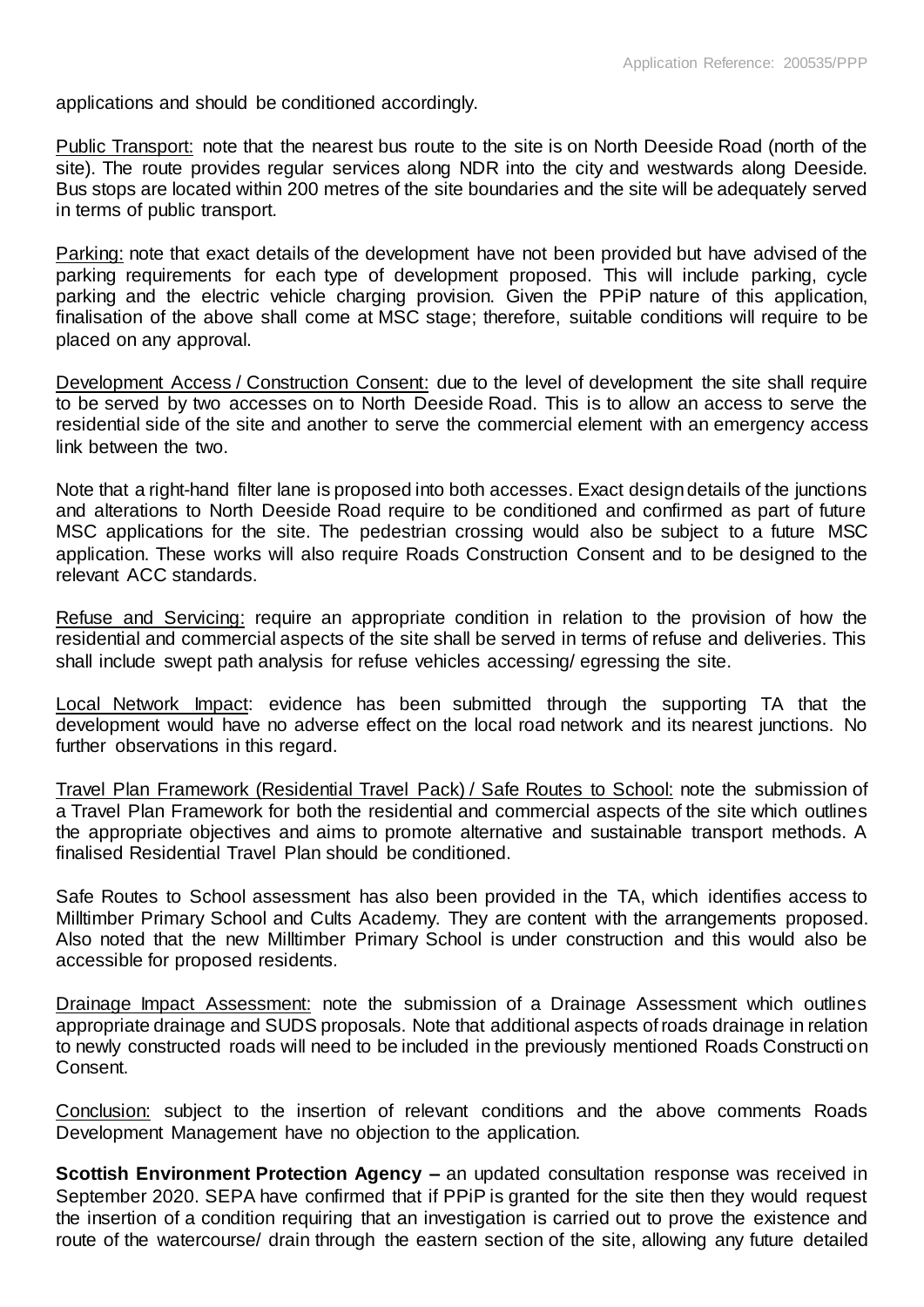applications and should be conditioned accordingly.

Public Transport: note that the nearest bus route to the site is on North Deeside Road (north of the site). The route provides regular services along NDR into the city and westwards along Deeside. Bus stops are located within 200 metres of the site boundaries and the site will be adequately served in terms of public transport.

Parking: note that exact details of the development have not been provided but have advised of the parking requirements for each type of development proposed. This will include parking, cycle parking and the electric vehicle charging provision. Given the PPiP nature of this application, finalisation of the above shall come at MSC stage; therefore, suitable conditions will require to be placed on any approval.

Development Access / Construction Consent: due to the level of development the site shall require to be served by two accesses on to North Deeside Road. This is to allow an access to serve the residential side of the site and another to serve the commercial element with an emergency access link between the two.

Note that a right-hand filter lane is proposed into both accesses. Exact design details of the junctions and alterations to North Deeside Road require to be conditioned and confirmed as part of future MSC applications for the site. The pedestrian crossing would also be subject to a future MSC application. These works will also require Roads Construction Consent and to be designed to the relevant ACC standards.

Refuse and Servicing: require an appropriate condition in relation to the provision of how the residential and commercial aspects of the site shall be served in terms of refuse and deliveries. This shall include swept path analysis for refuse vehicles accessing/ egressing the site.

Local Network Impact: evidence has been submitted through the supporting TA that the development would have no adverse effect on the local road network and its nearest junctions. No further observations in this regard.

Travel Plan Framework (Residential Travel Pack) / Safe Routes to School: note the submission of a Travel Plan Framework for both the residential and commercial aspects of the site which outlines the appropriate objectives and aims to promote alternative and sustainable transport methods. A finalised Residential Travel Plan should be conditioned.

Safe Routes to School assessment has also been provided in the TA, which identifies access to Milltimber Primary School and Cults Academy. They are content with the arrangements proposed. Also noted that the new Milltimber Primary School is under construction and this would also be accessible for proposed residents.

Drainage Impact Assessment: note the submission of a Drainage Assessment which outlines appropriate drainage and SUDS proposals. Note that additional aspects of roads drainage in relation to newly constructed roads will need to be included in the previously mentioned Roads Construction Consent.

Conclusion: subject to the insertion of relevant conditions and the above comments Roads Development Management have no objection to the application.

**Scottish Environment Protection Agency –** an updated consultation response was received in September 2020. SEPA have confirmed that if PPiP is granted for the site then they would request the insertion of a condition requiring that an investigation is carried out to prove the existence and route of the watercourse/ drain through the eastern section of the site, allowing any future detailed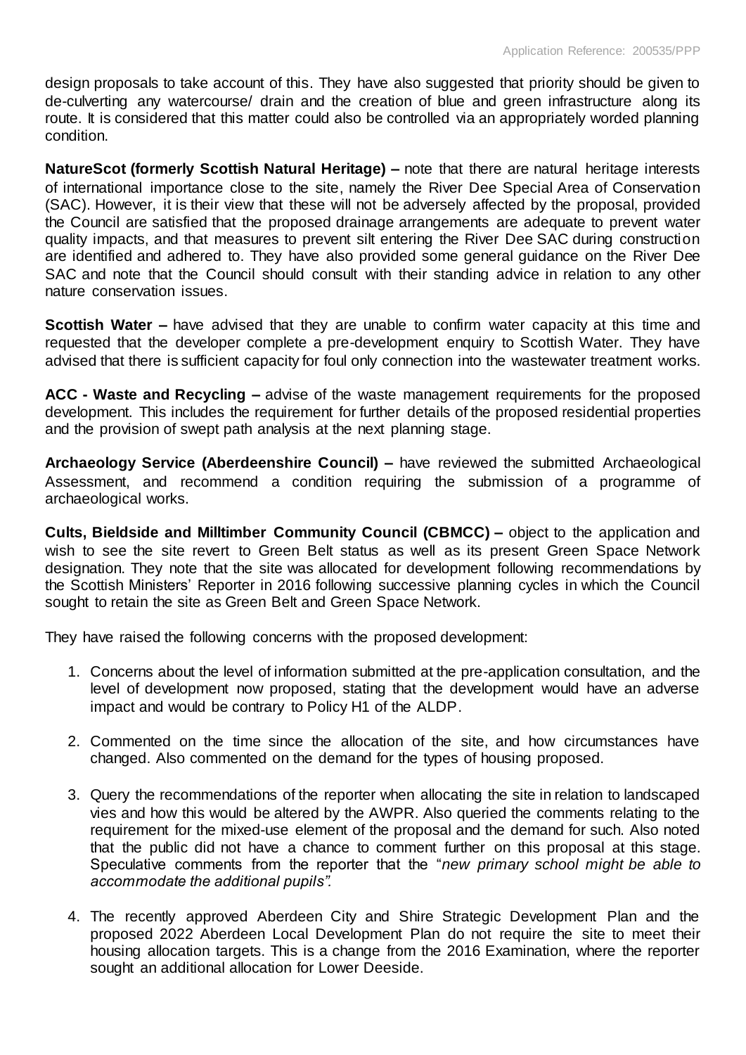design proposals to take account of this. They have also suggested that priority should be given to de-culverting any watercourse/ drain and the creation of blue and green infrastructure along its route. It is considered that this matter could also be controlled via an appropriately worded planning condition.

**NatureScot (formerly Scottish Natural Heritage) –** note that there are natural heritage interests of international importance close to the site, namely the River Dee Special Area of Conservation (SAC). However, it is their view that these will not be adversely affected by the proposal, provided the Council are satisfied that the proposed drainage arrangements are adequate to prevent water quality impacts, and that measures to prevent silt entering the River Dee SAC during construction are identified and adhered to. They have also provided some general guidance on the River Dee SAC and note that the Council should consult with their standing advice in relation to any other nature conservation issues.

**Scottish Water –** have advised that they are unable to confirm water capacity at this time and requested that the developer complete a pre-development enquiry to Scottish Water. They have advised that there is sufficient capacity for foul only connection into the wastewater treatment works.

**ACC - Waste and Recycling –** advise of the waste management requirements for the proposed development. This includes the requirement for further details of the proposed residential properties and the provision of swept path analysis at the next planning stage.

**Archaeology Service (Aberdeenshire Council) –** have reviewed the submitted Archaeological Assessment, and recommend a condition requiring the submission of a programme of archaeological works.

**Cults, Bieldside and Milltimber Community Council (CBMCC) –** object to the application and wish to see the site revert to Green Belt status as well as its present Green Space Network designation. They note that the site was allocated for development following recommendations by the Scottish Ministers' Reporter in 2016 following successive planning cycles in which the Council sought to retain the site as Green Belt and Green Space Network.

They have raised the following concerns with the proposed development:

1. Concerns about the level of information submitted at the pre-application consultation, and the level of development now proposed, stating that the development would have an adverse impact and would be contrary to Policy H1 of the ALDP.

2. Commented on the time since the allocation of the site, and how circumstances have changed. Also commented on the demand for the types of housing proposed.

3. Query the recommendations of the reporter when allocating the site in relation to landscaped vies and how this would be altered by the AWPR. Also queried the comments relating to the requirement for the mixed-use element of the proposal and the demand for such. Also noted that the public did not have a chance to comment further on this proposal at this stage. Speculative comments from the reporter that the "*new primary school might be able to accommodate the additional pupils".*

4. The recently approved Aberdeen City and Shire Strategic Development Plan and the proposed 2022 Aberdeen Local Development Plan do not require the site to meet their housing allocation targets. This is a change from the 2016 Examination, where the reporter sought an additional allocation for Lower Deeside.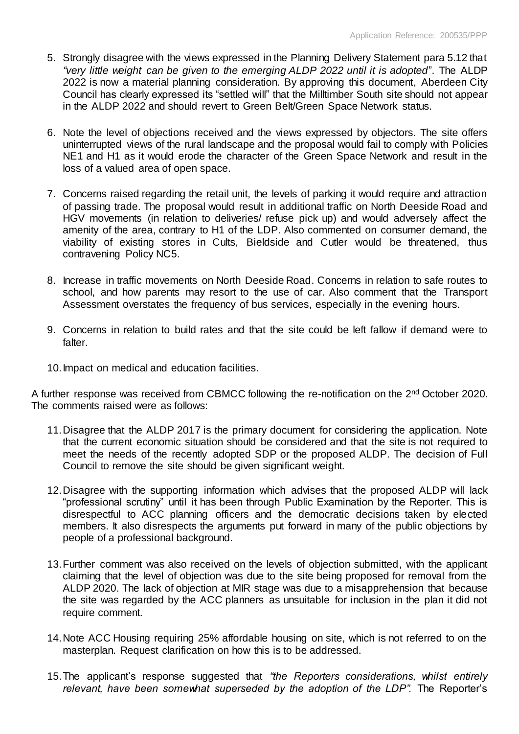5. Strongly disagree with the views expressed in the Planning Delivery Statement para 5.12 that *"very little weight can be given to the emerging ALDP 2022 until it is adopted"*. The ALDP 2022 is now a material planning consideration. By approving this document, Aberdeen City Council has clearly expressed its "settled will" that the Milltimber South site should not appear in the ALDP 2022 and should revert to Green Belt/Green Space Network status.

6. Note the level of objections received and the views expressed by objectors. The site offers uninterrupted views of the rural landscape and the proposal would fail to comply with Policies NE1 and H1 as it would erode the character of the Green Space Network and result in the loss of a valued area of open space.

7. Concerns raised regarding the retail unit, the levels of parking it would require and attraction of passing trade. The proposal would result in additional traffic on North Deeside Road and HGV movements (in relation to deliveries/ refuse pick up) and would adversely affect the amenity of the area, contrary to H1 of the LDP. Also commented on consumer demand, the viability of existing stores in Cults, Bieldside and Cutler would be threatened, thus contravening Policy NC5.

8. Increase in traffic movements on North Deeside Road. Concerns in relation to safe routes to school, and how parents may resort to the use of car. Also comment that the Transport Assessment overstates the frequency of bus services, especially in the evening hours.

9. Concerns in relation to build rates and that the site could be left fallow if demand were to falter.

10. Impact on medical and education facilities.

A further response was received from CBMCC following the re-notification on the 2nd October 2020. The comments raised were as follows:

11. Disagree that the ALDP 2017 is the primary document for considering the application. Note that the current economic situation should be considered and that the site is not required to meet the needs of the recently adopted SDP or the proposed ALDP. The decision of Full Council to remove the site should be given significant weight.

12. Disagree with the supporting information which advises that the proposed ALDP will lack "professional scrutiny" until it has been through Public Examination by the Reporter. This is disrespectful to ACC planning officers and the democratic decisions taken by elected members. It also disrespects the arguments put forward in many of the public objections by people of a professional background.

13. Further comment was also received on the levels of objection submitted, with the applicant claiming that the level of objection was due to the site being proposed for removal from the ALDP 2020. The lack of objection at MIR stage was due to a misapprehension that because the site was regarded by the ACC planners as unsuitable for inclusion in the plan it did not require comment.

14. Note ACC Housing requiring 25% affordable housing on site, which is not referred to on the masterplan. Request clarification on how this is to be addressed.

15. The applicant's response suggested that *"the Reporters considerations, whilst entirely relevant, have been somewhat superseded by the adoption of the LDP".* The Reporter's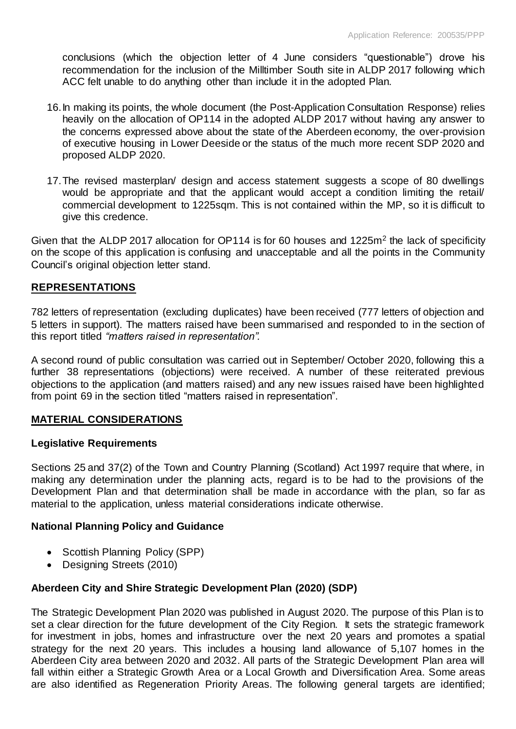conclusions (which the objection letter of 4 June considers "questionable") drove his recommendation for the inclusion of the Milltimber South site in ALDP 2017 following which ACC felt unable to do anything other than include it in the adopted Plan.

16. In making its points, the whole document (the Post-Application Consultation Response) relies heavily on the allocation of OP114 in the adopted ALDP 2017 without having any answer to the concerns expressed above about the state of the Aberdeen economy, the over-provision of executive housing in Lower Deeside or the status of the much more recent SDP 2020 and proposed ALDP 2020.

17. The revised masterplan/ design and access statement suggests a scope of 80 dwellings would be appropriate and that the applicant would accept a condition limiting the retail/ commercial development to 1225sqm. This is not contained within the MP, so it is difficult to give this credence.

Given that the ALDP 2017 allocation for OP114 is for 60 houses and 1225m$^2$ the lack of specificity on the scope of this application is confusing and unacceptable and all the points in the Community Council's original objection letter stand.

## REPRESENTATIONS

782 letters of representation (excluding duplicates) have been received (777 letters of objection and 5 letters in support). The matters raised have been summarised and responded to in the section of this report titled *"matters raised in representation".*

A second round of public consultation was carried out in September/ October 2020, following this a further 38 representations (objections) were received. A number of these reiterated previous objections to the application (and matters raised) and any new issues raised have been highlighted from point 69 in the section titled "matters raised in representation".

## MATERIAL CONSIDERATIONS

### Legislative Requirements

Sections 25 and 37(2) of the Town and Country Planning (Scotland) Act 1997 require that where, in making any determination under the planning acts, regard is to be had to the provisions of the Development Plan and that determination shall be made in accordance with the plan, so far as material to the application, unless material considerations indicate otherwise.

### National Planning Policy and Guidance

- Scottish Planning Policy (SPP)
- Designing Streets (2010)

### Aberdeen City and Shire Strategic Development Plan (2020) (SDP)

The Strategic Development Plan 2020 was published in August 2020. The purpose of this Plan is to set a clear direction for the future development of the City Region. It sets the strategic framework for investment in jobs, homes and infrastructure over the next 20 years and promotes a spatial strategy for the next 20 years. This includes a housing land allowance of 5,107 homes in the Aberdeen City area between 2020 and 2032. All parts of the Strategic Development Plan area will fall within either a Strategic Growth Area or a Local Growth and Diversification Area. Some areas are also identified as Regeneration Priority Areas. The following general targets are identified;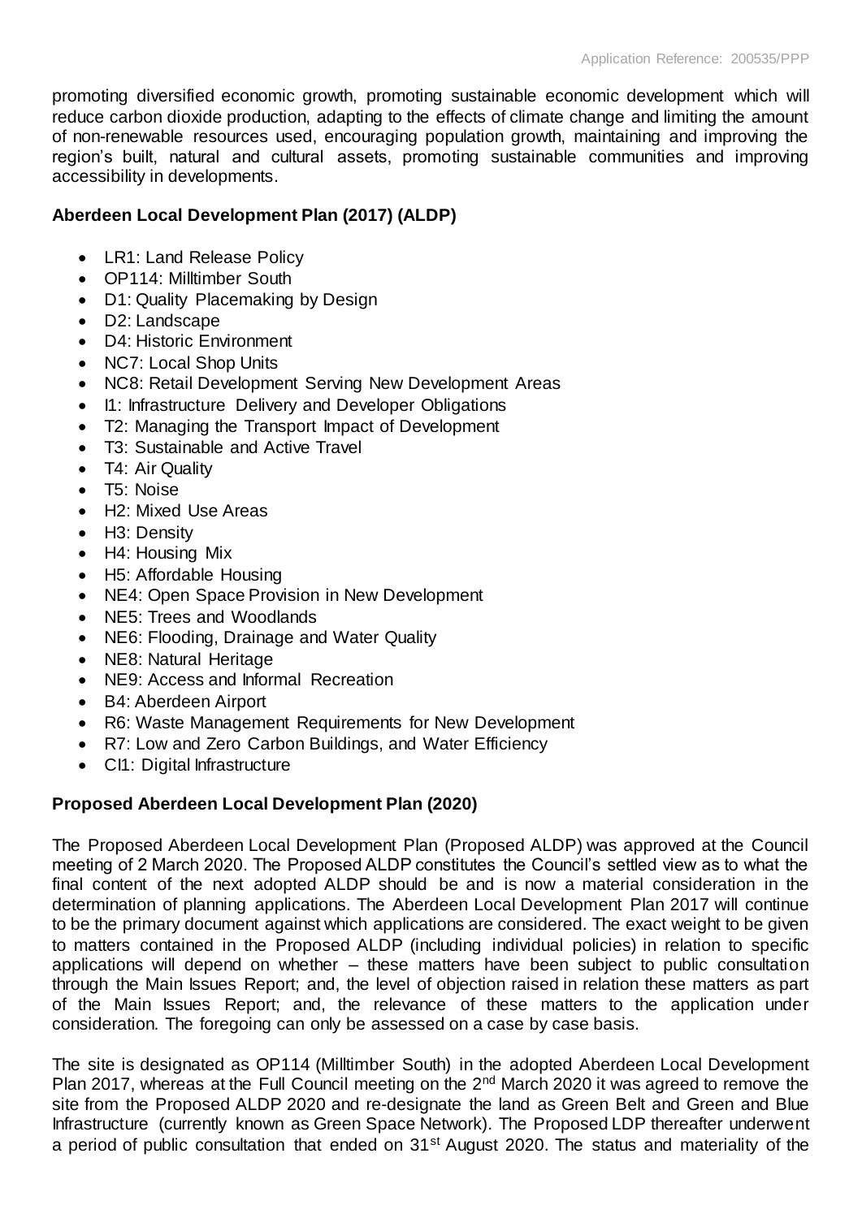promoting diversified economic growth, promoting sustainable economic development which will reduce carbon dioxide production, adapting to the effects of climate change and limiting the amount of non-renewable resources used, encouraging population growth, maintaining and improving the region's built, natural and cultural assets, promoting sustainable communities and improving accessibility in developments.

**Aberdeen Local Development Plan (2017) (ALDP)**

- LR1: Land Release Policy
- OP114: Milltimber South
- D1: Quality Placemaking by Design
- D2: Landscape
- D4: Historic Environment
- NC7: Local Shop Units
- NC8: Retail Development Serving New Development Areas
- I1: Infrastructure Delivery and Developer Obligations
- T2: Managing the Transport Impact of Development
- T3: Sustainable and Active Travel
- T4: Air Quality
- T5: Noise
- H2: Mixed Use Areas
- H3: Density
- H4: Housing Mix
- H5: Affordable Housing
- NE4: Open Space Provision in New Development
- NE5: Trees and Woodlands
- NE6: Flooding, Drainage and Water Quality
- NE8: Natural Heritage
- NE9: Access and Informal Recreation
- B4: Aberdeen Airport
- R6: Waste Management Requirements for New Development
- R7: Low and Zero Carbon Buildings, and Water Efficiency
- CI1: Digital Infrastructure

**Proposed Aberdeen Local Development Plan (2020)**

The Proposed Aberdeen Local Development Plan (Proposed ALDP) was approved at the Council meeting of 2 March 2020. The Proposed ALDP constitutes the Council's settled view as to what the final content of the next adopted ALDP should be and is now a material consideration in the determination of planning applications. The Aberdeen Local Development Plan 2017 will continue to be the primary document against which applications are considered. The exact weight to be given to matters contained in the Proposed ALDP (including individual policies) in relation to specific applications will depend on whether – these matters have been subject to public consultation through the Main Issues Report; and, the level of objection raised in relation these matters as part of the Main Issues Report; and, the relevance of these matters to the application under consideration. The foregoing can only be assessed on a case by case basis.

The site is designated as OP114 (Milltimber South) in the adopted Aberdeen Local Development Plan 2017, whereas at the Full Council meeting on the 2nd March 2020 it was agreed to remove the site from the Proposed ALDP 2020 and re-designate the land as Green Belt and Green and Blue Infrastructure (currently known as Green Space Network). The Proposed LDP thereafter underwent a period of public consultation that ended on 31st August 2020. The status and materiality of the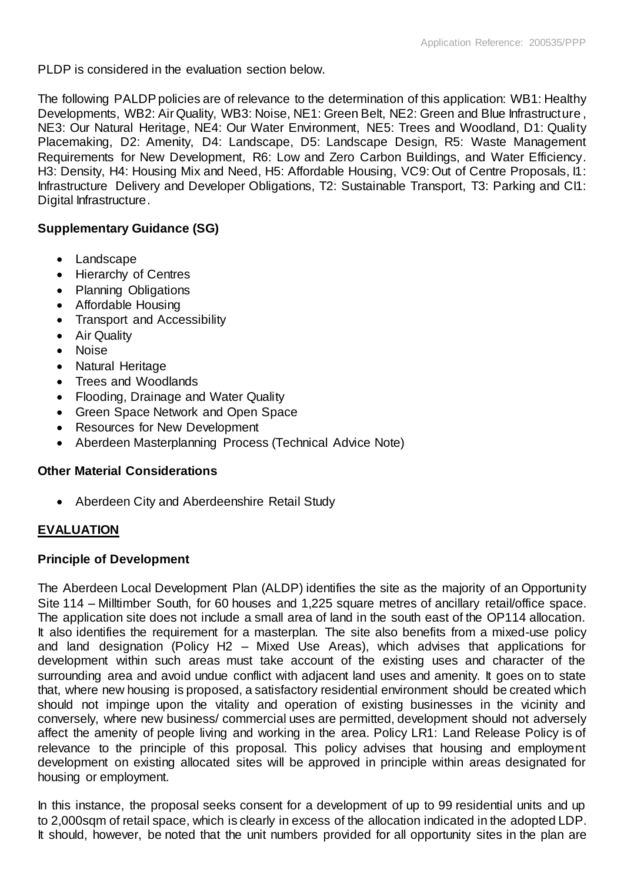PLDP is considered in the evaluation section below.

The following PALDP policies are of relevance to the determination of this application: WB1: Healthy Developments, WB2: Air Quality, WB3: Noise, NE1: Green Belt, NE2: Green and Blue Infrastructure, NE3: Our Natural Heritage, NE4: Our Water Environment, NE5: Trees and Woodland, D1: Quality Placemaking, D2: Amenity, D4: Landscape, D5: Landscape Design, R5: Waste Management Requirements for New Development, R6: Low and Zero Carbon Buildings, and Water Efficiency. H3: Density, H4: Housing Mix and Need, H5: Affordable Housing, VC9: Out of Centre Proposals, I1: Infrastructure Delivery and Developer Obligations, T2: Sustainable Transport, T3: Parking and CI1: Digital Infrastructure.

**Supplementary Guidance (SG)**

- Landscape
- Hierarchy of Centres
- Planning Obligations
- Affordable Housing
- Transport and Accessibility
- Air Quality
- Noise
- Natural Heritage
- Trees and Woodlands
- Flooding, Drainage and Water Quality
- Green Space Network and Open Space
- Resources for New Development
- Aberdeen Masterplanning Process (Technical Advice Note)

**Other Material Considerations**

- Aberdeen City and Aberdeenshire Retail Study

## EVALUATION

**Principle of Development**

The Aberdeen Local Development Plan (ALDP) identifies the site as the majority of an Opportunity Site 114 – Milltimber South, for 60 houses and 1,225 square metres of ancillary retail/office space. The application site does not include a small area of land in the south east of the OP114 allocation. It also identifies the requirement for a masterplan. The site also benefits from a mixed-use policy and land designation (Policy H2 – Mixed Use Areas), which advises that applications for development within such areas must take account of the existing uses and character of the surrounding area and avoid undue conflict with adjacent land uses and amenity. It goes on to state that, where new housing is proposed, a satisfactory residential environment should be created which should not impinge upon the vitality and operation of existing businesses in the vicinity and conversely, where new business/ commercial uses are permitted, development should not adversely affect the amenity of people living and working in the area. Policy LR1: Land Release Policy is of relevance to the principle of this proposal. This policy advises that housing and employment development on existing allocated sites will be approved in principle within areas designated for housing or employment.

In this instance, the proposal seeks consent for a development of up to 99 residential units and up to 2,000sqm of retail space, which is clearly in excess of the allocation indicated in the adopted LDP. It should, however, be noted that the unit numbers provided for all opportunity sites in the plan are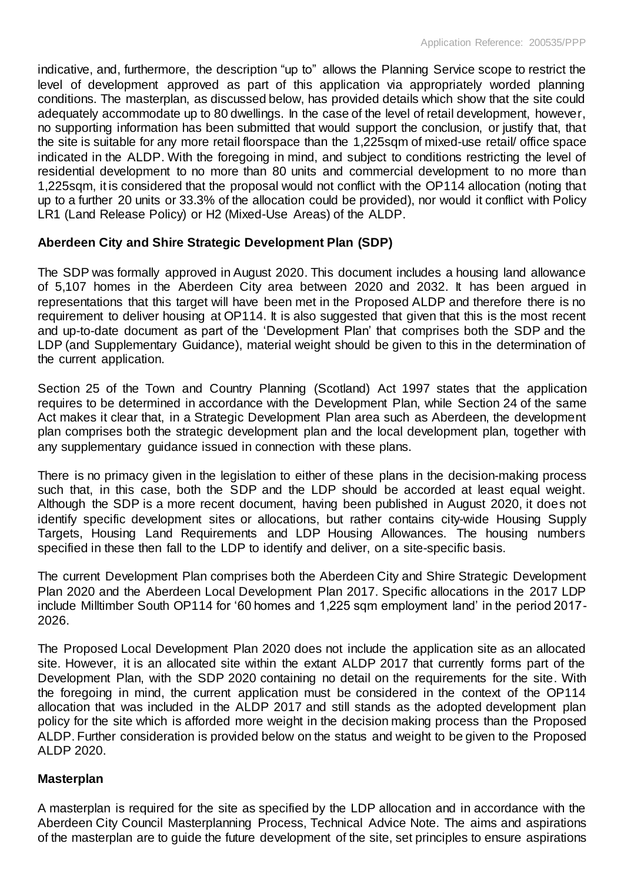indicative, and, furthermore, the description "up to" allows the Planning Service scope to restrict the level of development approved as part of this application via appropriately worded planning conditions. The masterplan, as discussed below, has provided details which show that the site could adequately accommodate up to 80 dwellings. In the case of the level of retail development, however, no supporting information has been submitted that would support the conclusion, or justify that, that the site is suitable for any more retail floorspace than the 1,225sqm of mixed-use retail/ office space indicated in the ALDP. With the foregoing in mind, and subject to conditions restricting the level of residential development to no more than 80 units and commercial development to no more than 1,225sqm, it is considered that the proposal would not conflict with the OP114 allocation (noting that up to a further 20 units or 33.3% of the allocation could be provided), nor would it conflict with Policy LR1 (Land Release Policy) or H2 (Mixed-Use Areas) of the ALDP.

**Aberdeen City and Shire Strategic Development Plan (SDP)**

The SDP was formally approved in August 2020. This document includes a housing land allowance of 5,107 homes in the Aberdeen City area between 2020 and 2032. It has been argued in representations that this target will have been met in the Proposed ALDP and therefore there is no requirement to deliver housing at OP114. It is also suggested that given that this is the most recent and up-to-date document as part of the 'Development Plan' that comprises both the SDP and the LDP (and Supplementary Guidance), material weight should be given to this in the determination of the current application.

Section 25 of the Town and Country Planning (Scotland) Act 1997 states that the application requires to be determined in accordance with the Development Plan, while Section 24 of the same Act makes it clear that, in a Strategic Development Plan area such as Aberdeen, the development plan comprises both the strategic development plan and the local development plan, together with any supplementary guidance issued in connection with these plans.

There is no primacy given in the legislation to either of these plans in the decision-making process such that, in this case, both the SDP and the LDP should be accorded at least equal weight. Although the SDP is a more recent document, having been published in August 2020, it does not identify specific development sites or allocations, but rather contains city-wide Housing Supply Targets, Housing Land Requirements and LDP Housing Allowances. The housing numbers specified in these then fall to the LDP to identify and deliver, on a site-specific basis.

The current Development Plan comprises both the Aberdeen City and Shire Strategic Development Plan 2020 and the Aberdeen Local Development Plan 2017. Specific allocations in the 2017 LDP include Milltimber South OP114 for '60 homes and 1,225 sqm employment land' in the period 2017-2026.

The Proposed Local Development Plan 2020 does not include the application site as an allocated site. However, it is an allocated site within the extant ALDP 2017 that currently forms part of the Development Plan, with the SDP 2020 containing no detail on the requirements for the site. With the foregoing in mind, the current application must be considered in the context of the OP114 allocation that was included in the ALDP 2017 and still stands as the adopted development plan policy for the site which is afforded more weight in the decision making process than the Proposed ALDP. Further consideration is provided below on the status and weight to be given to the Proposed ALDP 2020.

**Masterplan**

A masterplan is required for the site as specified by the LDP allocation and in accordance with the Aberdeen City Council Masterplanning Process, Technical Advice Note. The aims and aspirations of the masterplan are to guide the future development of the site, set principles to ensure aspirations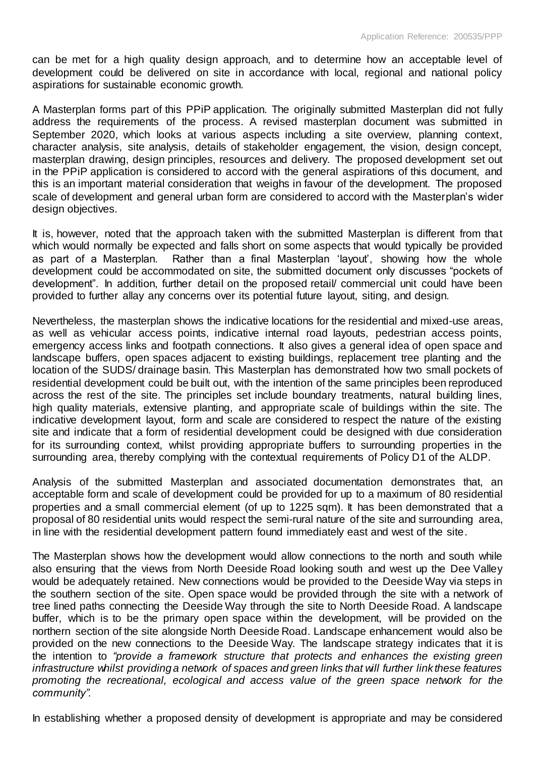can be met for a high quality design approach, and to determine how an acceptable level of development could be delivered on site in accordance with local, regional and national policy aspirations for sustainable economic growth.

A Masterplan forms part of this PPiP application. The originally submitted Masterplan did not fully address the requirements of the process. A revised masterplan document was submitted in September 2020, which looks at various aspects including a site overview, planning context, character analysis, site analysis, details of stakeholder engagement, the vision, design concept, masterplan drawing, design principles, resources and delivery. The proposed development set out in the PPiP application is considered to accord with the general aspirations of this document, and this is an important material consideration that weighs in favour of the development. The proposed scale of development and general urban form are considered to accord with the Masterplan's wider design objectives.

It is, however, noted that the approach taken with the submitted Masterplan is different from that which would normally be expected and falls short on some aspects that would typically be provided as part of a Masterplan. Rather than a final Masterplan 'layout', showing how the whole development could be accommodated on site, the submitted document only discusses "pockets of development". In addition, further detail on the proposed retail/ commercial unit could have been provided to further allay any concerns over its potential future layout, siting, and design.

Nevertheless, the masterplan shows the indicative locations for the residential and mixed-use areas, as well as vehicular access points, indicative internal road layouts, pedestrian access points, emergency access links and footpath connections. It also gives a general idea of open space and landscape buffers, open spaces adjacent to existing buildings, replacement tree planting and the location of the SUDS/ drainage basin. This Masterplan has demonstrated how two small pockets of residential development could be built out, with the intention of the same principles been reproduced across the rest of the site. The principles set include boundary treatments, natural building lines, high quality materials, extensive planting, and appropriate scale of buildings within the site. The indicative development layout, form and scale are considered to respect the nature of the existing site and indicate that a form of residential development could be designed with due consideration for its surrounding context, whilst providing appropriate buffers to surrounding properties in the surrounding area, thereby complying with the contextual requirements of Policy D1 of the ALDP.

Analysis of the submitted Masterplan and associated documentation demonstrates that, an acceptable form and scale of development could be provided for up to a maximum of 80 residential properties and a small commercial element (of up to 1225 sqm). It has been demonstrated that a proposal of 80 residential units would respect the semi-rural nature of the site and surrounding area, in line with the residential development pattern found immediately east and west of the site.

The Masterplan shows how the development would allow connections to the north and south while also ensuring that the views from North Deeside Road looking south and west up the Dee Valley would be adequately retained. New connections would be provided to the Deeside Way via steps in the southern section of the site. Open space would be provided through the site with a network of tree lined paths connecting the Deeside Way through the site to North Deeside Road. A landscape buffer, which is to be the primary open space within the development, will be provided on the northern section of the site alongside North Deeside Road. Landscape enhancement would also be provided on the new connections to the Deeside Way. The landscape strategy indicates that it is the intention to *"provide a framework structure that protects and enhances the existing green infrastructure whilst providing a network of spaces and green links that will further link these features promoting the recreational, ecological and access value of the green space network for the community".*

In establishing whether a proposed density of development is appropriate and may be considered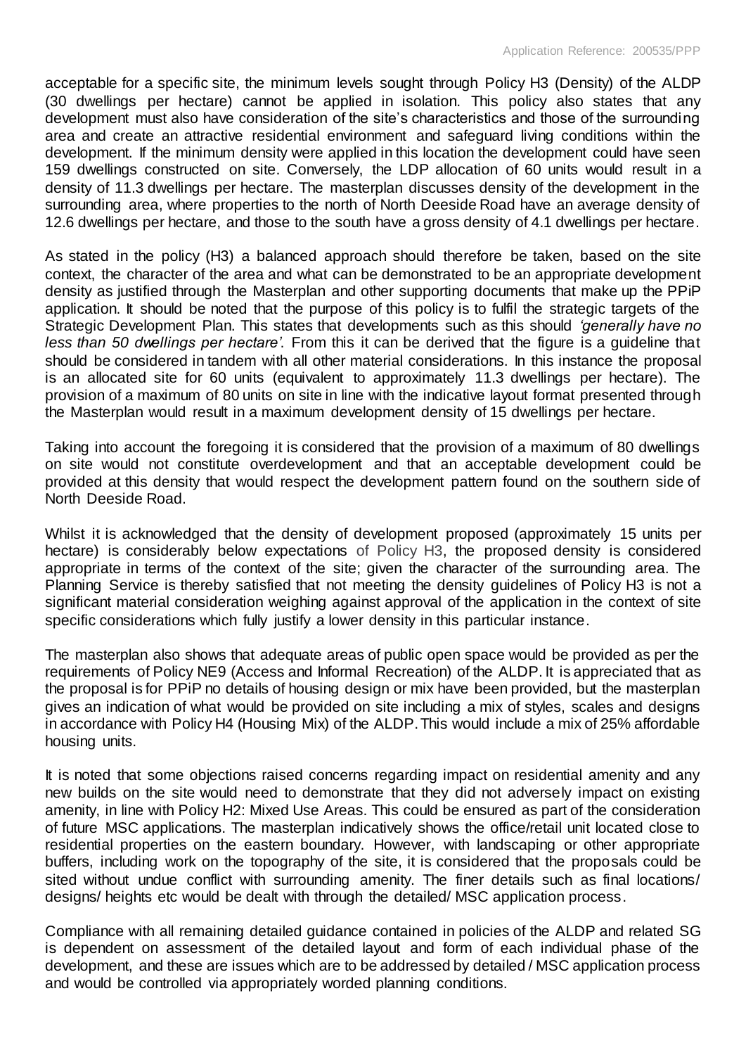acceptable for a specific site, the minimum levels sought through Policy H3 (Density) of the ALDP (30 dwellings per hectare) cannot be applied in isolation. This policy also states that any development must also have consideration of the site's characteristics and those of the surrounding area and create an attractive residential environment and safeguard living conditions within the development. If the minimum density were applied in this location the development could have seen 159 dwellings constructed on site. Conversely, the LDP allocation of 60 units would result in a density of 11.3 dwellings per hectare. The masterplan discusses density of the development in the surrounding area, where properties to the north of North Deeside Road have an average density of 12.6 dwellings per hectare, and those to the south have a gross density of 4.1 dwellings per hectare.

As stated in the policy (H3) a balanced approach should therefore be taken, based on the site context, the character of the area and what can be demonstrated to be an appropriate development density as justified through the Masterplan and other supporting documents that make up the PPiP application. It should be noted that the purpose of this policy is to fulfil the strategic targets of the Strategic Development Plan. This states that developments such as this should *'generally have no less than 50 dwellings per hectare'*. From this it can be derived that the figure is a guideline that should be considered in tandem with all other material considerations. In this instance the proposal is an allocated site for 60 units (equivalent to approximately 11.3 dwellings per hectare). The provision of a maximum of 80 units on site in line with the indicative layout format presented through the Masterplan would result in a maximum development density of 15 dwellings per hectare.

Taking into account the foregoing it is considered that the provision of a maximum of 80 dwellings on site would not constitute overdevelopment and that an acceptable development could be provided at this density that would respect the development pattern found on the southern side of North Deeside Road.

Whilst it is acknowledged that the density of development proposed (approximately 15 units per hectare) is considerably below expectations of Policy H3, the proposed density is considered appropriate in terms of the context of the site; given the character of the surrounding area. The Planning Service is thereby satisfied that not meeting the density guidelines of Policy H3 is not a significant material consideration weighing against approval of the application in the context of site specific considerations which fully justify a lower density in this particular instance.

The masterplan also shows that adequate areas of public open space would be provided as per the requirements of Policy NE9 (Access and Informal Recreation) of the ALDP. It is appreciated that as the proposal is for PPiP no details of housing design or mix have been provided, but the masterplan gives an indication of what would be provided on site including a mix of styles, scales and designs in accordance with Policy H4 (Housing Mix) of the ALDP. This would include a mix of 25% affordable housing units.

It is noted that some objections raised concerns regarding impact on residential amenity and any new builds on the site would need to demonstrate that they did not adversely impact on existing amenity, in line with Policy H2: Mixed Use Areas. This could be ensured as part of the consideration of future MSC applications. The masterplan indicatively shows the office/retail unit located close to residential properties on the eastern boundary. However, with landscaping or other appropriate buffers, including work on the topography of the site, it is considered that the proposals could be sited without undue conflict with surrounding amenity. The finer details such as final locations/ designs/ heights etc would be dealt with through the detailed/ MSC application process.

Compliance with all remaining detailed guidance contained in policies of the ALDP and related SG is dependent on assessment of the detailed layout and form of each individual phase of the development, and these are issues which are to be addressed by detailed / MSC application process and would be controlled via appropriately worded planning conditions.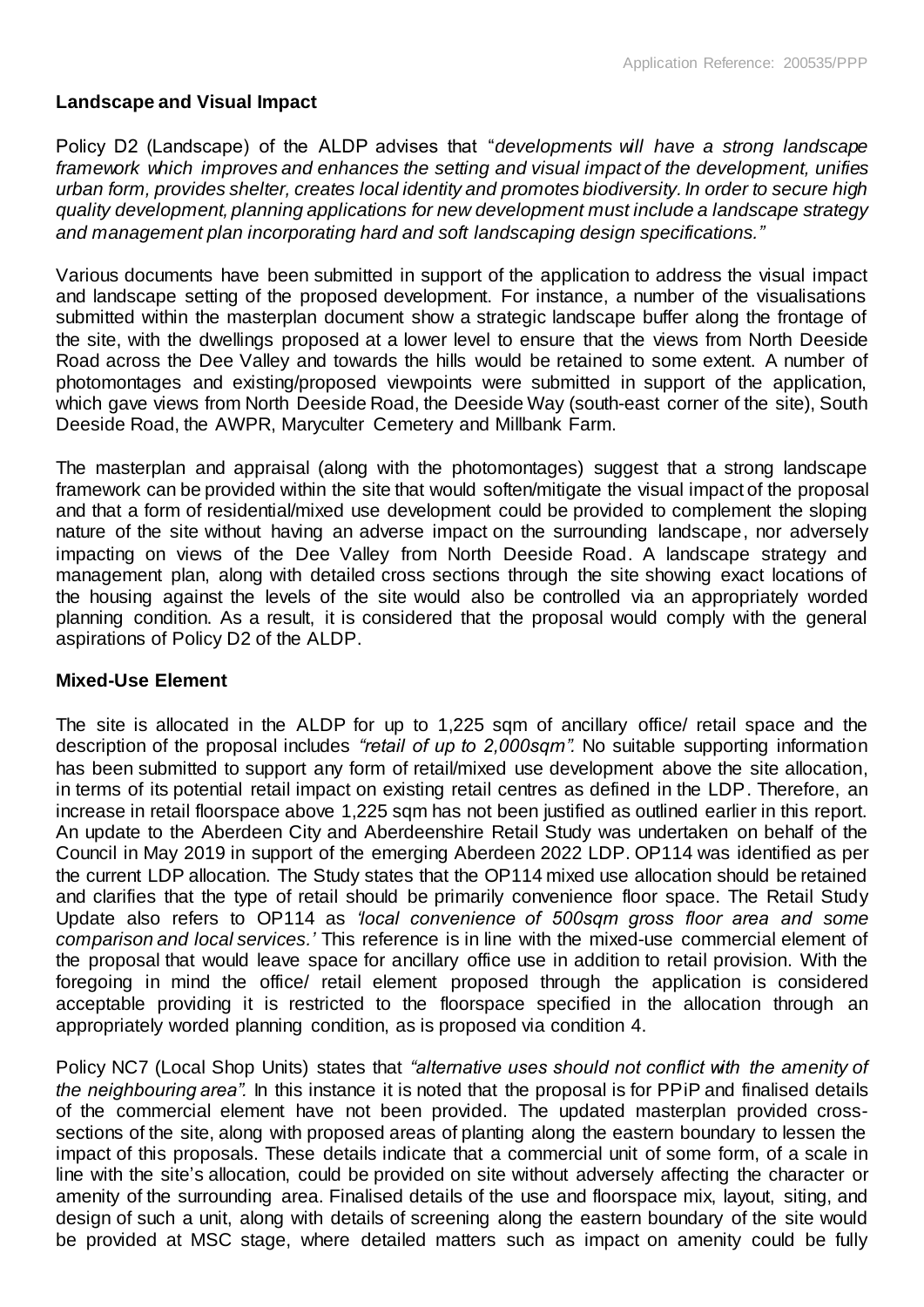**Landscape and Visual Impact**

Policy D2 (Landscape) of the ALDP advises that "*developments will have a strong landscape framework which improves and enhances the setting and visual impact of the development, unifies urban form, provides shelter, creates local identity and promotes biodiversity. In order to secure high quality development, planning applications for new development must include a landscape strategy and management plan incorporating hard and soft landscaping design specifications.*"

Various documents have been submitted in support of the application to address the visual impact and landscape setting of the proposed development. For instance, a number of the visualisations submitted within the masterplan document show a strategic landscape buffer along the frontage of the site, with the dwellings proposed at a lower level to ensure that the views from North Deeside Road across the Dee Valley and towards the hills would be retained to some extent. A number of photomontages and existing/proposed viewpoints were submitted in support of the application, which gave views from North Deeside Road, the Deeside Way (south-east corner of the site), South Deeside Road, the AWPR, Maryculter Cemetery and Millbank Farm.

The masterplan and appraisal (along with the photomontages) suggest that a strong landscape framework can be provided within the site that would soften/mitigate the visual impact of the proposal and that a form of residential/mixed use development could be provided to complement the sloping nature of the site without having an adverse impact on the surrounding landscape, nor adversely impacting on views of the Dee Valley from North Deeside Road. A landscape strategy and management plan, along with detailed cross sections through the site showing exact locations of the housing against the levels of the site would also be controlled via an appropriately worded planning condition. As a result, it is considered that the proposal would comply with the general aspirations of Policy D2 of the ALDP.

**Mixed-Use Element**

The site is allocated in the ALDP for up to 1,225 sqm of ancillary office/ retail space and the description of the proposal includes *"retail of up to 2,000sqm".* No suitable supporting information has been submitted to support any form of retail/mixed use development above the site allocation, in terms of its potential retail impact on existing retail centres as defined in the LDP. Therefore, an increase in retail floorspace above 1,225 sqm has not been justified as outlined earlier in this report. An update to the Aberdeen City and Aberdeenshire Retail Study was undertaken on behalf of the Council in May 2019 in support of the emerging Aberdeen 2022 LDP. OP114 was identified as per the current LDP allocation. The Study states that the OP114 mixed use allocation should be retained and clarifies that the type of retail should be primarily convenience floor space. The Retail Study Update also refers to OP114 as *'local convenience of 500sqm gross floor area and some comparison and local services.'* This reference is in line with the mixed-use commercial element of the proposal that would leave space for ancillary office use in addition to retail provision. With the foregoing in mind the office/ retail element proposed through the application is considered acceptable providing it is restricted to the floorspace specified in the allocation through an appropriately worded planning condition, as is proposed via condition 4.

Policy NC7 (Local Shop Units) states that *"alternative uses should not conflict with the amenity of the neighbouring area".* In this instance it is noted that the proposal is for PPiP and finalised details of the commercial element have not been provided. The updated masterplan provided cross-sections of the site, along with proposed areas of planting along the eastern boundary to lessen the impact of this proposals. These details indicate that a commercial unit of some form, of a scale in line with the site's allocation, could be provided on site without adversely affecting the character or amenity of the surrounding area. Finalised details of the use and floorspace mix, layout, siting, and design of such a unit, along with details of screening along the eastern boundary of the site would be provided at MSC stage, where detailed matters such as impact on amenity could be fully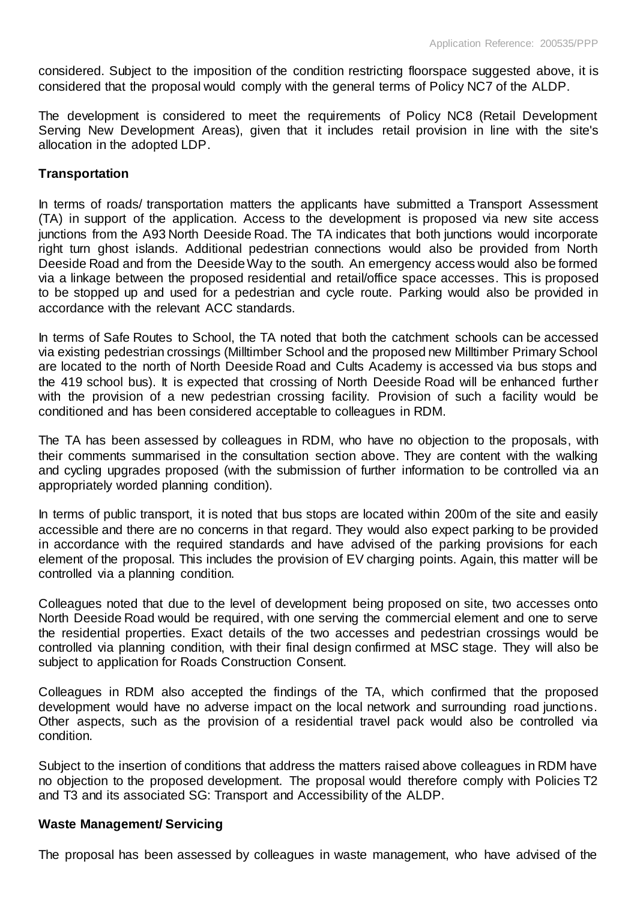considered. Subject to the imposition of the condition restricting floorspace suggested above, it is considered that the proposal would comply with the general terms of Policy NC7 of the ALDP.

The development is considered to meet the requirements of Policy NC8 (Retail Development Serving New Development Areas), given that it includes retail provision in line with the site's allocation in the adopted LDP.

**Transportation**

In terms of roads/ transportation matters the applicants have submitted a Transport Assessment (TA) in support of the application. Access to the development is proposed via new site access junctions from the A93 North Deeside Road. The TA indicates that both junctions would incorporate right turn ghost islands. Additional pedestrian connections would also be provided from North Deeside Road and from the Deeside Way to the south. An emergency access would also be formed via a linkage between the proposed residential and retail/office space accesses. This is proposed to be stopped up and used for a pedestrian and cycle route. Parking would also be provided in accordance with the relevant ACC standards.

In terms of Safe Routes to School, the TA noted that both the catchment schools can be accessed via existing pedestrian crossings (Milltimber School and the proposed new Milltimber Primary School are located to the north of North Deeside Road and Cults Academy is accessed via bus stops and the 419 school bus). It is expected that crossing of North Deeside Road will be enhanced further with the provision of a new pedestrian crossing facility. Provision of such a facility would be conditioned and has been considered acceptable to colleagues in RDM.

The TA has been assessed by colleagues in RDM, who have no objection to the proposals, with their comments summarised in the consultation section above. They are content with the walking and cycling upgrades proposed (with the submission of further information to be controlled via an appropriately worded planning condition).

In terms of public transport, it is noted that bus stops are located within 200m of the site and easily accessible and there are no concerns in that regard. They would also expect parking to be provided in accordance with the required standards and have advised of the parking provisions for each element of the proposal. This includes the provision of EV charging points. Again, this matter will be controlled via a planning condition.

Colleagues noted that due to the level of development being proposed on site, two accesses onto North Deeside Road would be required, with one serving the commercial element and one to serve the residential properties. Exact details of the two accesses and pedestrian crossings would be controlled via planning condition, with their final design confirmed at MSC stage. They will also be subject to application for Roads Construction Consent.

Colleagues in RDM also accepted the findings of the TA, which confirmed that the proposed development would have no adverse impact on the local network and surrounding road junctions. Other aspects, such as the provision of a residential travel pack would also be controlled via condition.

Subject to the insertion of conditions that address the matters raised above colleagues in RDM have no objection to the proposed development. The proposal would therefore comply with Policies T2 and T3 and its associated SG: Transport and Accessibility of the ALDP.

**Waste Management/ Servicing**

The proposal has been assessed by colleagues in waste management, who have advised of the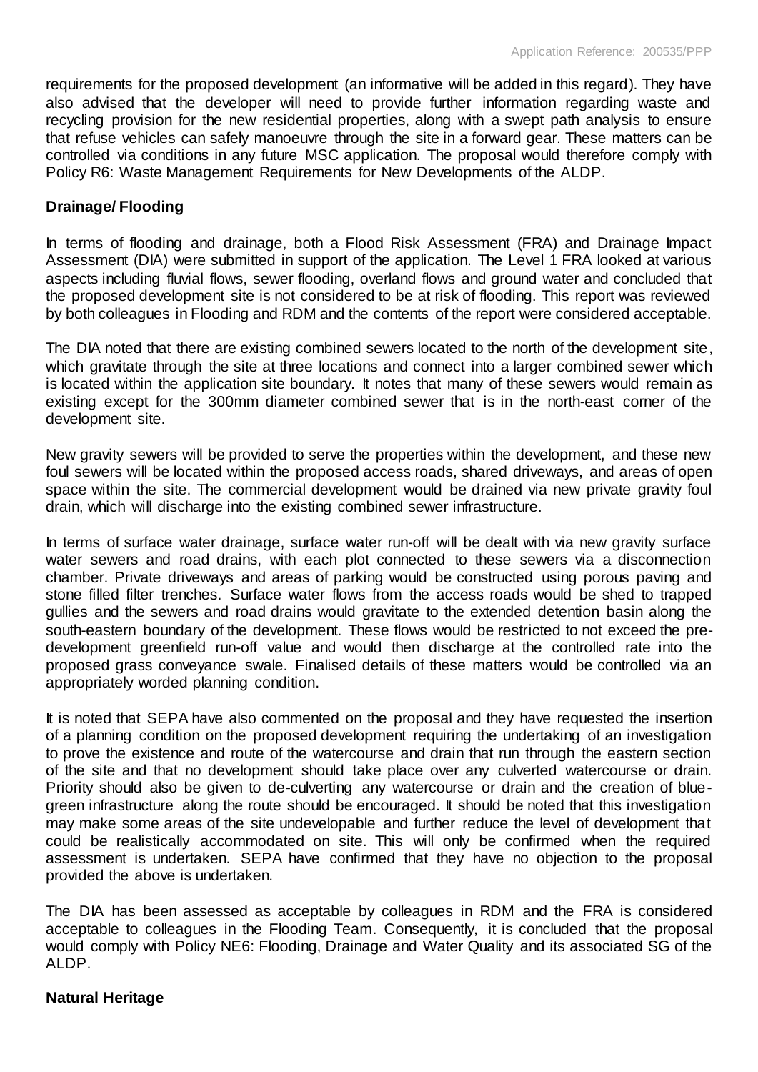requirements for the proposed development (an informative will be added in this regard). They have also advised that the developer will need to provide further information regarding waste and recycling provision for the new residential properties, along with a swept path analysis to ensure that refuse vehicles can safely manoeuvre through the site in a forward gear. These matters can be controlled via conditions in any future MSC application. The proposal would therefore comply with Policy R6: Waste Management Requirements for New Developments of the ALDP.

**Drainage/ Flooding**

In terms of flooding and drainage, both a Flood Risk Assessment (FRA) and Drainage Impact Assessment (DIA) were submitted in support of the application. The Level 1 FRA looked at various aspects including fluvial flows, sewer flooding, overland flows and ground water and concluded that the proposed development site is not considered to be at risk of flooding. This report was reviewed by both colleagues in Flooding and RDM and the contents of the report were considered acceptable.

The DIA noted that there are existing combined sewers located to the north of the development site, which gravitate through the site at three locations and connect into a larger combined sewer which is located within the application site boundary. It notes that many of these sewers would remain as existing except for the 300mm diameter combined sewer that is in the north-east corner of the development site.

New gravity sewers will be provided to serve the properties within the development, and these new foul sewers will be located within the proposed access roads, shared driveways, and areas of open space within the site. The commercial development would be drained via new private gravity foul drain, which will discharge into the existing combined sewer infrastructure.

In terms of surface water drainage, surface water run-off will be dealt with via new gravity surface water sewers and road drains, with each plot connected to these sewers via a disconnection chamber. Private driveways and areas of parking would be constructed using porous paving and stone filled filter trenches. Surface water flows from the access roads would be shed to trapped gullies and the sewers and road drains would gravitate to the extended detention basin along the south-eastern boundary of the development. These flows would be restricted to not exceed the pre-development greenfield run-off value and would then discharge at the controlled rate into the proposed grass conveyance swale. Finalised details of these matters would be controlled via an appropriately worded planning condition.

It is noted that SEPA have also commented on the proposal and they have requested the insertion of a planning condition on the proposed development requiring the undertaking of an investigation to prove the existence and route of the watercourse and drain that run through the eastern section of the site and that no development should take place over any culverted watercourse or drain. Priority should also be given to de-culverting any watercourse or drain and the creation of blue-green infrastructure along the route should be encouraged. It should be noted that this investigation may make some areas of the site undevelopable and further reduce the level of development that could be realistically accommodated on site. This will only be confirmed when the required assessment is undertaken. SEPA have confirmed that they have no objection to the proposal provided the above is undertaken.

The DIA has been assessed as acceptable by colleagues in RDM and the FRA is considered acceptable to colleagues in the Flooding Team. Consequently, it is concluded that the proposal would comply with Policy NE6: Flooding, Drainage and Water Quality and its associated SG of the ALDP.

**Natural Heritage**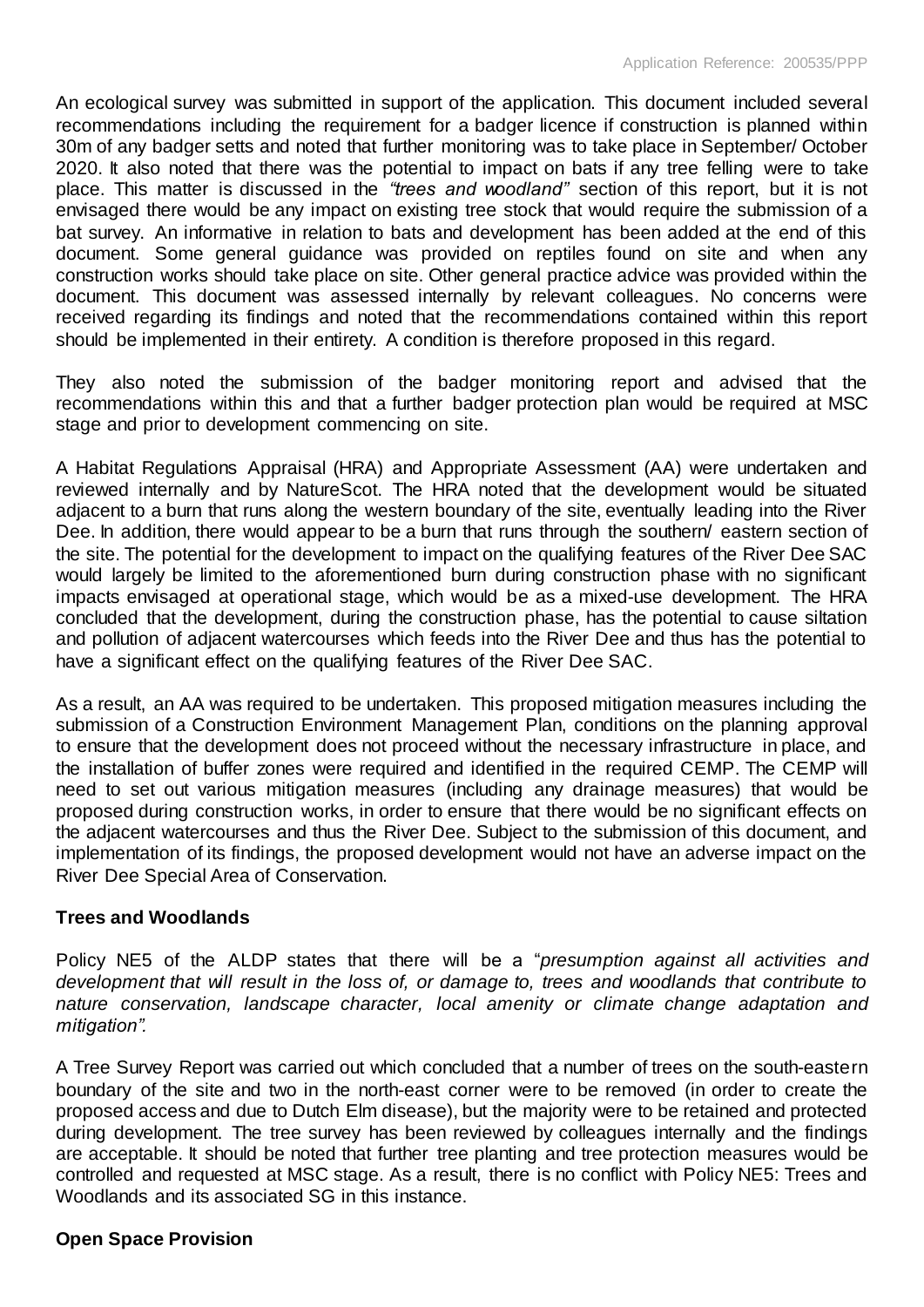An ecological survey was submitted in support of the application. This document included several recommendations including the requirement for a badger licence if construction is planned within 30m of any badger setts and noted that further monitoring was to take place in September/ October 2020. It also noted that there was the potential to impact on bats if any tree felling were to take place. This matter is discussed in the *"trees and woodland"* section of this report, but it is not envisaged there would be any impact on existing tree stock that would require the submission of a bat survey. An informative in relation to bats and development has been added at the end of this document. Some general guidance was provided on reptiles found on site and when any construction works should take place on site. Other general practice advice was provided within the document. This document was assessed internally by relevant colleagues. No concerns were received regarding its findings and noted that the recommendations contained within this report should be implemented in their entirety. A condition is therefore proposed in this regard.

They also noted the submission of the badger monitoring report and advised that the recommendations within this and that a further badger protection plan would be required at MSC stage and prior to development commencing on site.

A Habitat Regulations Appraisal (HRA) and Appropriate Assessment (AA) were undertaken and reviewed internally and by NatureScot. The HRA noted that the development would be situated adjacent to a burn that runs along the western boundary of the site, eventually leading into the River Dee. In addition, there would appear to be a burn that runs through the southern/ eastern section of the site. The potential for the development to impact on the qualifying features of the River Dee SAC would largely be limited to the aforementioned burn during construction phase with no significant impacts envisaged at operational stage, which would be as a mixed-use development. The HRA concluded that the development, during the construction phase, has the potential to cause siltation and pollution of adjacent watercourses which feeds into the River Dee and thus has the potential to have a significant effect on the qualifying features of the River Dee SAC.

As a result, an AA was required to be undertaken. This proposed mitigation measures including the submission of a Construction Environment Management Plan, conditions on the planning approval to ensure that the development does not proceed without the necessary infrastructure in place, and the installation of buffer zones were required and identified in the required CEMP. The CEMP will need to set out various mitigation measures (including any drainage measures) that would be proposed during construction works, in order to ensure that there would be no significant effects on the adjacent watercourses and thus the River Dee. Subject to the submission of this document, and implementation of its findings, the proposed development would not have an adverse impact on the River Dee Special Area of Conservation.

**Trees and Woodlands**

Policy NE5 of the ALDP states that there will be a "*presumption against all activities and development that will result in the loss of, or damage to, trees and woodlands that contribute to nature conservation, landscape character, local amenity or climate change adaptation and mitigation".*

A Tree Survey Report was carried out which concluded that a number of trees on the south-eastern boundary of the site and two in the north-east corner were to be removed (in order to create the proposed access and due to Dutch Elm disease), but the majority were to be retained and protected during development. The tree survey has been reviewed by colleagues internally and the findings are acceptable. It should be noted that further tree planting and tree protection measures would be controlled and requested at MSC stage. As a result, there is no conflict with Policy NE5: Trees and Woodlands and its associated SG in this instance.

**Open Space Provision**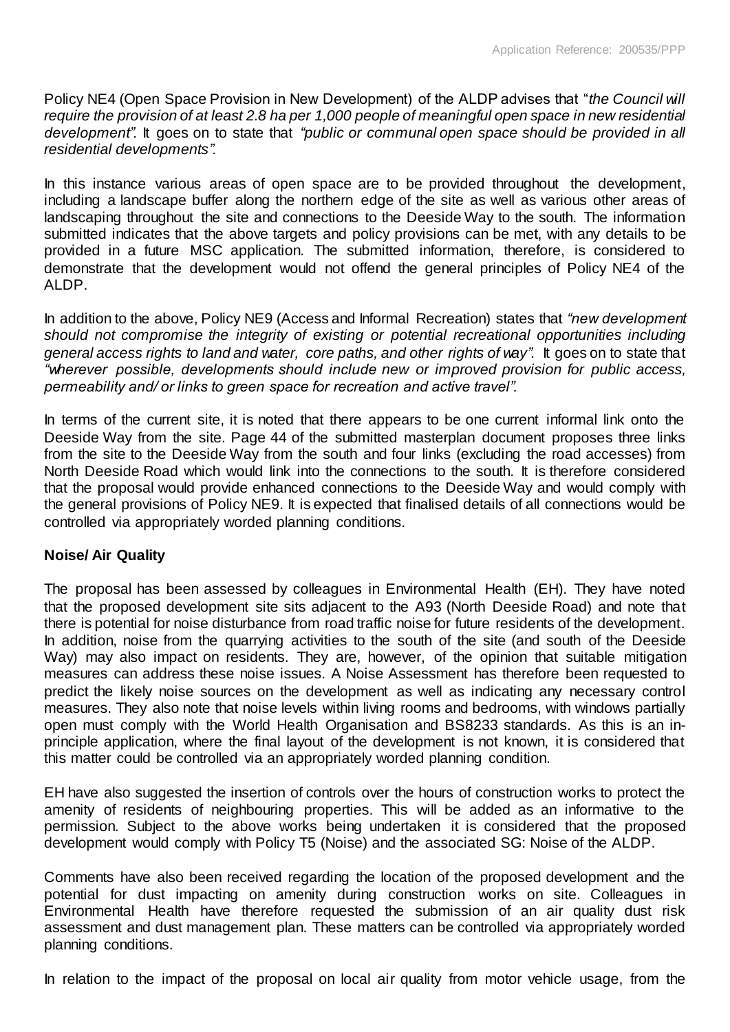Policy NE4 (Open Space Provision in New Development) of the ALDP advises that "*the Council will require the provision of at least 2.8 ha per 1,000 people of meaningful open space in new residential development".* It goes on to state that *"public or communal open space should be provided in all residential developments".*

In this instance various areas of open space are to be provided throughout the development, including a landscape buffer along the northern edge of the site as well as various other areas of landscaping throughout the site and connections to the Deeside Way to the south. The information submitted indicates that the above targets and policy provisions can be met, with any details to be provided in a future MSC application. The submitted information, therefore, is considered to demonstrate that the development would not offend the general principles of Policy NE4 of the ALDP.

In addition to the above, Policy NE9 (Access and Informal Recreation) states that *"new development should not compromise the integrity of existing or potential recreational opportunities including general access rights to land and water, core paths, and other rights of way".* It goes on to state that *"wherever possible, developments should include new or improved provision for public access, permeability and/ or links to green space for recreation and active travel".*

In terms of the current site, it is noted that there appears to be one current informal link onto the Deeside Way from the site. Page 44 of the submitted masterplan document proposes three links from the site to the Deeside Way from the south and four links (excluding the road accesses) from North Deeside Road which would link into the connections to the south. It is therefore considered that the proposal would provide enhanced connections to the Deeside Way and would comply with the general provisions of Policy NE9. It is expected that finalised details of all connections would be controlled via appropriately worded planning conditions.

**Noise/ Air Quality**

The proposal has been assessed by colleagues in Environmental Health (EH). They have noted that the proposed development site sits adjacent to the A93 (North Deeside Road) and note that there is potential for noise disturbance from road traffic noise for future residents of the development. In addition, noise from the quarrying activities to the south of the site (and south of the Deeside Way) may also impact on residents. They are, however, of the opinion that suitable mitigation measures can address these noise issues. A Noise Assessment has therefore been requested to predict the likely noise sources on the development as well as indicating any necessary control measures. They also note that noise levels within living rooms and bedrooms, with windows partially open must comply with the World Health Organisation and BS8233 standards. As this is an in-principle application, where the final layout of the development is not known, it is considered that this matter could be controlled via an appropriately worded planning condition.

EH have also suggested the insertion of controls over the hours of construction works to protect the amenity of residents of neighbouring properties. This will be added as an informative to the permission. Subject to the above works being undertaken it is considered that the proposed development would comply with Policy T5 (Noise) and the associated SG: Noise of the ALDP.

Comments have also been received regarding the location of the proposed development and the potential for dust impacting on amenity during construction works on site. Colleagues in Environmental Health have therefore requested the submission of an air quality dust risk assessment and dust management plan. These matters can be controlled via appropriately worded planning conditions.

In relation to the impact of the proposal on local air quality from motor vehicle usage, from the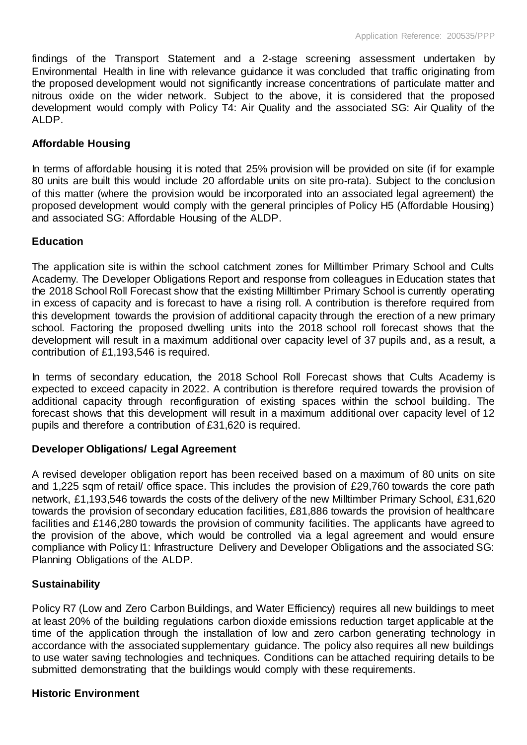findings of the Transport Statement and a 2-stage screening assessment undertaken by Environmental Health in line with relevance guidance it was concluded that traffic originating from the proposed development would not significantly increase concentrations of particulate matter and nitrous oxide on the wider network. Subject to the above, it is considered that the proposed development would comply with Policy T4: Air Quality and the associated SG: Air Quality of the ALDP.

**Affordable Housing**

In terms of affordable housing it is noted that 25% provision will be provided on site (if for example 80 units are built this would include 20 affordable units on site pro-rata). Subject to the conclusion of this matter (where the provision would be incorporated into an associated legal agreement) the proposed development would comply with the general principles of Policy H5 (Affordable Housing) and associated SG: Affordable Housing of the ALDP.

**Education**

The application site is within the school catchment zones for Milltimber Primary School and Cults Academy. The Developer Obligations Report and response from colleagues in Education states that the 2018 School Roll Forecast show that the existing Milltimber Primary School is currently operating in excess of capacity and is forecast to have a rising roll. A contribution is therefore required from this development towards the provision of additional capacity through the erection of a new primary school. Factoring the proposed dwelling units into the 2018 school roll forecast shows that the development will result in a maximum additional over capacity level of 37 pupils and, as a result, a contribution of £1,193,546 is required.

In terms of secondary education, the 2018 School Roll Forecast shows that Cults Academy is expected to exceed capacity in 2022. A contribution is therefore required towards the provision of additional capacity through reconfiguration of existing spaces within the school building. The forecast shows that this development will result in a maximum additional over capacity level of 12 pupils and therefore a contribution of £31,620 is required.

**Developer Obligations/ Legal Agreement**

A revised developer obligation report has been received based on a maximum of 80 units on site and 1,225 sqm of retail/ office space. This includes the provision of £29,760 towards the core path network, £1,193,546 towards the costs of the delivery of the new Milltimber Primary School, £31,620 towards the provision of secondary education facilities, £81,886 towards the provision of healthcare facilities and £146,280 towards the provision of community facilities. The applicants have agreed to the provision of the above, which would be controlled via a legal agreement and would ensure compliance with Policy I1: Infrastructure Delivery and Developer Obligations and the associated SG: Planning Obligations of the ALDP.

**Sustainability**

Policy R7 (Low and Zero Carbon Buildings, and Water Efficiency) requires all new buildings to meet at least 20% of the building regulations carbon dioxide emissions reduction target applicable at the time of the application through the installation of low and zero carbon generating technology in accordance with the associated supplementary guidance. The policy also requires all new buildings to use water saving technologies and techniques. Conditions can be attached requiring details to be submitted demonstrating that the buildings would comply with these requirements.

**Historic Environment**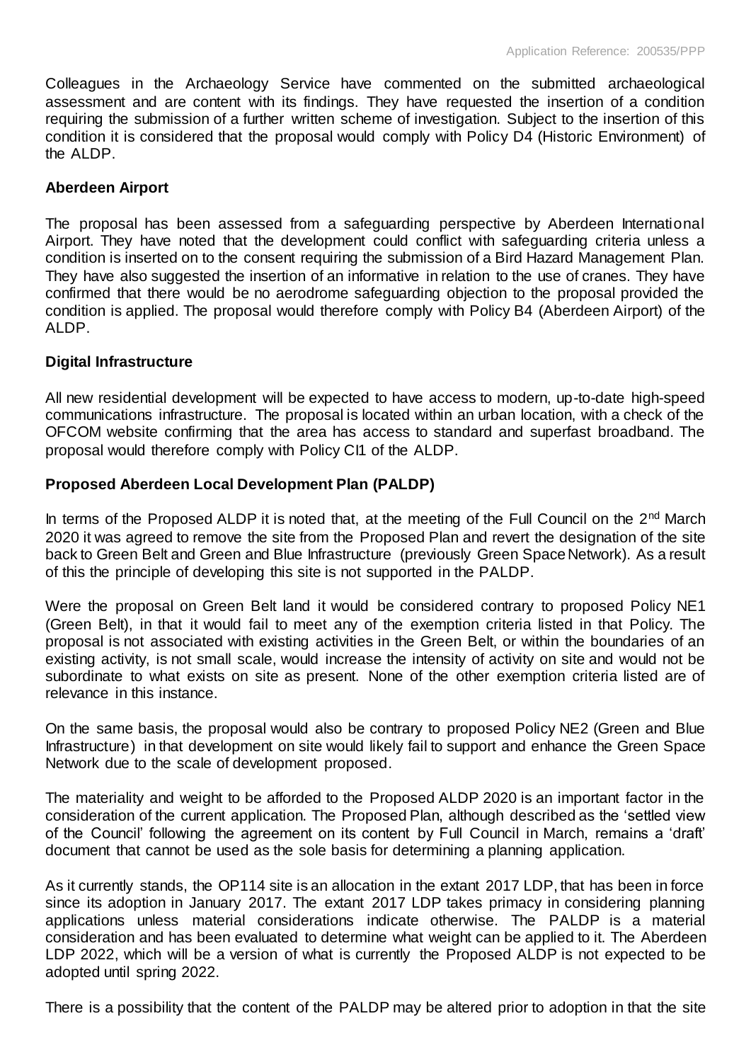Colleagues in the Archaeology Service have commented on the submitted archaeological assessment and are content with its findings. They have requested the insertion of a condition requiring the submission of a further written scheme of investigation. Subject to the insertion of this condition it is considered that the proposal would comply with Policy D4 (Historic Environment) of the ALDP.

**Aberdeen Airport**

The proposal has been assessed from a safeguarding perspective by Aberdeen International Airport. They have noted that the development could conflict with safeguarding criteria unless a condition is inserted on to the consent requiring the submission of a Bird Hazard Management Plan. They have also suggested the insertion of an informative in relation to the use of cranes. They have confirmed that there would be no aerodrome safeguarding objection to the proposal provided the condition is applied. The proposal would therefore comply with Policy B4 (Aberdeen Airport) of the ALDP.

**Digital Infrastructure**

All new residential development will be expected to have access to modern, up-to-date high-speed communications infrastructure. The proposal is located within an urban location, with a check of the OFCOM website confirming that the area has access to standard and superfast broadband. The proposal would therefore comply with Policy CI1 of the ALDP.

**Proposed Aberdeen Local Development Plan (PALDP)**

In terms of the Proposed ALDP it is noted that, at the meeting of the Full Council on the 2nd March 2020 it was agreed to remove the site from the Proposed Plan and revert the designation of the site back to Green Belt and Green and Blue Infrastructure (previously Green Space Network). As a result of this the principle of developing this site is not supported in the PALDP.

Were the proposal on Green Belt land it would be considered contrary to proposed Policy NE1 (Green Belt), in that it would fail to meet any of the exemption criteria listed in that Policy. The proposal is not associated with existing activities in the Green Belt, or within the boundaries of an existing activity, is not small scale, would increase the intensity of activity on site and would not be subordinate to what exists on site as present. None of the other exemption criteria listed are of relevance in this instance.

On the same basis, the proposal would also be contrary to proposed Policy NE2 (Green and Blue Infrastructure) in that development on site would likely fail to support and enhance the Green Space Network due to the scale of development proposed.

The materiality and weight to be afforded to the Proposed ALDP 2020 is an important factor in the consideration of the current application. The Proposed Plan, although described as the 'settled view of the Council' following the agreement on its content by Full Council in March, remains a 'draft' document that cannot be used as the sole basis for determining a planning application.

As it currently stands, the OP114 site is an allocation in the extant 2017 LDP, that has been in force since its adoption in January 2017. The extant 2017 LDP takes primacy in considering planning applications unless material considerations indicate otherwise. The PALDP is a material consideration and has been evaluated to determine what weight can be applied to it. The Aberdeen LDP 2022, which will be a version of what is currently the Proposed ALDP is not expected to be adopted until spring 2022.

There is a possibility that the content of the PALDP may be altered prior to adoption in that the site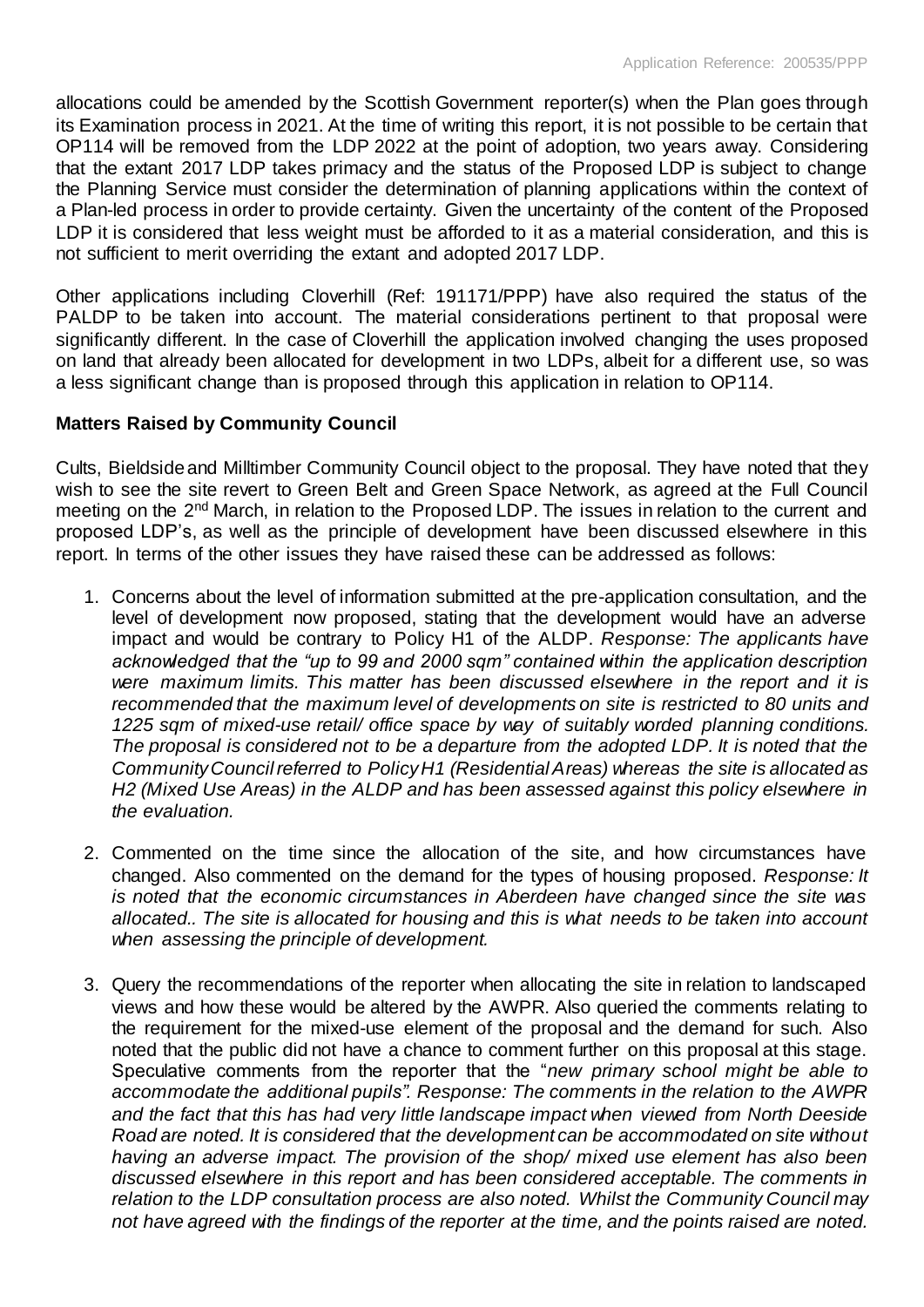allocations could be amended by the Scottish Government reporter(s) when the Plan goes through its Examination process in 2021. At the time of writing this report, it is not possible to be certain that OP114 will be removed from the LDP 2022 at the point of adoption, two years away. Considering that the extant 2017 LDP takes primacy and the status of the Proposed LDP is subject to change the Planning Service must consider the determination of planning applications within the context of a Plan-led process in order to provide certainty. Given the uncertainty of the content of the Proposed LDP it is considered that less weight must be afforded to it as a material consideration, and this is not sufficient to merit overriding the extant and adopted 2017 LDP.

Other applications including Cloverhill (Ref: 191171/PPP) have also required the status of the PALDP to be taken into account. The material considerations pertinent to that proposal were significantly different. In the case of Cloverhill the application involved changing the uses proposed on land that already been allocated for development in two LDPs, albeit for a different use, so was a less significant change than is proposed through this application in relation to OP114.

**Matters Raised by Community Council**

Cults, Bieldside and Milltimber Community Council object to the proposal. They have noted that they wish to see the site revert to Green Belt and Green Space Network, as agreed at the Full Council meeting on the 2nd March, in relation to the Proposed LDP. The issues in relation to the current and proposed LDP's, as well as the principle of development have been discussed elsewhere in this report. In terms of the other issues they have raised these can be addressed as follows:

1. Concerns about the level of information submitted at the pre-application consultation, and the level of development now proposed, stating that the development would have an adverse impact and would be contrary to Policy H1 of the ALDP. *Response: The applicants have acknowledged that the "up to 99 and 2000 sqm" contained within the application description were maximum limits. This matter has been discussed elsewhere in the report and it is recommended that the maximum level of developments on site is restricted to 80 units and 1225 sqm of mixed-use retail/ office space by way of suitably worded planning conditions. The proposal is considered not to be a departure from the adopted LDP. It is noted that the Community Council referred to Policy H1 (Residential Areas) whereas the site is allocated as H2 (Mixed Use Areas) in the ALDP and has been assessed against this policy elsewhere in the evaluation.*

2. Commented on the time since the allocation of the site, and how circumstances have changed. Also commented on the demand for the types of housing proposed. *Response: It is noted that the economic circumstances in Aberdeen have changed since the site was allocated.. The site is allocated for housing and this is what needs to be taken into account when assessing the principle of development.*

3. Query the recommendations of the reporter when allocating the site in relation to landscaped views and how these would be altered by the AWPR. Also queried the comments relating to the requirement for the mixed-use element of the proposal and the demand for such. Also noted that the public did not have a chance to comment further on this proposal at this stage. Speculative comments from the reporter that the "*new primary school might be able to accommodate the additional pupils". Response: The comments in the relation to the AWPR and the fact that this has had very little landscape impact when viewed from North Deeside Road are noted. It is considered that the development can be accommodated on site without having an adverse impact. The provision of the shop/ mixed use element has also been discussed elsewhere in this report and has been considered acceptable. The comments in relation to the LDP consultation process are also noted. Whilst the Community Council may not have agreed with the findings of the reporter at the time, and the points raised are noted.*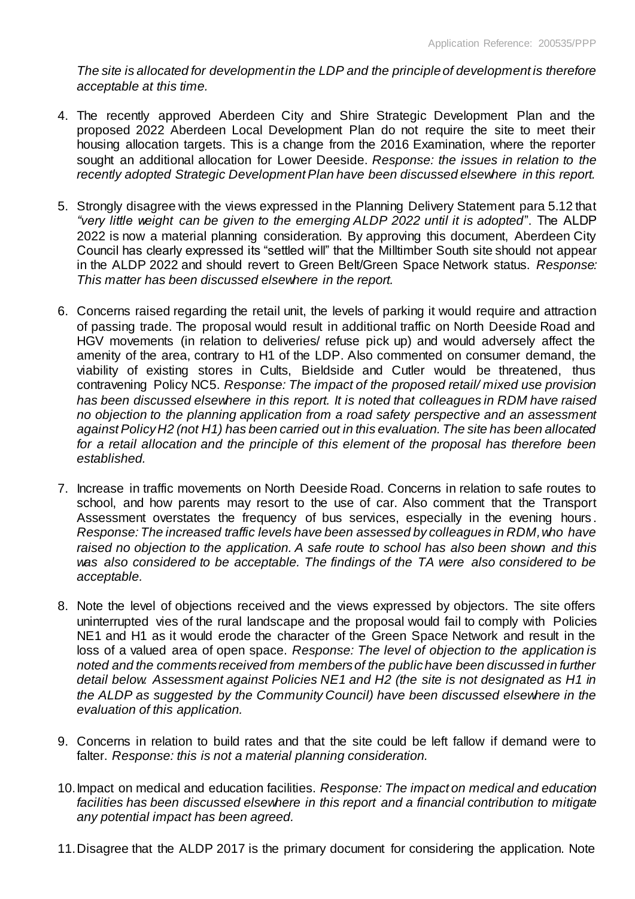*The site is allocated for development in the LDP and the principle of development is therefore acceptable at this time.*

4. The recently approved Aberdeen City and Shire Strategic Development Plan and the proposed 2022 Aberdeen Local Development Plan do not require the site to meet their housing allocation targets. This is a change from the 2016 Examination, where the reporter sought an additional allocation for Lower Deeside. *Response: the issues in relation to the recently adopted Strategic Development Plan have been discussed elsewhere in this report.*

5. Strongly disagree with the views expressed in the Planning Delivery Statement para 5.12 that *"very little weight can be given to the emerging ALDP 2022 until it is adopted"*. The ALDP 2022 is now a material planning consideration. By approving this document, Aberdeen City Council has clearly expressed its "settled will" that the Milltimber South site should not appear in the ALDP 2022 and should revert to Green Belt/Green Space Network status. *Response: This matter has been discussed elsewhere in the report.*

6. Concerns raised regarding the retail unit, the levels of parking it would require and attraction of passing trade. The proposal would result in additional traffic on North Deeside Road and HGV movements (in relation to deliveries/ refuse pick up) and would adversely affect the amenity of the area, contrary to H1 of the LDP. Also commented on consumer demand, the viability of existing stores in Cults, Bieldside and Cutler would be threatened, thus contravening Policy NC5. *Response: The impact of the proposed retail/ mixed use provision has been discussed elsewhere in this report. It is noted that colleagues in RDM have raised no objection to the planning application from a road safety perspective and an assessment against Policy H2 (not H1) has been carried out in this evaluation. The site has been allocated for a retail allocation and the principle of this element of the proposal has therefore been established.*

7. Increase in traffic movements on North Deeside Road. Concerns in relation to safe routes to school, and how parents may resort to the use of car. Also comment that the Transport Assessment overstates the frequency of bus services, especially in the evening hours. *Response: The increased traffic levels have been assessed by colleagues in RDM, who have raised no objection to the application. A safe route to school has also been shown and this was also considered to be acceptable. The findings of the TA were also considered to be acceptable.*

8. Note the level of objections received and the views expressed by objectors. The site offers uninterrupted vies of the rural landscape and the proposal would fail to comply with Policies NE1 and H1 as it would erode the character of the Green Space Network and result in the loss of a valued area of open space. *Response: The level of objection to the application is noted and the comments received from members of the public have been discussed in further detail below. Assessment against Policies NE1 and H2 (the site is not designated as H1 in the ALDP as suggested by the Community Council) have been discussed elsewhere in the evaluation of this application.*

9. Concerns in relation to build rates and that the site could be left fallow if demand were to falter. *Response: this is not a material planning consideration.*

10. Impact on medical and education facilities. *Response: The impact on medical and education facilities has been discussed elsewhere in this report and a financial contribution to mitigate any potential impact has been agreed.*

11. Disagree that the ALDP 2017 is the primary document for considering the application. Note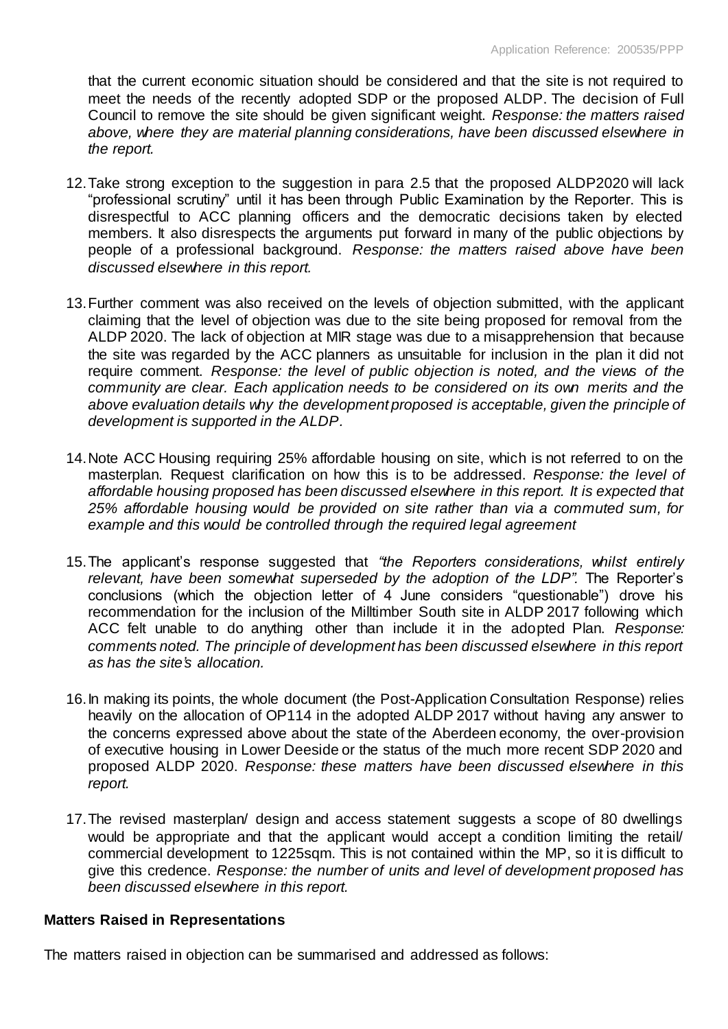that the current economic situation should be considered and that the site is not required to meet the needs of the recently adopted SDP or the proposed ALDP. The decision of Full Council to remove the site should be given significant weight. *Response: the matters raised above, where they are material planning considerations, have been discussed elsewhere in the report.*

12. Take strong exception to the suggestion in para 2.5 that the proposed ALDP2020 will lack "professional scrutiny" until it has been through Public Examination by the Reporter. This is disrespectful to ACC planning officers and the democratic decisions taken by elected members. It also disrespects the arguments put forward in many of the public objections by people of a professional background. *Response: the matters raised above have been discussed elsewhere in this report.*

13. Further comment was also received on the levels of objection submitted, with the applicant claiming that the level of objection was due to the site being proposed for removal from the ALDP 2020. The lack of objection at MIR stage was due to a misapprehension that because the site was regarded by the ACC planners as unsuitable for inclusion in the plan it did not require comment. *Response: the level of public objection is noted, and the views of the community are clear. Each application needs to be considered on its own merits and the above evaluation details why the development proposed is acceptable, given the principle of development is supported in the ALDP.*

14. Note ACC Housing requiring 25% affordable housing on site, which is not referred to on the masterplan. Request clarification on how this is to be addressed. *Response: the level of affordable housing proposed has been discussed elsewhere in this report. It is expected that 25% affordable housing would be provided on site rather than via a commuted sum, for example and this would be controlled through the required legal agreement*

15. The applicant's response suggested that *"the Reporters considerations, whilst entirely relevant, have been somewhat superseded by the adoption of the LDP".* The Reporter's conclusions (which the objection letter of 4 June considers "questionable") drove his recommendation for the inclusion of the Milltimber South site in ALDP 2017 following which ACC felt unable to do anything other than include it in the adopted Plan. *Response: comments noted. The principle of development has been discussed elsewhere in this report as has the site's allocation.*

16. In making its points, the whole document (the Post-Application Consultation Response) relies heavily on the allocation of OP114 in the adopted ALDP 2017 without having any answer to the concerns expressed above about the state of the Aberdeen economy, the over-provision of executive housing in Lower Deeside or the status of the much more recent SDP 2020 and proposed ALDP 2020. *Response: these matters have been discussed elsewhere in this report.*

17. The revised masterplan/ design and access statement suggests a scope of 80 dwellings would be appropriate and that the applicant would accept a condition limiting the retail/ commercial development to 1225sqm. This is not contained within the MP, so it is difficult to give this credence. *Response: the number of units and level of development proposed has been discussed elsewhere in this report.*

**Matters Raised in Representations**

The matters raised in objection can be summarised and addressed as follows: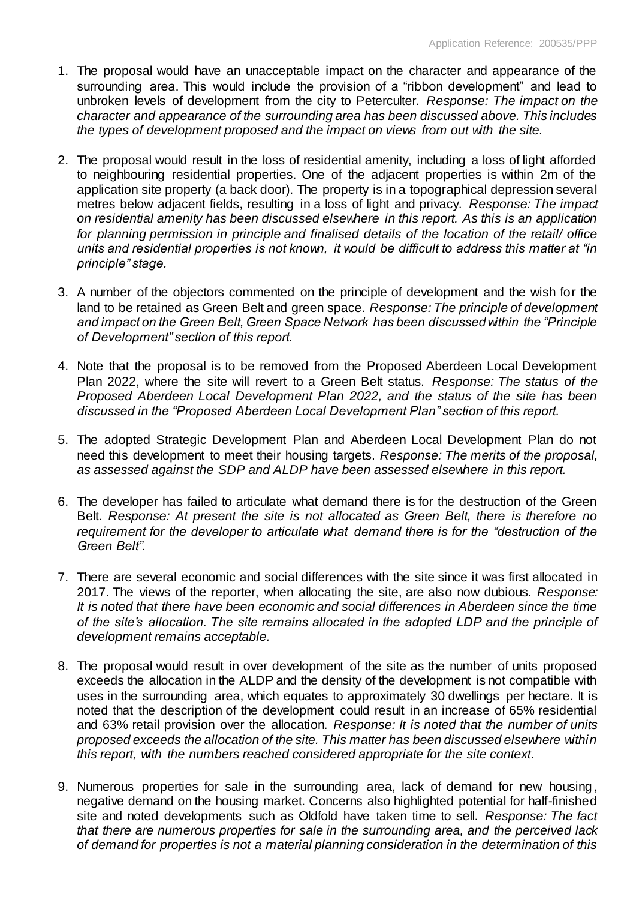1. The proposal would have an unacceptable impact on the character and appearance of the surrounding area. This would include the provision of a "ribbon development" and lead to unbroken levels of development from the city to Peterculter. *Response: The impact on the character and appearance of the surrounding area has been discussed above. This includes the types of development proposed and the impact on views from out with the site.*

2. The proposal would result in the loss of residential amenity, including a loss of light afforded to neighbouring residential properties. One of the adjacent properties is within 2m of the application site property (a back door). The property is in a topographical depression several metres below adjacent fields, resulting in a loss of light and privacy. *Response: The impact on residential amenity has been discussed elsewhere in this report. As this is an application for planning permission in principle and finalised details of the location of the retail/ office units and residential properties is not known, it would be difficult to address this matter at "in principle" stage.*

3. A number of the objectors commented on the principle of development and the wish for the land to be retained as Green Belt and green space. *Response: The principle of development and impact on the Green Belt, Green Space Network has been discussed within the "Principle of Development" section of this report.*

4. Note that the proposal is to be removed from the Proposed Aberdeen Local Development Plan 2022, where the site will revert to a Green Belt status. *Response: The status of the Proposed Aberdeen Local Development Plan 2022, and the status of the site has been discussed in the "Proposed Aberdeen Local Development Plan" section of this report.*

5. The adopted Strategic Development Plan and Aberdeen Local Development Plan do not need this development to meet their housing targets. *Response: The merits of the proposal, as assessed against the SDP and ALDP have been assessed elsewhere in this report.*

6. The developer has failed to articulate what demand there is for the destruction of the Green Belt. *Response: At present the site is not allocated as Green Belt, there is therefore no requirement for the developer to articulate what demand there is for the "destruction of the Green Belt".*

7. There are several economic and social differences with the site since it was first allocated in 2017. The views of the reporter, when allocating the site, are also now dubious. *Response: It is noted that there have been economic and social differences in Aberdeen since the time of the site's allocation. The site remains allocated in the adopted LDP and the principle of development remains acceptable.*

8. The proposal would result in over development of the site as the number of units proposed exceeds the allocation in the ALDP and the density of the development is not compatible with uses in the surrounding area, which equates to approximately 30 dwellings per hectare. It is noted that the description of the development could result in an increase of 65% residential and 63% retail provision over the allocation. *Response: It is noted that the number of units proposed exceeds the allocation of the site. This matter has been discussed elsewhere within this report, with the numbers reached considered appropriate for the site context.*

9. Numerous properties for sale in the surrounding area, lack of demand for new housing, negative demand on the housing market. Concerns also highlighted potential for half-finished site and noted developments such as Oldfold have taken time to sell. *Response: The fact that there are numerous properties for sale in the surrounding area, and the perceived lack of demand for properties is not a material planning consideration in the determination of this*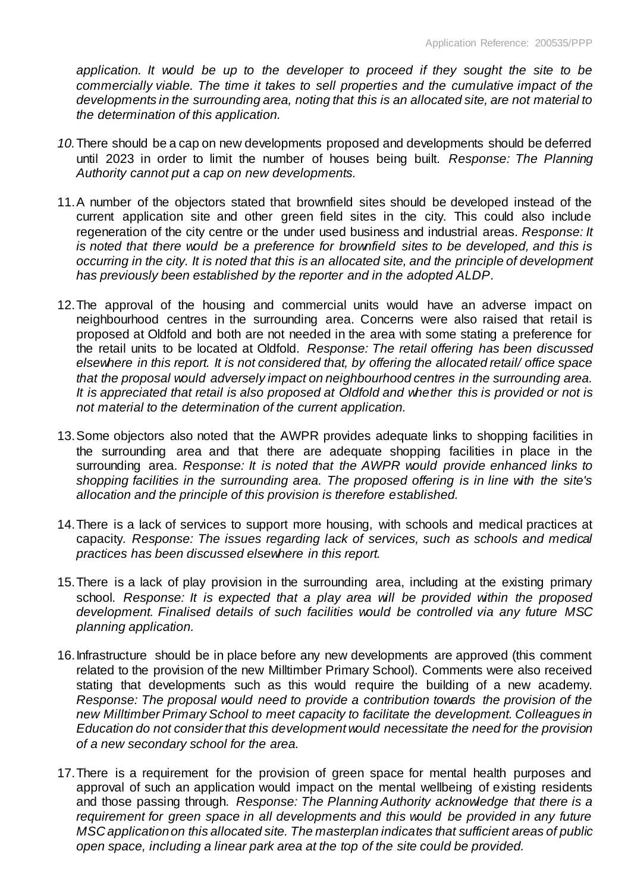*application. It would be up to the developer to proceed if they sought the site to be commercially viable. The time it takes to sell properties and the cumulative impact of the developments in the surrounding area, noting that this is an allocated site, are not material to the determination of this application.*

10. There should be a cap on new developments proposed and developments should be deferred until 2023 in order to limit the number of houses being built. *Response: The Planning Authority cannot put a cap on new developments.*

11. A number of the objectors stated that brownfield sites should be developed instead of the current application site and other green field sites in the city. This could also include regeneration of the city centre or the under used business and industrial areas. *Response: It is noted that there would be a preference for brownfield sites to be developed, and this is occurring in the city. It is noted that this is an allocated site, and the principle of development has previously been established by the reporter and in the adopted ALDP.*

12. The approval of the housing and commercial units would have an adverse impact on neighbourhood centres in the surrounding area. Concerns were also raised that retail is proposed at Oldfold and both are not needed in the area with some stating a preference for the retail units to be located at Oldfold. *Response: The retail offering has been discussed elsewhere in this report. It is not considered that, by offering the allocated retail/ office space that the proposal would adversely impact on neighbourhood centres in the surrounding area. It is appreciated that retail is also proposed at Oldfold and whether this is provided or not is not material to the determination of the current application.*

13. Some objectors also noted that the AWPR provides adequate links to shopping facilities in the surrounding area and that there are adequate shopping facilities in place in the surrounding area. *Response: It is noted that the AWPR would provide enhanced links to shopping facilities in the surrounding area. The proposed offering is in line with the site's allocation and the principle of this provision is therefore established.*

14. There is a lack of services to support more housing, with schools and medical practices at capacity. *Response: The issues regarding lack of services, such as schools and medical practices has been discussed elsewhere in this report.*

15. There is a lack of play provision in the surrounding area, including at the existing primary school. *Response: It is expected that a play area will be provided within the proposed development. Finalised details of such facilities would be controlled via any future MSC planning application.*

16. Infrastructure should be in place before any new developments are approved (this comment related to the provision of the new Milltimber Primary School). Comments were also received stating that developments such as this would require the building of a new academy. *Response: The proposal would need to provide a contribution towards the provision of the new Milltimber Primary School to meet capacity to facilitate the development. Colleagues in Education do not consider that this development would necessitate the need for the provision of a new secondary school for the area.*

17. There is a requirement for the provision of green space for mental health purposes and approval of such an application would impact on the mental wellbeing of existing residents and those passing through. *Response: The Planning Authority acknowledge that there is a requirement for green space in all developments and this would be provided in any future MSC application on this allocated site. The masterplan indicates that sufficient areas of public open space, including a linear park area at the top of the site could be provided.*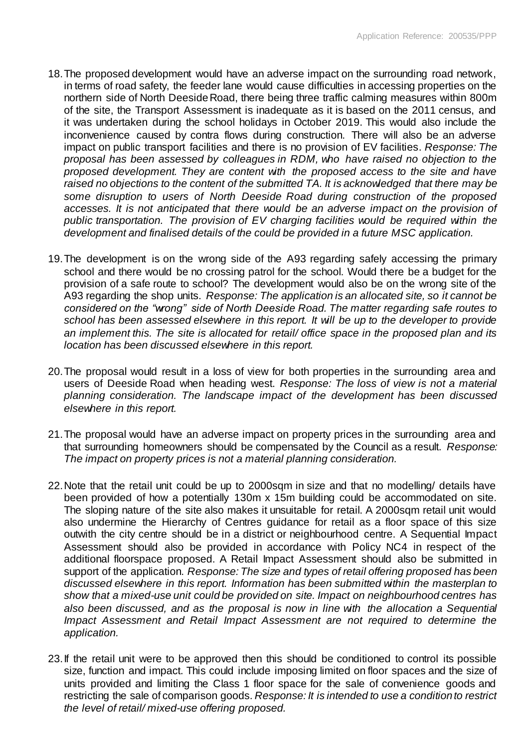18. The proposed development would have an adverse impact on the surrounding road network, in terms of road safety, the feeder lane would cause difficulties in accessing properties on the northern side of North Deeside Road, there being three traffic calming measures within 800m of the site, the Transport Assessment is inadequate as it is based on the 2011 census, and it was undertaken during the school holidays in October 2019. This would also include the inconvenience caused by contra flows during construction. There will also be an adverse impact on public transport facilities and there is no provision of EV facilities. *Response: The proposal has been assessed by colleagues in RDM, who have raised no objection to the proposed development. They are content with the proposed access to the site and have raised no objections to the content of the submitted TA. It is acknowledged that there may be some disruption to users of North Deeside Road during construction of the proposed accesses. It is not anticipated that there would be an adverse impact on the provision of public transportation. The provision of EV charging facilities would be required within the development and finalised details of the could be provided in a future MSC application.*

19. The development is on the wrong side of the A93 regarding safely accessing the primary school and there would be no crossing patrol for the school. Would there be a budget for the provision of a safe route to school? The development would also be on the wrong site of the A93 regarding the shop units. *Response: The application is an allocated site, so it cannot be considered on the "wrong" side of North Deeside Road. The matter regarding safe routes to school has been assessed elsewhere in this report. It will be up to the developer to provide an implement this. The site is allocated for retail/ office space in the proposed plan and its location has been discussed elsewhere in this report.*

20. The proposal would result in a loss of view for both properties in the surrounding area and users of Deeside Road when heading west. *Response: The loss of view is not a material planning consideration. The landscape impact of the development has been discussed elsewhere in this report.*

21. The proposal would have an adverse impact on property prices in the surrounding area and that surrounding homeowners should be compensated by the Council as a result. *Response: The impact on property prices is not a material planning consideration.*

22. Note that the retail unit could be up to 2000sqm in size and that no modelling/ details have been provided of how a potentially 130m x 15m building could be accommodated on site. The sloping nature of the site also makes it unsuitable for retail. A 2000sqm retail unit would also undermine the Hierarchy of Centres guidance for retail as a floor space of this size outwith the city centre should be in a district or neighbourhood centre. A Sequential Impact Assessment should also be provided in accordance with Policy NC4 in respect of the additional floorspace proposed. A Retail Impact Assessment should also be submitted in support of the application. *Response: The size and types of retail offering proposed has been discussed elsewhere in this report. Information has been submitted within the masterplan to show that a mixed-use unit could be provided on site. Impact on neighbourhood centres has also been discussed, and as the proposal is now in line with the allocation a Sequential Impact Assessment and Retail Impact Assessment are not required to determine the application.*

23. If the retail unit were to be approved then this should be conditioned to control its possible size, function and impact. This could include imposing limited on floor spaces and the size of units provided and limiting the Class 1 floor space for the sale of convenience goods and restricting the sale of comparison goods. *Response: It is intended to use a condition to restrict the level of retail/ mixed-use offering proposed.*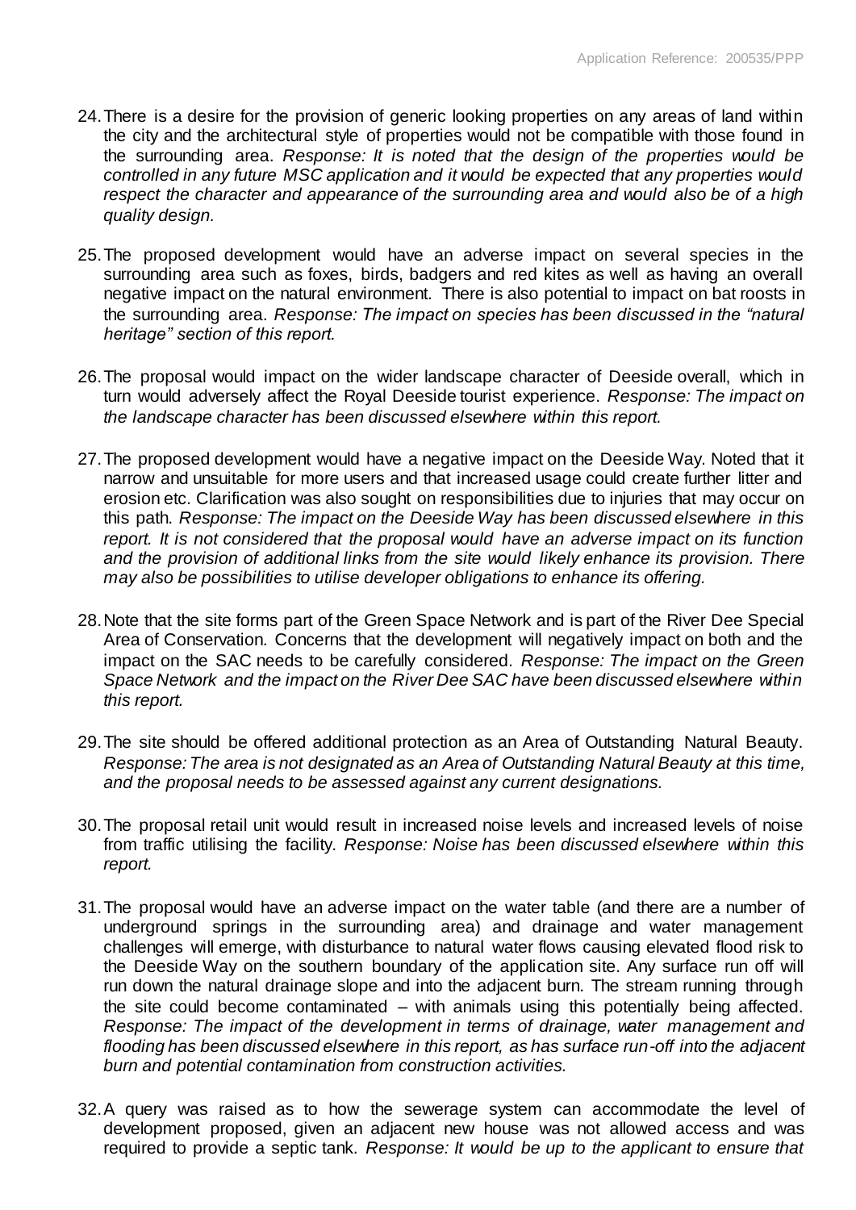24. There is a desire for the provision of generic looking properties on any areas of land within the city and the architectural style of properties would not be compatible with those found in the surrounding area. *Response: It is noted that the design of the properties would be controlled in any future MSC application and it would be expected that any properties would respect the character and appearance of the surrounding area and would also be of a high quality design.*

25. The proposed development would have an adverse impact on several species in the surrounding area such as foxes, birds, badgers and red kites as well as having an overall negative impact on the natural environment. There is also potential to impact on bat roosts in the surrounding area. *Response: The impact on species has been discussed in the "natural heritage" section of this report.*

26. The proposal would impact on the wider landscape character of Deeside overall, which in turn would adversely affect the Royal Deeside tourist experience. *Response: The impact on the landscape character has been discussed elsewhere within this report.*

27. The proposed development would have a negative impact on the Deeside Way. Noted that it narrow and unsuitable for more users and that increased usage could create further litter and erosion etc. Clarification was also sought on responsibilities due to injuries that may occur on this path. *Response: The impact on the Deeside Way has been discussed elsewhere in this report. It is not considered that the proposal would have an adverse impact on its function and the provision of additional links from the site would likely enhance its provision. There may also be possibilities to utilise developer obligations to enhance its offering.*

28. Note that the site forms part of the Green Space Network and is part of the River Dee Special Area of Conservation. Concerns that the development will negatively impact on both and the impact on the SAC needs to be carefully considered. *Response: The impact on the Green Space Network and the impact on the River Dee SAC have been discussed elsewhere within this report.*

29. The site should be offered additional protection as an Area of Outstanding Natural Beauty. *Response: The area is not designated as an Area of Outstanding Natural Beauty at this time, and the proposal needs to be assessed against any current designations.*

30. The proposal retail unit would result in increased noise levels and increased levels of noise from traffic utilising the facility. *Response: Noise has been discussed elsewhere within this report.*

31. The proposal would have an adverse impact on the water table (and there are a number of underground springs in the surrounding area) and drainage and water management challenges will emerge, with disturbance to natural water flows causing elevated flood risk to the Deeside Way on the southern boundary of the application site. Any surface run off will run down the natural drainage slope and into the adjacent burn. The stream running through the site could become contaminated – with animals using this potentially being affected. *Response: The impact of the development in terms of drainage, water management and flooding has been discussed elsewhere in this report, as has surface run-off into the adjacent burn and potential contamination from construction activities.*

32. A query was raised as to how the sewerage system can accommodate the level of development proposed, given an adjacent new house was not allowed access and was required to provide a septic tank. *Response: It would be up to the applicant to ensure that*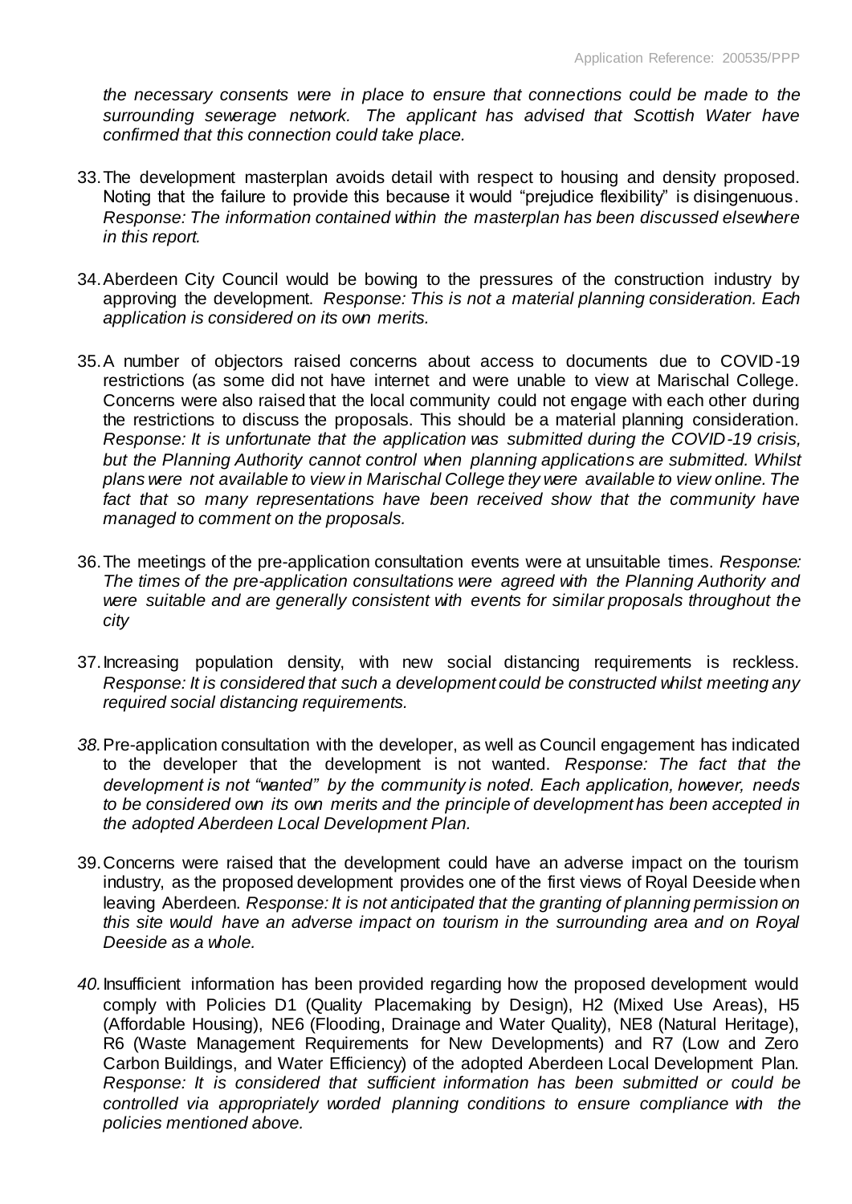*the necessary consents were in place to ensure that connections could be made to the surrounding sewerage network. The applicant has advised that Scottish Water have confirmed that this connection could take place.*

33. The development masterplan avoids detail with respect to housing and density proposed. Noting that the failure to provide this because it would "prejudice flexibility" is disingenuous. *Response: The information contained within the masterplan has been discussed elsewhere in this report.*

34. Aberdeen City Council would be bowing to the pressures of the construction industry by approving the development. *Response: This is not a material planning consideration. Each application is considered on its own merits.*

35. A number of objectors raised concerns about access to documents due to COVID-19 restrictions (as some did not have internet and were unable to view at Marischal College. Concerns were also raised that the local community could not engage with each other during the restrictions to discuss the proposals. This should be a material planning consideration. *Response: It is unfortunate that the application was submitted during the COVID-19 crisis, but the Planning Authority cannot control when planning applications are submitted. Whilst plans were not available to view in Marischal College they were available to view online. The fact that so many representations have been received show that the community have managed to comment on the proposals.*

36. The meetings of the pre-application consultation events were at unsuitable times. *Response: The times of the pre-application consultations were agreed with the Planning Authority and were suitable and are generally consistent with events for similar proposals throughout the city*

37. Increasing population density, with new social distancing requirements is reckless. *Response: It is considered that such a development could be constructed whilst meeting any required social distancing requirements.*

38. Pre-application consultation with the developer, as well as Council engagement has indicated to the developer that the development is not wanted. *Response: The fact that the development is not "wanted" by the community is noted. Each application, however, needs to be considered own its own merits and the principle of development has been accepted in the adopted Aberdeen Local Development Plan.*

39. Concerns were raised that the development could have an adverse impact on the tourism industry, as the proposed development provides one of the first views of Royal Deeside when leaving Aberdeen. *Response: It is not anticipated that the granting of planning permission on this site would have an adverse impact on tourism in the surrounding area and on Royal Deeside as a whole.*

40. Insufficient information has been provided regarding how the proposed development would comply with Policies D1 (Quality Placemaking by Design), H2 (Mixed Use Areas), H5 (Affordable Housing), NE6 (Flooding, Drainage and Water Quality), NE8 (Natural Heritage), R6 (Waste Management Requirements for New Developments) and R7 (Low and Zero Carbon Buildings, and Water Efficiency) of the adopted Aberdeen Local Development Plan. *Response: It is considered that sufficient information has been submitted or could be controlled via appropriately worded planning conditions to ensure compliance with the policies mentioned above.*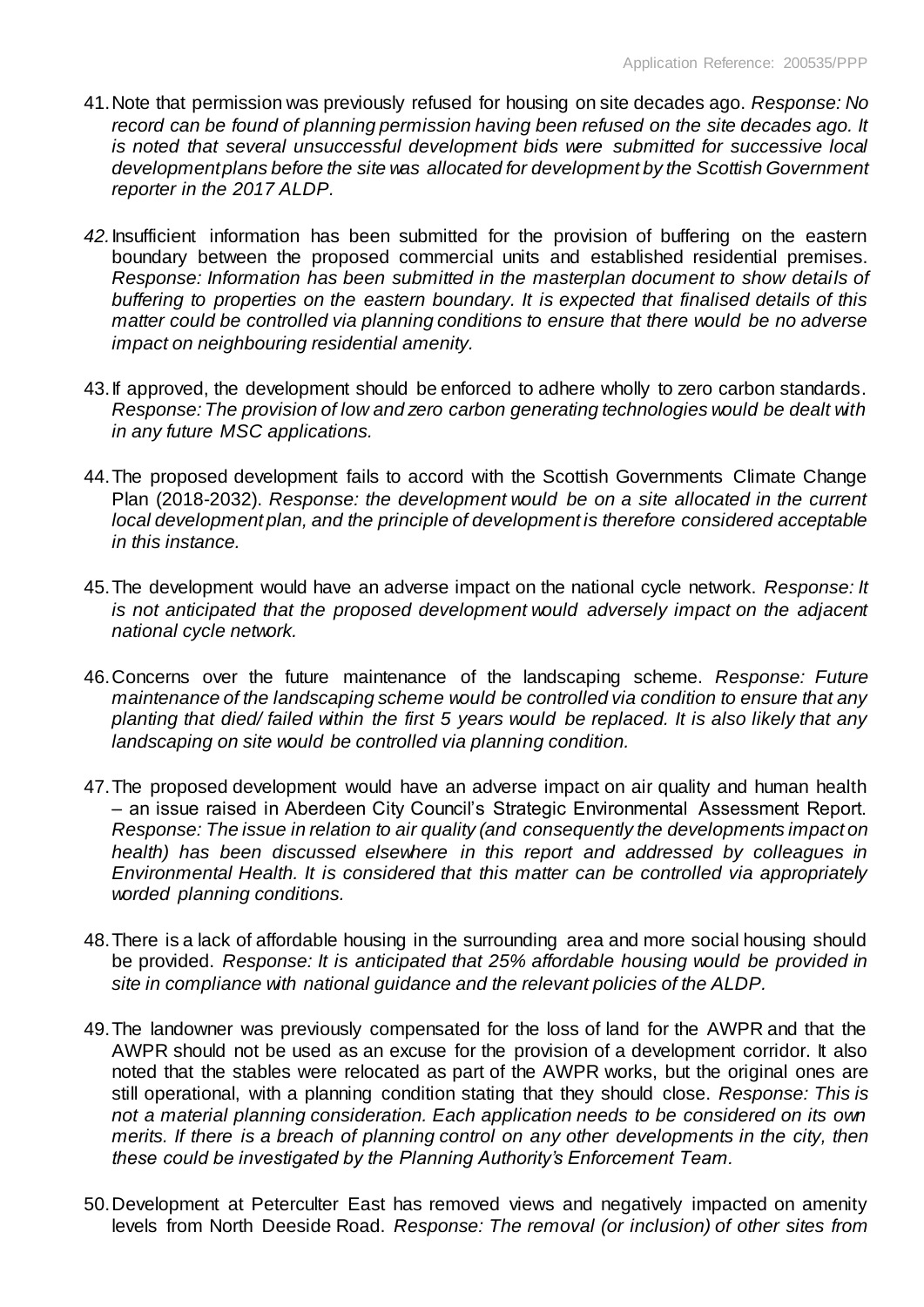41. Note that permission was previously refused for housing on site decades ago. *Response: No record can be found of planning permission having been refused on the site decades ago. It is noted that several unsuccessful development bids were submitted for successive local development plans before the site was allocated for development by the Scottish Government reporter in the 2017 ALDP.*

42. Insufficient information has been submitted for the provision of buffering on the eastern boundary between the proposed commercial units and established residential premises. *Response: Information has been submitted in the masterplan document to show details of buffering to properties on the eastern boundary. It is expected that finalised details of this matter could be controlled via planning conditions to ensure that there would be no adverse impact on neighbouring residential amenity.*

43. If approved, the development should be enforced to adhere wholly to zero carbon standards. *Response: The provision of low and zero carbon generating technologies would be dealt with in any future MSC applications.*

44. The proposed development fails to accord with the Scottish Governments Climate Change Plan (2018-2032). *Response: the development would be on a site allocated in the current local development plan, and the principle of development is therefore considered acceptable in this instance.*

45. The development would have an adverse impact on the national cycle network. *Response: It is not anticipated that the proposed development would adversely impact on the adjacent national cycle network.*

46. Concerns over the future maintenance of the landscaping scheme. *Response: Future maintenance of the landscaping scheme would be controlled via condition to ensure that any planting that died/ failed within the first 5 years would be replaced. It is also likely that any landscaping on site would be controlled via planning condition.*

47. The proposed development would have an adverse impact on air quality and human health – an issue raised in Aberdeen City Council's Strategic Environmental Assessment Report. *Response: The issue in relation to air quality (and consequently the developments impact on health) has been discussed elsewhere in this report and addressed by colleagues in Environmental Health. It is considered that this matter can be controlled via appropriately worded planning conditions.*

48. There is a lack of affordable housing in the surrounding area and more social housing should be provided. *Response: It is anticipated that 25% affordable housing would be provided in site in compliance with national guidance and the relevant policies of the ALDP.*

49. The landowner was previously compensated for the loss of land for the AWPR and that the AWPR should not be used as an excuse for the provision of a development corridor. It also noted that the stables were relocated as part of the AWPR works, but the original ones are still operational, with a planning condition stating that they should close. *Response: This is not a material planning consideration. Each application needs to be considered on its own merits. If there is a breach of planning control on any other developments in the city, then these could be investigated by the Planning Authority's Enforcement Team.*

50. Development at Peterculter East has removed views and negatively impacted on amenity levels from North Deeside Road. *Response: The removal (or inclusion) of other sites from*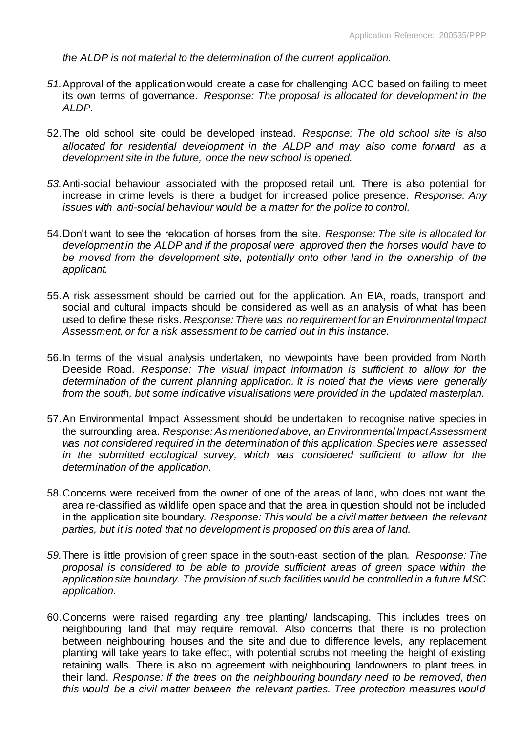*the ALDP is not material to the determination of the current application.*

51. Approval of the application would create a case for challenging ACC based on failing to meet its own terms of governance. *Response: The proposal is allocated for development in the ALDP.*

52. The old school site could be developed instead. *Response: The old school site is also allocated for residential development in the ALDP and may also come forward as a development site in the future, once the new school is opened.*

53. Anti-social behaviour associated with the proposed retail unt. There is also potential for increase in crime levels is there a budget for increased police presence. *Response: Any issues with anti-social behaviour would be a matter for the police to control.*

54. Don't want to see the relocation of horses from the site. *Response: The site is allocated for development in the ALDP and if the proposal were approved then the horses would have to be moved from the development site, potentially onto other land in the ownership of the applicant.*

55. A risk assessment should be carried out for the application. An EIA, roads, transport and social and cultural impacts should be considered as well as an analysis of what has been used to define these risks. *Response: There was no requirement for an Environmental Impact Assessment, or for a risk assessment to be carried out in this instance.*

56. In terms of the visual analysis undertaken, no viewpoints have been provided from North Deeside Road. *Response: The visual impact information is sufficient to allow for the determination of the current planning application. It is noted that the views were generally from the south, but some indicative visualisations were provided in the updated masterplan.*

57. An Environmental Impact Assessment should be undertaken to recognise native species in the surrounding area. *Response: As mentioned above, an Environmental Impact Assessment was not considered required in the determination of this application. Species were assessed in the submitted ecological survey, which was considered sufficient to allow for the determination of the application.*

58. Concerns were received from the owner of one of the areas of land, who does not want the area re-classified as wildlife open space and that the area in question should not be included in the application site boundary. *Response: This would be a civil matter between the relevant parties, but it is noted that no development is proposed on this area of land.*

59. There is little provision of green space in the south-east section of the plan. *Response: The proposal is considered to be able to provide sufficient areas of green space within the application site boundary. The provision of such facilities would be controlled in a future MSC application.*

60. Concerns were raised regarding any tree planting/ landscaping. This includes trees on neighbouring land that may require removal. Also concerns that there is no protection between neighbouring houses and the site and due to difference levels, any replacement planting will take years to take effect, with potential scrubs not meeting the height of existing retaining walls. There is also no agreement with neighbouring landowners to plant trees in their land. *Response: If the trees on the neighbouring boundary need to be removed, then this would be a civil matter between the relevant parties. Tree protection measures would*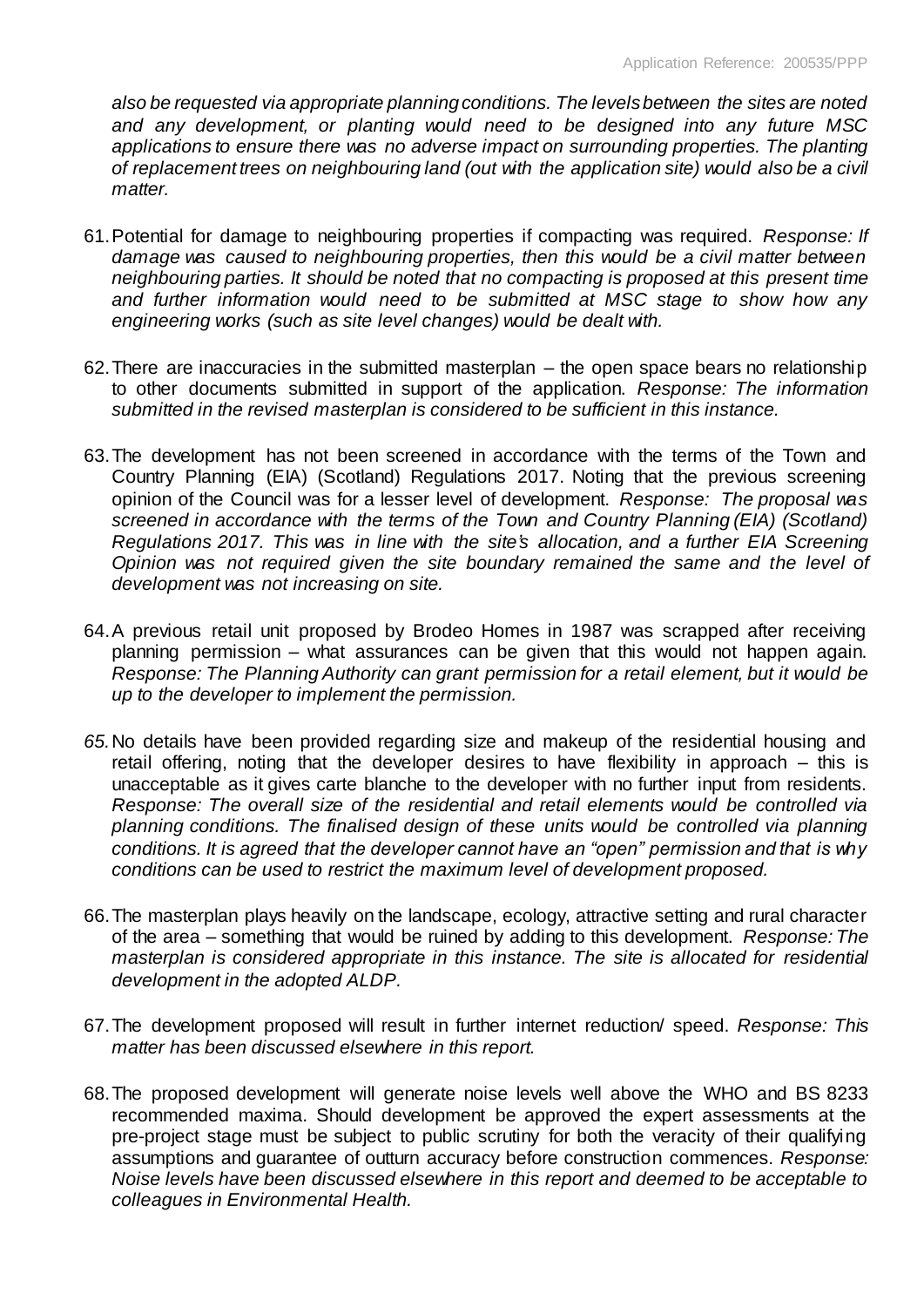*also be requested via appropriate planning conditions. The levels between the sites are noted and any development, or planting would need to be designed into any future MSC applications to ensure there was no adverse impact on surrounding properties. The planting of replacement trees on neighbouring land (out with the application site) would also be a civil matter.*

61. Potential for damage to neighbouring properties if compacting was required. *Response: If damage was caused to neighbouring properties, then this would be a civil matter between neighbouring parties. It should be noted that no compacting is proposed at this present time and further information would need to be submitted at MSC stage to show how any engineering works (such as site level changes) would be dealt with.*

62. There are inaccuracies in the submitted masterplan – the open space bears no relationship to other documents submitted in support of the application. *Response: The information submitted in the revised masterplan is considered to be sufficient in this instance.*

63. The development has not been screened in accordance with the terms of the Town and Country Planning (EIA) (Scotland) Regulations 2017. Noting that the previous screening opinion of the Council was for a lesser level of development. *Response: The proposal was screened in accordance with the terms of the Town and Country Planning (EIA) (Scotland) Regulations 2017. This was in line with the site's allocation, and a further EIA Screening Opinion was not required given the site boundary remained the same and the level of development was not increasing on site.*

64. A previous retail unit proposed by Brodeo Homes in 1987 was scrapped after receiving planning permission – what assurances can be given that this would not happen again. *Response: The Planning Authority can grant permission for a retail element, but it would be up to the developer to implement the permission.*

65. No details have been provided regarding size and makeup of the residential housing and retail offering, noting that the developer desires to have flexibility in approach – this is unacceptable as it gives carte blanche to the developer with no further input from residents. *Response: The overall size of the residential and retail elements would be controlled via planning conditions. The finalised design of these units would be controlled via planning conditions. It is agreed that the developer cannot have an "open" permission and that is why conditions can be used to restrict the maximum level of development proposed.*

66. The masterplan plays heavily on the landscape, ecology, attractive setting and rural character of the area – something that would be ruined by adding to this development. *Response: The masterplan is considered appropriate in this instance. The site is allocated for residential development in the adopted ALDP.*

67. The development proposed will result in further internet reduction/ speed. *Response: This matter has been discussed elsewhere in this report.*

68. The proposed development will generate noise levels well above the WHO and BS 8233 recommended maxima. Should development be approved the expert assessments at the pre-project stage must be subject to public scrutiny for both the veracity of their qualifying assumptions and guarantee of outturn accuracy before construction commences. *Response: Noise levels have been discussed elsewhere in this report and deemed to be acceptable to colleagues in Environmental Health.*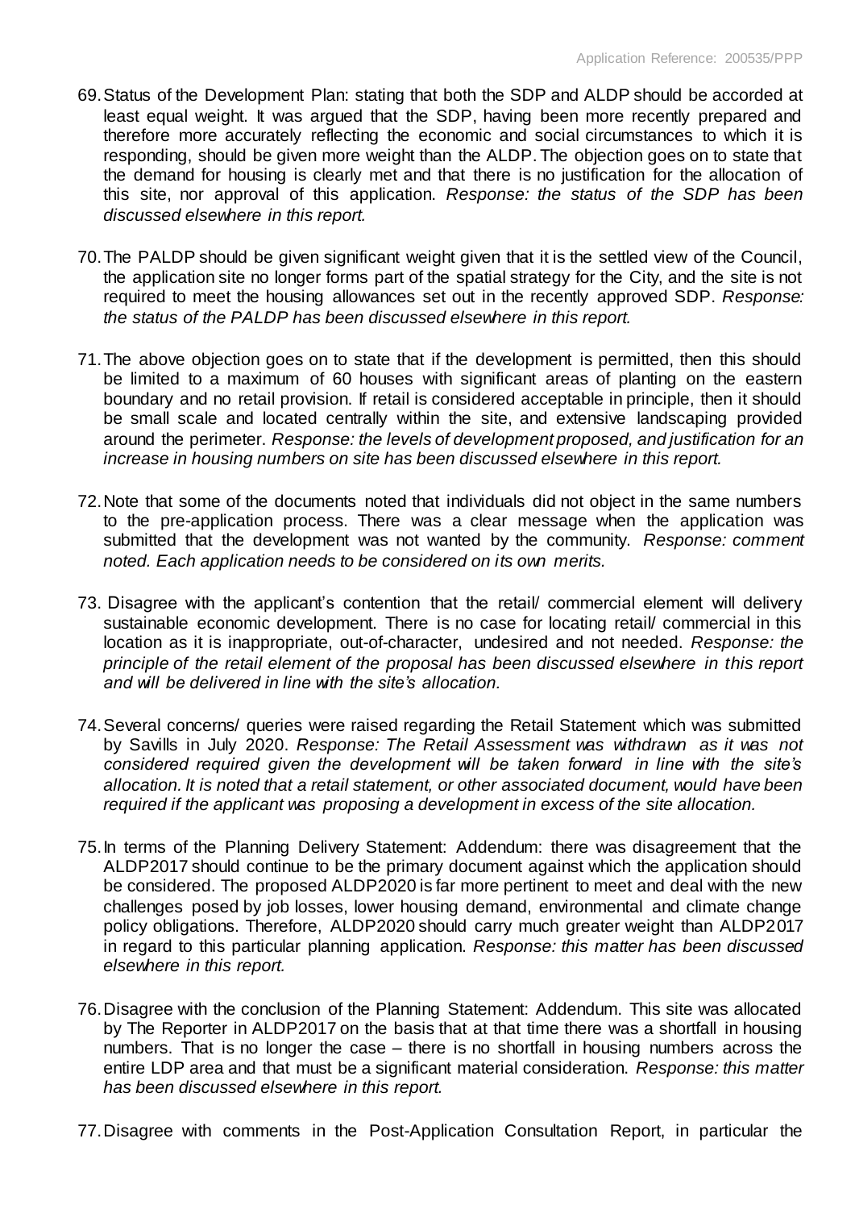69. Status of the Development Plan: stating that both the SDP and ALDP should be accorded at least equal weight. It was argued that the SDP, having been more recently prepared and therefore more accurately reflecting the economic and social circumstances to which it is responding, should be given more weight than the ALDP. The objection goes on to state that the demand for housing is clearly met and that there is no justification for the allocation of this site, nor approval of this application. *Response: the status of the SDP has been discussed elsewhere in this report.*

70. The PALDP should be given significant weight given that it is the settled view of the Council, the application site no longer forms part of the spatial strategy for the City, and the site is not required to meet the housing allowances set out in the recently approved SDP. *Response: the status of the PALDP has been discussed elsewhere in this report.*

71. The above objection goes on to state that if the development is permitted, then this should be limited to a maximum of 60 houses with significant areas of planting on the eastern boundary and no retail provision. If retail is considered acceptable in principle, then it should be small scale and located centrally within the site, and extensive landscaping provided around the perimeter. *Response: the levels of development proposed, and justification for an increase in housing numbers on site has been discussed elsewhere in this report.*

72. Note that some of the documents noted that individuals did not object in the same numbers to the pre-application process. There was a clear message when the application was submitted that the development was not wanted by the community. *Response: comment noted. Each application needs to be considered on its own merits.*

73. Disagree with the applicant's contention that the retail/ commercial element will delivery sustainable economic development. There is no case for locating retail/ commercial in this location as it is inappropriate, out-of-character, undesired and not needed. *Response: the principle of the retail element of the proposal has been discussed elsewhere in this report and will be delivered in line with the site's allocation.*

74. Several concerns/ queries were raised regarding the Retail Statement which was submitted by Savills in July 2020. *Response: The Retail Assessment was withdrawn as it was not considered required given the development will be taken forward in line with the site's allocation. It is noted that a retail statement, or other associated document, would have been required if the applicant was proposing a development in excess of the site allocation.*

75. In terms of the Planning Delivery Statement: Addendum: there was disagreement that the ALDP2017 should continue to be the primary document against which the application should be considered. The proposed ALDP2020 is far more pertinent to meet and deal with the new challenges posed by job losses, lower housing demand, environmental and climate change policy obligations. Therefore, ALDP2020 should carry much greater weight than ALDP2017 in regard to this particular planning application. *Response: this matter has been discussed elsewhere in this report.*

76. Disagree with the conclusion of the Planning Statement: Addendum. This site was allocated by The Reporter in ALDP2017 on the basis that at that time there was a shortfall in housing numbers. That is no longer the case – there is no shortfall in housing numbers across the entire LDP area and that must be a significant material consideration. *Response: this matter has been discussed elsewhere in this report.*

77. Disagree with comments in the Post-Application Consultation Report, in particular the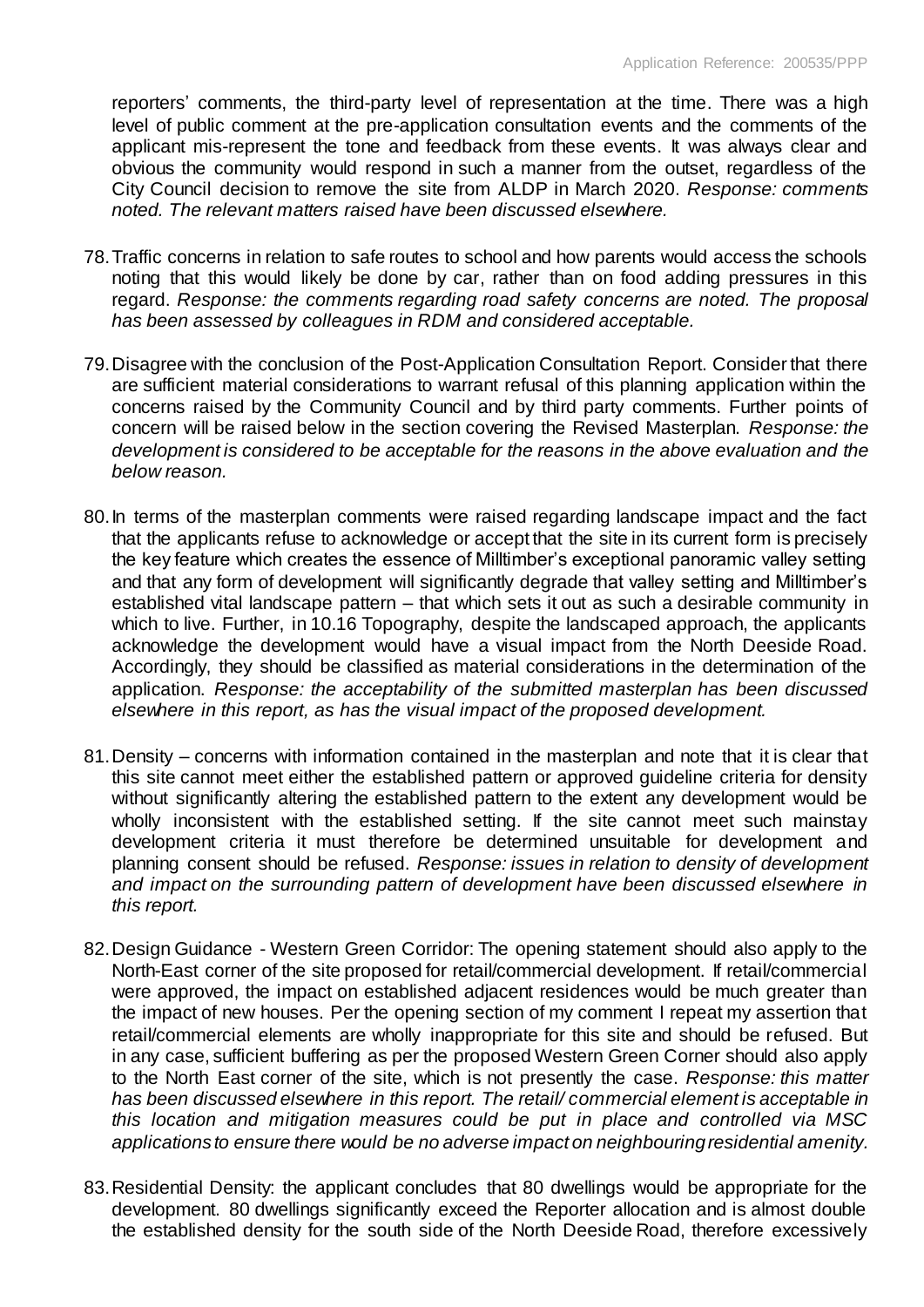reporters' comments, the third-party level of representation at the time. There was a high level of public comment at the pre-application consultation events and the comments of the applicant mis-represent the tone and feedback from these events. It was always clear and obvious the community would respond in such a manner from the outset, regardless of the City Council decision to remove the site from ALDP in March 2020. *Response: comments noted. The relevant matters raised have been discussed elsewhere.*

78. Traffic concerns in relation to safe routes to school and how parents would access the schools noting that this would likely be done by car, rather than on food adding pressures in this regard. *Response: the comments regarding road safety concerns are noted. The proposal has been assessed by colleagues in RDM and considered acceptable.*

79. Disagree with the conclusion of the Post-Application Consultation Report. Consider that there are sufficient material considerations to warrant refusal of this planning application within the concerns raised by the Community Council and by third party comments. Further points of concern will be raised below in the section covering the Revised Masterplan. *Response: the development is considered to be acceptable for the reasons in the above evaluation and the below reason.*

80. In terms of the masterplan comments were raised regarding landscape impact and the fact that the applicants refuse to acknowledge or accept that the site in its current form is precisely the key feature which creates the essence of Milltimber's exceptional panoramic valley setting and that any form of development will significantly degrade that valley setting and Milltimber's established vital landscape pattern – that which sets it out as such a desirable community in which to live. Further, in 10.16 Topography, despite the landscaped approach, the applicants acknowledge the development would have a visual impact from the North Deeside Road. Accordingly, they should be classified as material considerations in the determination of the application. *Response: the acceptability of the submitted masterplan has been discussed elsewhere in this report, as has the visual impact of the proposed development.*

81. Density – concerns with information contained in the masterplan and note that it is clear that this site cannot meet either the established pattern or approved guideline criteria for density without significantly altering the established pattern to the extent any development would be wholly inconsistent with the established setting. If the site cannot meet such mainstay development criteria it must therefore be determined unsuitable for development and planning consent should be refused. *Response: issues in relation to density of development and impact on the surrounding pattern of development have been discussed elsewhere in this report.*

82. Design Guidance - Western Green Corridor: The opening statement should also apply to the North-East corner of the site proposed for retail/commercial development. If retail/commercial were approved, the impact on established adjacent residences would be much greater than the impact of new houses. Per the opening section of my comment I repeat my assertion that retail/commercial elements are wholly inappropriate for this site and should be refused. But in any case, sufficient buffering as per the proposed Western Green Corner should also apply to the North East corner of the site, which is not presently the case. *Response: this matter has been discussed elsewhere in this report. The retail/ commercial element is acceptable in this location and mitigation measures could be put in place and controlled via MSC applications to ensure there would be no adverse impact on neighbouring residential amenity.*

83. Residential Density: the applicant concludes that 80 dwellings would be appropriate for the development. 80 dwellings significantly exceed the Reporter allocation and is almost double the established density for the south side of the North Deeside Road, therefore excessively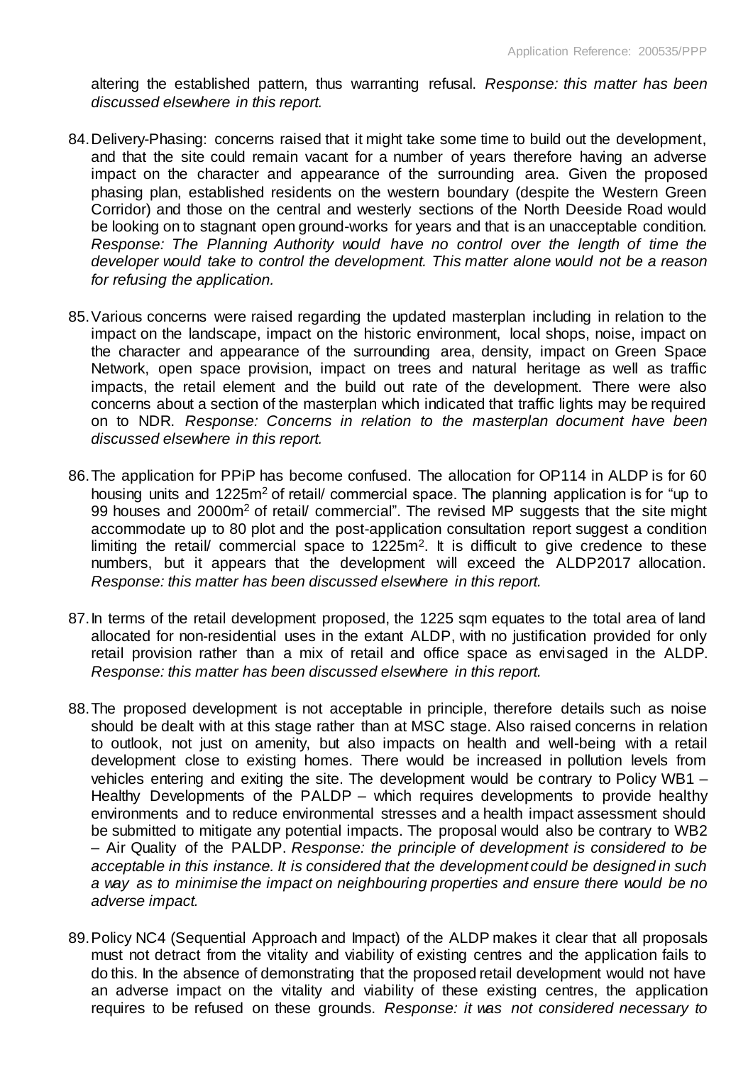altering the established pattern, thus warranting refusal. *Response: this matter has been discussed elsewhere in this report.*

84. Delivery-Phasing: concerns raised that it might take some time to build out the development, and that the site could remain vacant for a number of years therefore having an adverse impact on the character and appearance of the surrounding area. Given the proposed phasing plan, established residents on the western boundary (despite the Western Green Corridor) and those on the central and westerly sections of the North Deeside Road would be looking on to stagnant open ground-works for years and that is an unacceptable condition. *Response: The Planning Authority would have no control over the length of time the developer would take to control the development. This matter alone would not be a reason for refusing the application.*

85. Various concerns were raised regarding the updated masterplan including in relation to the impact on the landscape, impact on the historic environment, local shops, noise, impact on the character and appearance of the surrounding area, density, impact on Green Space Network, open space provision, impact on trees and natural heritage as well as traffic impacts, the retail element and the build out rate of the development. There were also concerns about a section of the masterplan which indicated that traffic lights may be required on to NDR. *Response: Concerns in relation to the masterplan document have been discussed elsewhere in this report.*

86. The application for PPiP has become confused. The allocation for OP114 in ALDP is for 60 housing units and 1225m$^2$ of retail/ commercial space. The planning application is for "up to 99 houses and 2000m$^2$ of retail/ commercial". The revised MP suggests that the site might accommodate up to 80 plot and the post-application consultation report suggest a condition limiting the retail/ commercial space to 1225m$^2$. It is difficult to give credence to these numbers, but it appears that the development will exceed the ALDP2017 allocation. *Response: this matter has been discussed elsewhere in this report.*

87. In terms of the retail development proposed, the 1225 sqm equates to the total area of land allocated for non-residential uses in the extant ALDP, with no justification provided for only retail provision rather than a mix of retail and office space as envisaged in the ALDP. *Response: this matter has been discussed elsewhere in this report.*

88. The proposed development is not acceptable in principle, therefore details such as noise should be dealt with at this stage rather than at MSC stage. Also raised concerns in relation to outlook, not just on amenity, but also impacts on health and well-being with a retail development close to existing homes. There would be increased in pollution levels from vehicles entering and exiting the site. The development would be contrary to Policy WB1 – Healthy Developments of the PALDP – which requires developments to provide healthy environments and to reduce environmental stresses and a health impact assessment should be submitted to mitigate any potential impacts. The proposal would also be contrary to WB2 – Air Quality of the PALDP. *Response: the principle of development is considered to be acceptable in this instance. It is considered that the development could be designed in such a way as to minimise the impact on neighbouring properties and ensure there would be no adverse impact.*

89. Policy NC4 (Sequential Approach and Impact) of the ALDP makes it clear that all proposals must not detract from the vitality and viability of existing centres and the application fails to do this. In the absence of demonstrating that the proposed retail development would not have an adverse impact on the vitality and viability of these existing centres, the application requires to be refused on these grounds. *Response: it was not considered necessary to*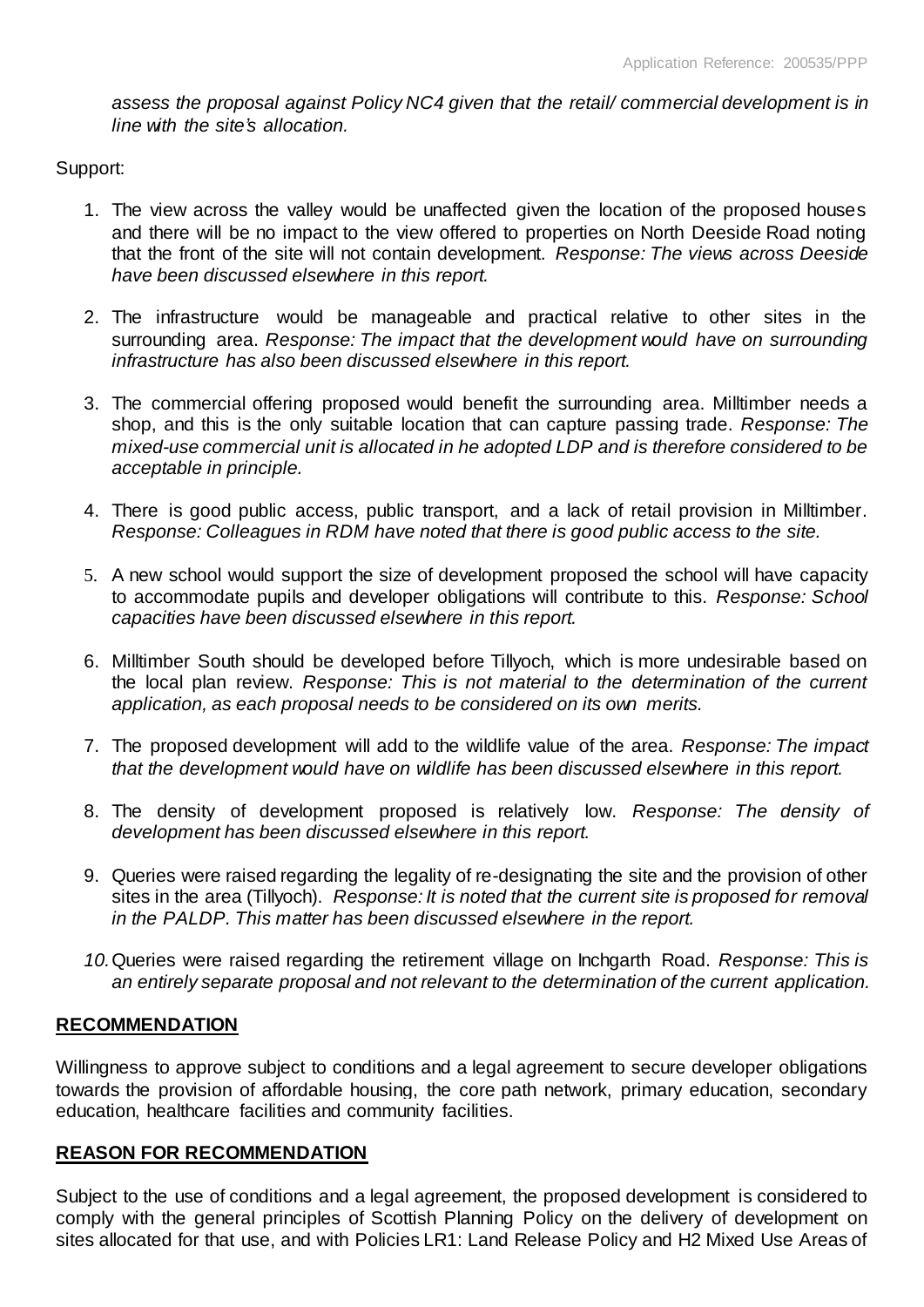*assess the proposal against Policy NC4 given that the retail/ commercial development is in line with the site's allocation.*

Support:

1. The view across the valley would be unaffected given the location of the proposed houses and there will be no impact to the view offered to properties on North Deeside Road noting that the front of the site will not contain development. *Response: The views across Deeside have been discussed elsewhere in this report.*

2. The infrastructure would be manageable and practical relative to other sites in the surrounding area. *Response: The impact that the development would have on surrounding infrastructure has also been discussed elsewhere in this report.*

3. The commercial offering proposed would benefit the surrounding area. Milltimber needs a shop, and this is the only suitable location that can capture passing trade. *Response: The mixed-use commercial unit is allocated in he adopted LDP and is therefore considered to be acceptable in principle.*

4. There is good public access, public transport, and a lack of retail provision in Milltimber. *Response: Colleagues in RDM have noted that there is good public access to the site.*

5. A new school would support the size of development proposed the school will have capacity to accommodate pupils and developer obligations will contribute to this. *Response: School capacities have been discussed elsewhere in this report.*

6. Milltimber South should be developed before Tillyoch, which is more undesirable based on the local plan review. *Response: This is not material to the determination of the current application, as each proposal needs to be considered on its own merits.*

7. The proposed development will add to the wildlife value of the area. *Response: The impact that the development would have on wildlife has been discussed elsewhere in this report.*

8. The density of development proposed is relatively low. *Response: The density of development has been discussed elsewhere in this report.*

9. Queries were raised regarding the legality of re-designating the site and the provision of other sites in the area (Tillyoch). *Response: It is noted that the current site is proposed for removal in the PALDP. This matter has been discussed elsewhere in the report.*

10. Queries were raised regarding the retirement village on Inchgarth Road. *Response: This is an entirely separate proposal and not relevant to the determination of the current application.*

## RECOMMENDATION

Willingness to approve subject to conditions and a legal agreement to secure developer obligations towards the provision of affordable housing, the core path network, primary education, secondary education, healthcare facilities and community facilities.

## REASON FOR RECOMMENDATION

Subject to the use of conditions and a legal agreement, the proposed development is considered to comply with the general principles of Scottish Planning Policy on the delivery of development on sites allocated for that use, and with Policies LR1: Land Release Policy and H2 Mixed Use Areas of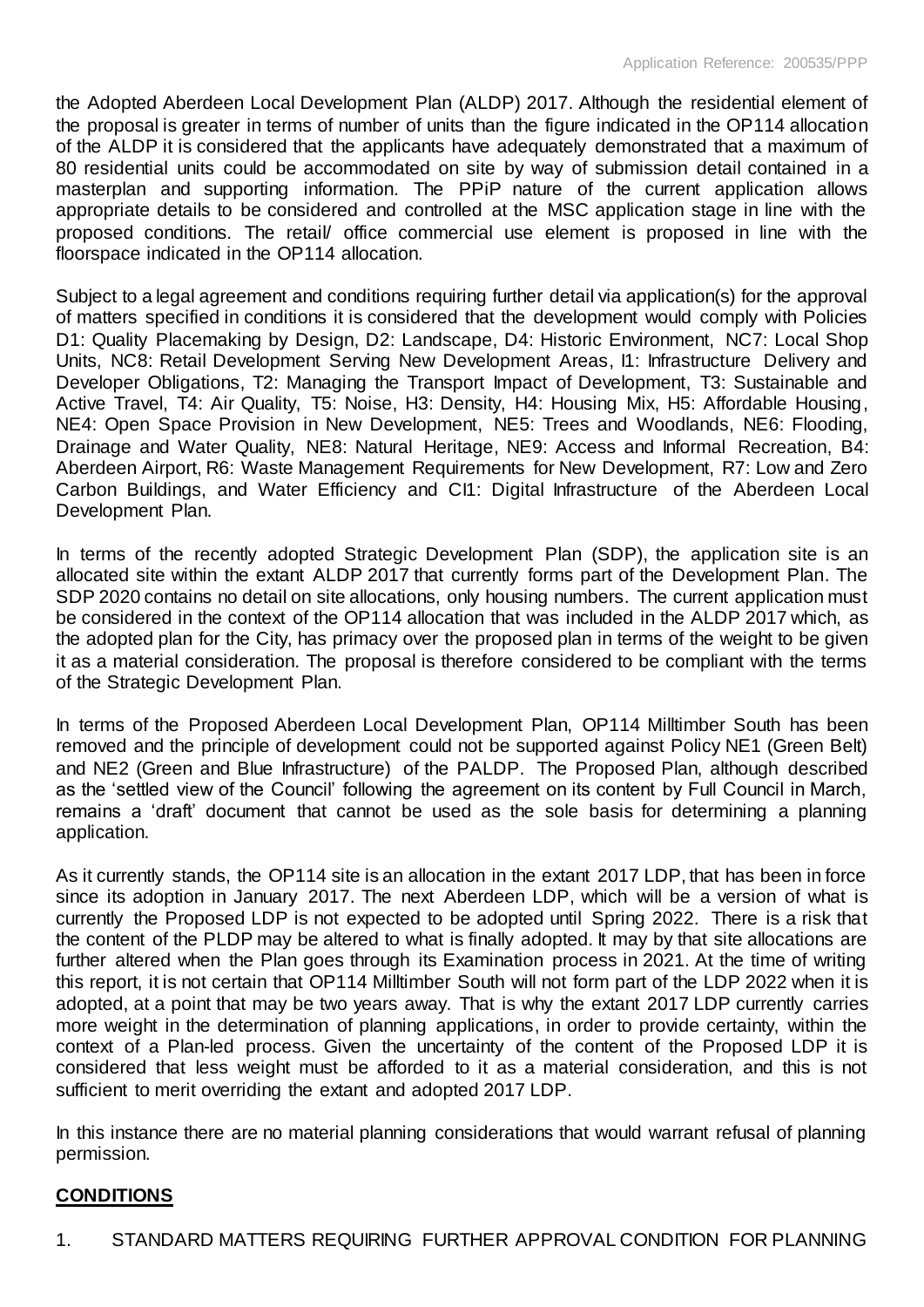the Adopted Aberdeen Local Development Plan (ALDP) 2017. Although the residential element of the proposal is greater in terms of number of units than the figure indicated in the OP114 allocation of the ALDP it is considered that the applicants have adequately demonstrated that a maximum of 80 residential units could be accommodated on site by way of submission detail contained in a masterplan and supporting information. The PPiP nature of the current application allows appropriate details to be considered and controlled at the MSC application stage in line with the proposed conditions. The retail/ office commercial use element is proposed in line with the floorspace indicated in the OP114 allocation.

Subject to a legal agreement and conditions requiring further detail via application(s) for the approval of matters specified in conditions it is considered that the development would comply with Policies D1: Quality Placemaking by Design, D2: Landscape, D4: Historic Environment, NC7: Local Shop Units, NC8: Retail Development Serving New Development Areas, I1: Infrastructure Delivery and Developer Obligations, T2: Managing the Transport Impact of Development, T3: Sustainable and Active Travel, T4: Air Quality, T5: Noise, H3: Density, H4: Housing Mix, H5: Affordable Housing, NE4: Open Space Provision in New Development, NE5: Trees and Woodlands, NE6: Flooding, Drainage and Water Quality, NE8: Natural Heritage, NE9: Access and Informal Recreation, B4: Aberdeen Airport, R6: Waste Management Requirements for New Development, R7: Low and Zero Carbon Buildings, and Water Efficiency and CI1: Digital Infrastructure of the Aberdeen Local Development Plan.

In terms of the recently adopted Strategic Development Plan (SDP), the application site is an allocated site within the extant ALDP 2017 that currently forms part of the Development Plan. The SDP 2020 contains no detail on site allocations, only housing numbers. The current application must be considered in the context of the OP114 allocation that was included in the ALDP 2017 which, as the adopted plan for the City, has primacy over the proposed plan in terms of the weight to be given it as a material consideration. The proposal is therefore considered to be compliant with the terms of the Strategic Development Plan.

In terms of the Proposed Aberdeen Local Development Plan, OP114 Milltimber South has been removed and the principle of development could not be supported against Policy NE1 (Green Belt) and NE2 (Green and Blue Infrastructure) of the PALDP. The Proposed Plan, although described as the 'settled view of the Council' following the agreement on its content by Full Council in March, remains a 'draft' document that cannot be used as the sole basis for determining a planning application.

As it currently stands, the OP114 site is an allocation in the extant 2017 LDP, that has been in force since its adoption in January 2017. The next Aberdeen LDP, which will be a version of what is currently the Proposed LDP is not expected to be adopted until Spring 2022. There is a risk that the content of the PLDP may be altered to what is finally adopted. It may by that site allocations are further altered when the Plan goes through its Examination process in 2021. At the time of writing this report, it is not certain that OP114 Milltimber South will not form part of the LDP 2022 when it is adopted, at a point that may be two years away. That is why the extant 2017 LDP currently carries more weight in the determination of planning applications, in order to provide certainty, within the context of a Plan-led process. Given the uncertainty of the content of the Proposed LDP it is considered that less weight must be afforded to it as a material consideration, and this is not sufficient to merit overriding the extant and adopted 2017 LDP.

In this instance there are no material planning considerations that would warrant refusal of planning permission.

## CONDITIONS

1. STANDARD MATTERS REQUIRING FURTHER APPROVAL CONDITION FOR PLANNING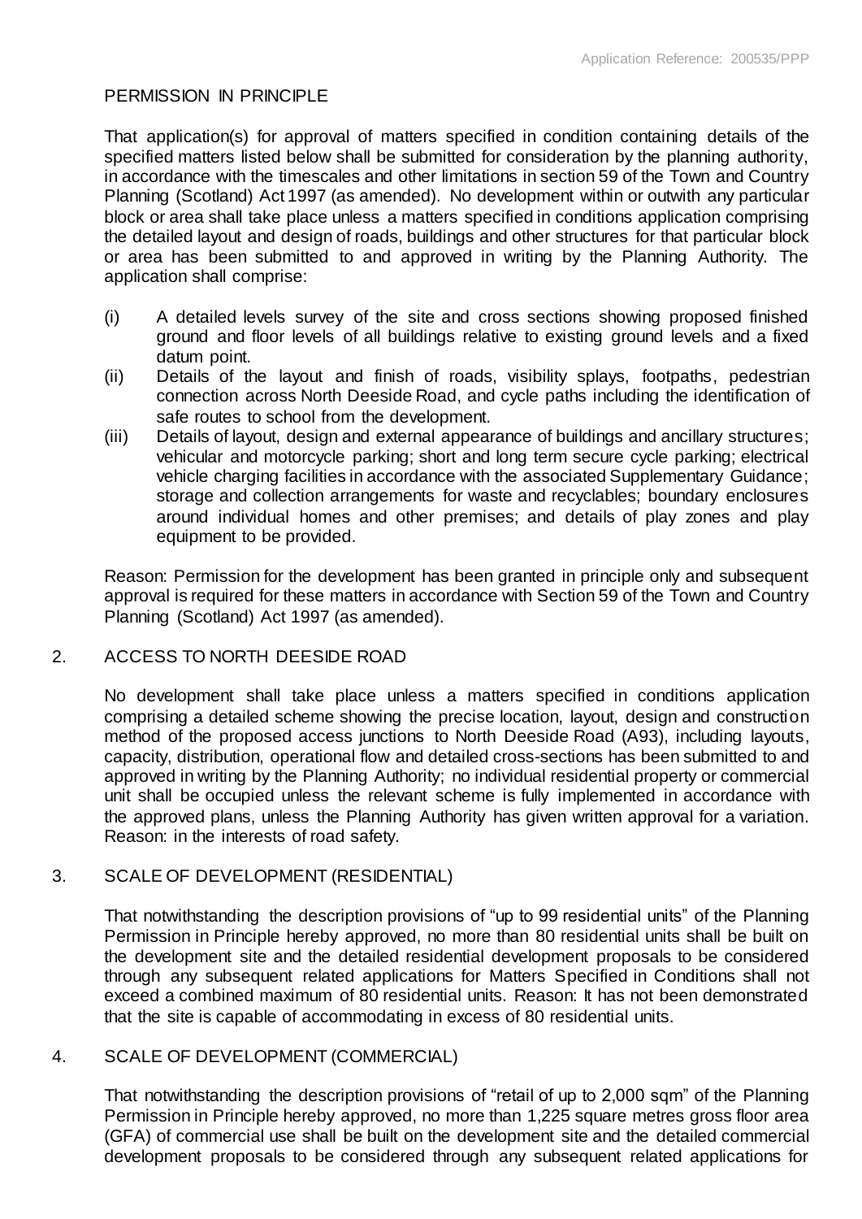PERMISSION IN PRINCIPLE

That application(s) for approval of matters specified in condition containing details of the specified matters listed below shall be submitted for consideration by the planning authority, in accordance with the timescales and other limitations in section 59 of the Town and Country Planning (Scotland) Act 1997 (as amended). No development within or outwith any particular block or area shall take place unless a matters specified in conditions application comprising the detailed layout and design of roads, buildings and other structures for that particular block or area has been submitted to and approved in writing by the Planning Authority. The application shall comprise:

- (i) A detailed levels survey of the site and cross sections showing proposed finished ground and floor levels of all buildings relative to existing ground levels and a fixed datum point.
- (ii) Details of the layout and finish of roads, visibility splays, footpaths, pedestrian connection across North Deeside Road, and cycle paths including the identification of safe routes to school from the development.
- (iii) Details of layout, design and external appearance of buildings and ancillary structures; vehicular and motorcycle parking; short and long term secure cycle parking; electrical vehicle charging facilities in accordance with the associated Supplementary Guidance; storage and collection arrangements for waste and recyclables; boundary enclosures around individual homes and other premises; and details of play zones and play equipment to be provided.

Reason: Permission for the development has been granted in principle only and subsequent approval is required for these matters in accordance with Section 59 of the Town and Country Planning (Scotland) Act 1997 (as amended).

2. ACCESS TO NORTH DEESIDE ROAD

No development shall take place unless a matters specified in conditions application comprising a detailed scheme showing the precise location, layout, design and construction method of the proposed access junctions to North Deeside Road (A93), including layouts, capacity, distribution, operational flow and detailed cross-sections has been submitted to and approved in writing by the Planning Authority; no individual residential property or commercial unit shall be occupied unless the relevant scheme is fully implemented in accordance with the approved plans, unless the Planning Authority has given written approval for a variation. Reason: in the interests of road safety.

3. SCALE OF DEVELOPMENT (RESIDENTIAL)

That notwithstanding the description provisions of "up to 99 residential units" of the Planning Permission in Principle hereby approved, no more than 80 residential units shall be built on the development site and the detailed residential development proposals to be considered through any subsequent related applications for Matters Specified in Conditions shall not exceed a combined maximum of 80 residential units. Reason: It has not been demonstrated that the site is capable of accommodating in excess of 80 residential units.

4. SCALE OF DEVELOPMENT (COMMERCIAL)

That notwithstanding the description provisions of "retail of up to 2,000 sqm" of the Planning Permission in Principle hereby approved, no more than 1,225 square metres gross floor area (GFA) of commercial use shall be built on the development site and the detailed commercial development proposals to be considered through any subsequent related applications for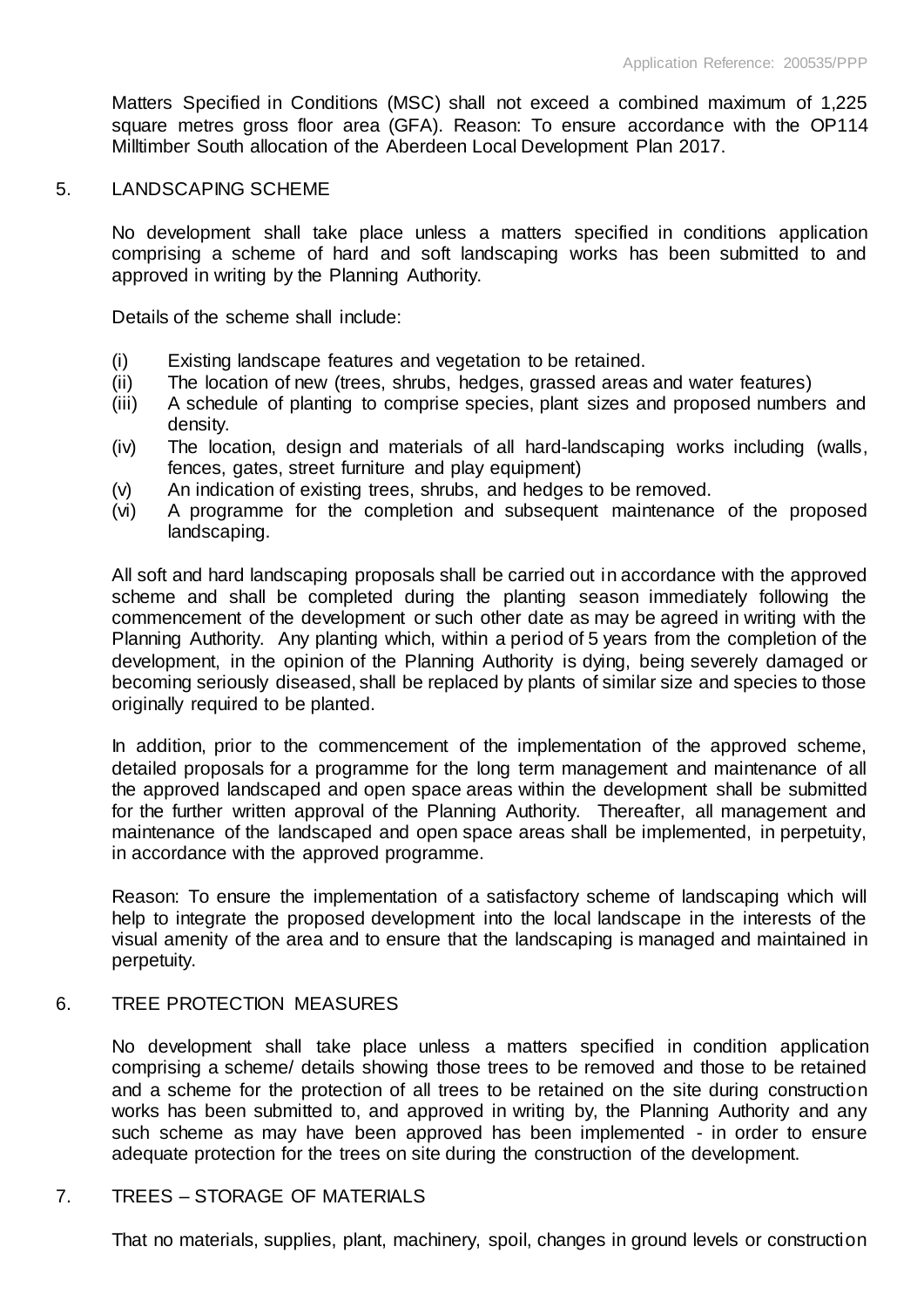Matters Specified in Conditions (MSC) shall not exceed a combined maximum of 1,225 square metres gross floor area (GFA). Reason: To ensure accordance with the OP114 Milltimber South allocation of the Aberdeen Local Development Plan 2017.

5. LANDSCAPING SCHEME

No development shall take place unless a matters specified in conditions application comprising a scheme of hard and soft landscaping works has been submitted to and approved in writing by the Planning Authority.

Details of the scheme shall include:

(i) Existing landscape features and vegetation to be retained.
(ii) The location of new (trees, shrubs, hedges, grassed areas and water features)
(iii) A schedule of planting to comprise species, plant sizes and proposed numbers and density.
(iv) The location, design and materials of all hard-landscaping works including (walls, fences, gates, street furniture and play equipment)
(v) An indication of existing trees, shrubs, and hedges to be removed.
(vi) A programme for the completion and subsequent maintenance of the proposed landscaping.

All soft and hard landscaping proposals shall be carried out in accordance with the approved scheme and shall be completed during the planting season immediately following the commencement of the development or such other date as may be agreed in writing with the Planning Authority. Any planting which, within a period of 5 years from the completion of the development, in the opinion of the Planning Authority is dying, being severely damaged or becoming seriously diseased, shall be replaced by plants of similar size and species to those originally required to be planted.

In addition, prior to the commencement of the implementation of the approved scheme, detailed proposals for a programme for the long term management and maintenance of all the approved landscaped and open space areas within the development shall be submitted for the further written approval of the Planning Authority. Thereafter, all management and maintenance of the landscaped and open space areas shall be implemented, in perpetuity, in accordance with the approved programme.

Reason: To ensure the implementation of a satisfactory scheme of landscaping which will help to integrate the proposed development into the local landscape in the interests of the visual amenity of the area and to ensure that the landscaping is managed and maintained in perpetuity.

6. TREE PROTECTION MEASURES

No development shall take place unless a matters specified in condition application comprising a scheme/ details showing those trees to be removed and those to be retained and a scheme for the protection of all trees to be retained on the site during construction works has been submitted to, and approved in writing by, the Planning Authority and any such scheme as may have been approved has been implemented - in order to ensure adequate protection for the trees on site during the construction of the development.

7. TREES – STORAGE OF MATERIALS

That no materials, supplies, plant, machinery, spoil, changes in ground levels or construction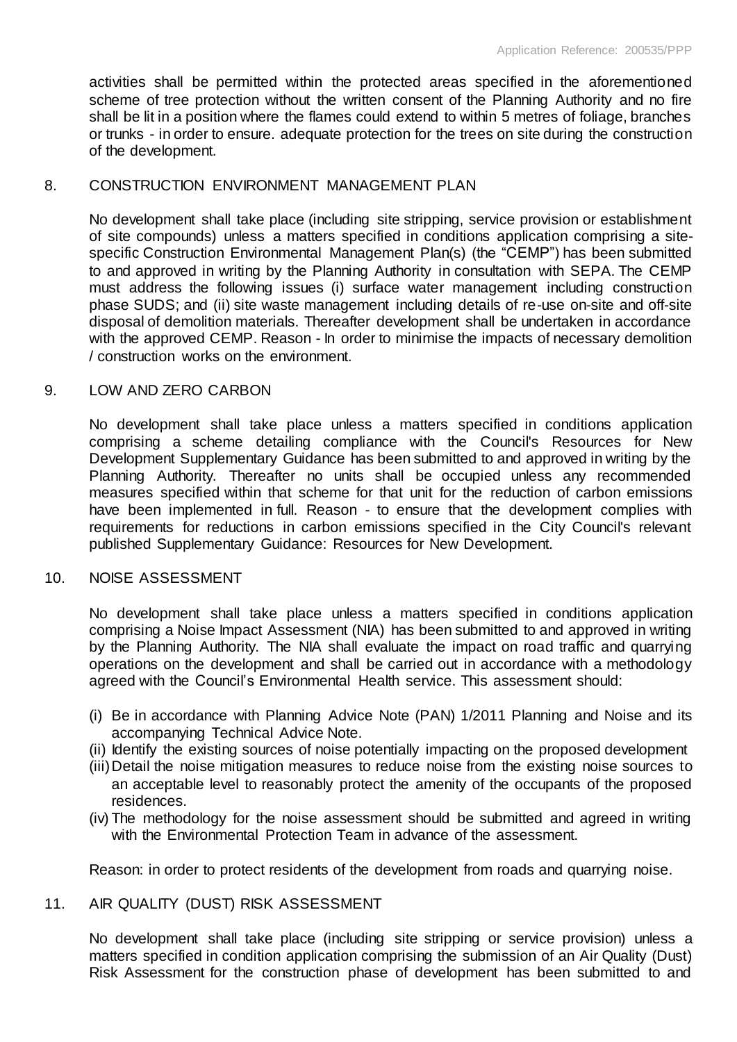activities shall be permitted within the protected areas specified in the aforementioned scheme of tree protection without the written consent of the Planning Authority and no fire shall be lit in a position where the flames could extend to within 5 metres of foliage, branches or trunks - in order to ensure. adequate protection for the trees on site during the construction of the development.

8. CONSTRUCTION ENVIRONMENT MANAGEMENT PLAN

No development shall take place (including site stripping, service provision or establishment of site compounds) unless a matters specified in conditions application comprising a site-specific Construction Environmental Management Plan(s) (the "CEMP") has been submitted to and approved in writing by the Planning Authority in consultation with SEPA. The CEMP must address the following issues (i) surface water management including construction phase SUDS; and (ii) site waste management including details of re-use on-site and off-site disposal of demolition materials. Thereafter development shall be undertaken in accordance with the approved CEMP. Reason - In order to minimise the impacts of necessary demolition / construction works on the environment.

9. LOW AND ZERO CARBON

No development shall take place unless a matters specified in conditions application comprising a scheme detailing compliance with the Council's Resources for New Development Supplementary Guidance has been submitted to and approved in writing by the Planning Authority. Thereafter no units shall be occupied unless any recommended measures specified within that scheme for that unit for the reduction of carbon emissions have been implemented in full. Reason - to ensure that the development complies with requirements for reductions in carbon emissions specified in the City Council's relevant published Supplementary Guidance: Resources for New Development.

10. NOISE ASSESSMENT

No development shall take place unless a matters specified in conditions application comprising a Noise Impact Assessment (NIA) has been submitted to and approved in writing by the Planning Authority. The NIA shall evaluate the impact on road traffic and quarrying operations on the development and shall be carried out in accordance with a methodology agreed with the Council's Environmental Health service. This assessment should:

(i) Be in accordance with Planning Advice Note (PAN) 1/2011 Planning and Noise and its accompanying Technical Advice Note.
(ii) Identify the existing sources of noise potentially impacting on the proposed development
(iii) Detail the noise mitigation measures to reduce noise from the existing noise sources to an acceptable level to reasonably protect the amenity of the occupants of the proposed residences.
(iv) The methodology for the noise assessment should be submitted and agreed in writing with the Environmental Protection Team in advance of the assessment.

Reason: in order to protect residents of the development from roads and quarrying noise.

11. AIR QUALITY (DUST) RISK ASSESSMENT

No development shall take place (including site stripping or service provision) unless a matters specified in condition application comprising the submission of an Air Quality (Dust) Risk Assessment for the construction phase of development has been submitted to and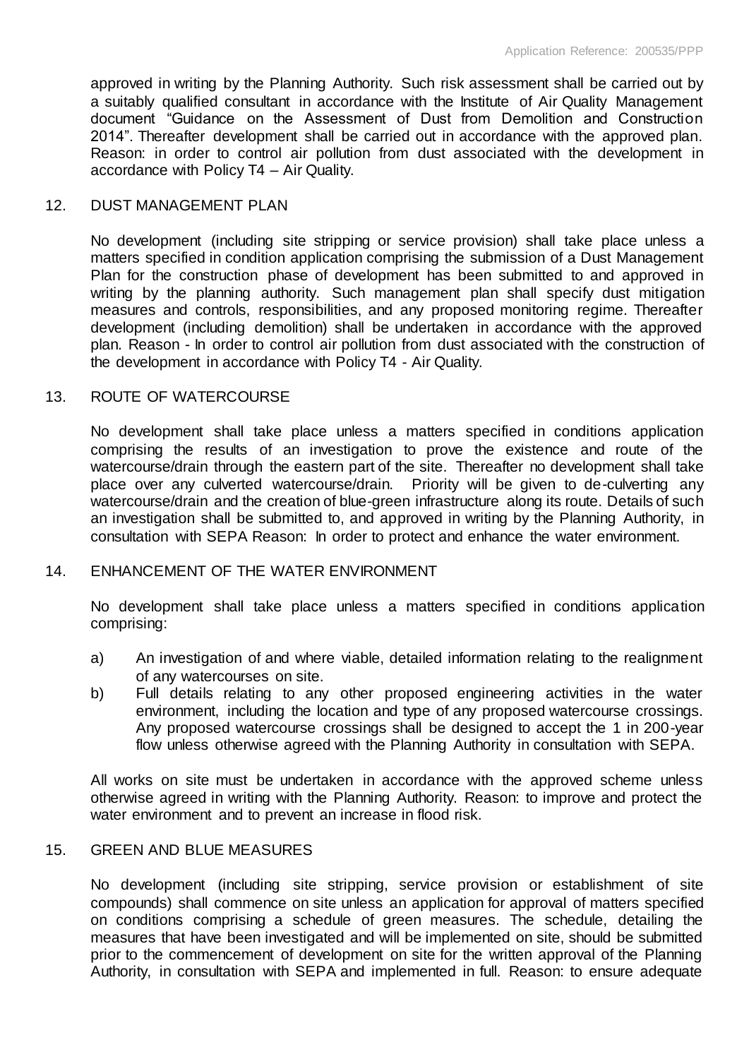approved in writing by the Planning Authority. Such risk assessment shall be carried out by a suitably qualified consultant in accordance with the Institute of Air Quality Management document "Guidance on the Assessment of Dust from Demolition and Construction 2014". Thereafter development shall be carried out in accordance with the approved plan. Reason: in order to control air pollution from dust associated with the development in accordance with Policy T4 – Air Quality.

12. DUST MANAGEMENT PLAN

No development (including site stripping or service provision) shall take place unless a matters specified in condition application comprising the submission of a Dust Management Plan for the construction phase of development has been submitted to and approved in writing by the planning authority. Such management plan shall specify dust mitigation measures and controls, responsibilities, and any proposed monitoring regime. Thereafter development (including demolition) shall be undertaken in accordance with the approved plan. Reason - In order to control air pollution from dust associated with the construction of the development in accordance with Policy T4 - Air Quality.

13. ROUTE OF WATERCOURSE

No development shall take place unless a matters specified in conditions application comprising the results of an investigation to prove the existence and route of the watercourse/drain through the eastern part of the site. Thereafter no development shall take place over any culverted watercourse/drain. Priority will be given to de-culverting any watercourse/drain and the creation of blue-green infrastructure along its route. Details of such an investigation shall be submitted to, and approved in writing by the Planning Authority, in consultation with SEPA Reason: In order to protect and enhance the water environment.

14. ENHANCEMENT OF THE WATER ENVIRONMENT

No development shall take place unless a matters specified in conditions application comprising:

a) An investigation of and where viable, detailed information relating to the realignment of any watercourses on site.
b) Full details relating to any other proposed engineering activities in the water environment, including the location and type of any proposed watercourse crossings. Any proposed watercourse crossings shall be designed to accept the 1 in 200-year flow unless otherwise agreed with the Planning Authority in consultation with SEPA.

All works on site must be undertaken in accordance with the approved scheme unless otherwise agreed in writing with the Planning Authority. Reason: to improve and protect the water environment and to prevent an increase in flood risk.

15. GREEN AND BLUE MEASURES

No development (including site stripping, service provision or establishment of site compounds) shall commence on site unless an application for approval of matters specified on conditions comprising a schedule of green measures. The schedule, detailing the measures that have been investigated and will be implemented on site, should be submitted prior to the commencement of development on site for the written approval of the Planning Authority, in consultation with SEPA and implemented in full. Reason: to ensure adequate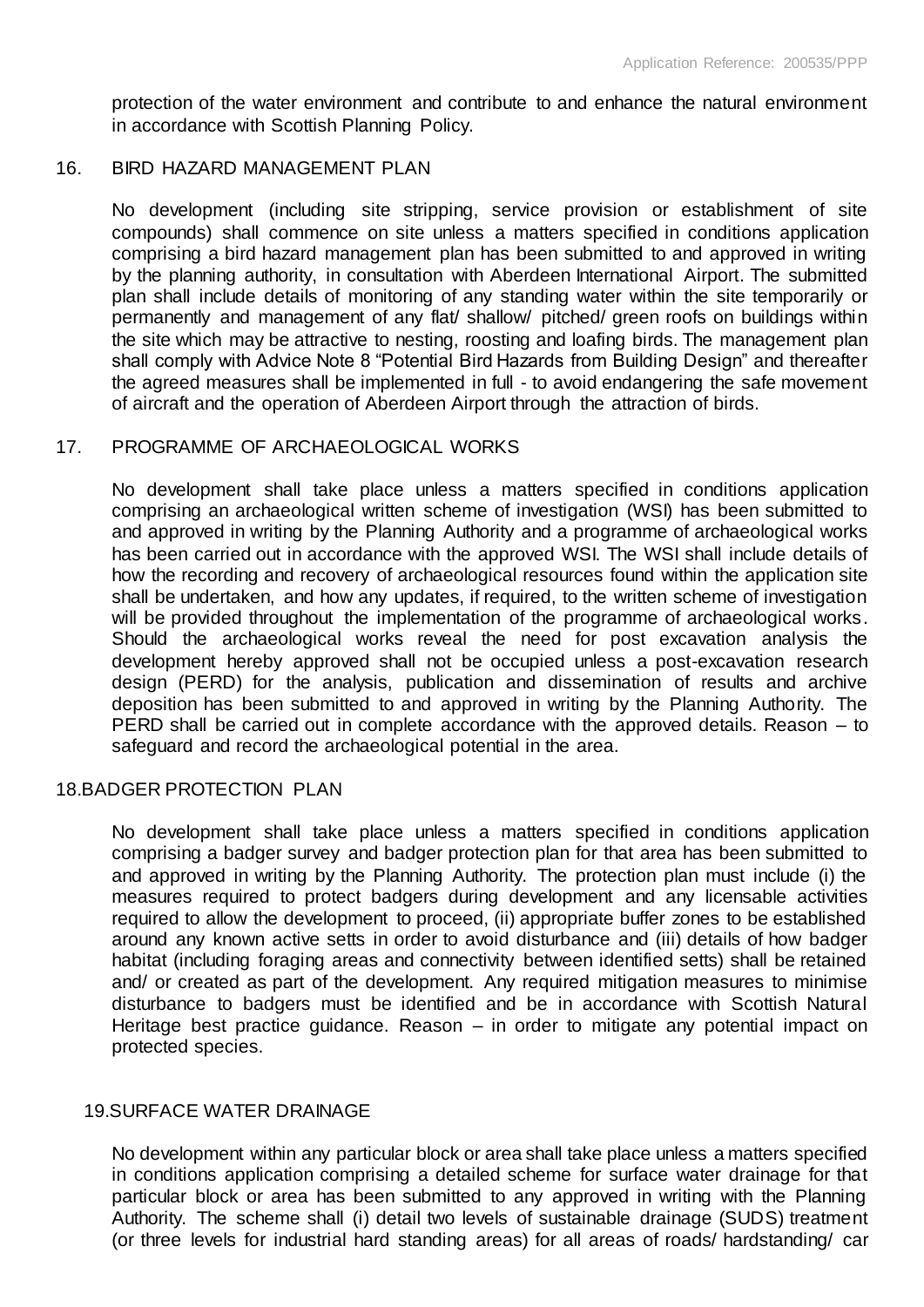protection of the water environment and contribute to and enhance the natural environment in accordance with Scottish Planning Policy.

16. BIRD HAZARD MANAGEMENT PLAN

No development (including site stripping, service provision or establishment of site compounds) shall commence on site unless a matters specified in conditions application comprising a bird hazard management plan has been submitted to and approved in writing by the planning authority, in consultation with Aberdeen International Airport. The submitted plan shall include details of monitoring of any standing water within the site temporarily or permanently and management of any flat/ shallow/ pitched/ green roofs on buildings within the site which may be attractive to nesting, roosting and loafing birds. The management plan shall comply with Advice Note 8 "Potential Bird Hazards from Building Design" and thereafter the agreed measures shall be implemented in full - to avoid endangering the safe movement of aircraft and the operation of Aberdeen Airport through the attraction of birds.

17. PROGRAMME OF ARCHAEOLOGICAL WORKS

No development shall take place unless a matters specified in conditions application comprising an archaeological written scheme of investigation (WSI) has been submitted to and approved in writing by the Planning Authority and a programme of archaeological works has been carried out in accordance with the approved WSI. The WSI shall include details of how the recording and recovery of archaeological resources found within the application site shall be undertaken, and how any updates, if required, to the written scheme of investigation will be provided throughout the implementation of the programme of archaeological works. Should the archaeological works reveal the need for post excavation analysis the development hereby approved shall not be occupied unless a post-excavation research design (PERD) for the analysis, publication and dissemination of results and archive deposition has been submitted to and approved in writing by the Planning Authority. The PERD shall be carried out in complete accordance with the approved details. Reason – to safeguard and record the archaeological potential in the area.

18.BADGER PROTECTION PLAN

No development shall take place unless a matters specified in conditions application comprising a badger survey and badger protection plan for that area has been submitted to and approved in writing by the Planning Authority. The protection plan must include (i) the measures required to protect badgers during development and any licensable activities required to allow the development to proceed, (ii) appropriate buffer zones to be established around any known active setts in order to avoid disturbance and (iii) details of how badger habitat (including foraging areas and connectivity between identified setts) shall be retained and/ or created as part of the development. Any required mitigation measures to minimise disturbance to badgers must be identified and be in accordance with Scottish Natural Heritage best practice guidance. Reason – in order to mitigate any potential impact on protected species.

19.SURFACE WATER DRAINAGE

No development within any particular block or area shall take place unless a matters specified in conditions application comprising a detailed scheme for surface water drainage for that particular block or area has been submitted to any approved in writing with the Planning Authority. The scheme shall (i) detail two levels of sustainable drainage (SUDS) treatment (or three levels for industrial hard standing areas) for all areas of roads/ hardstanding/ car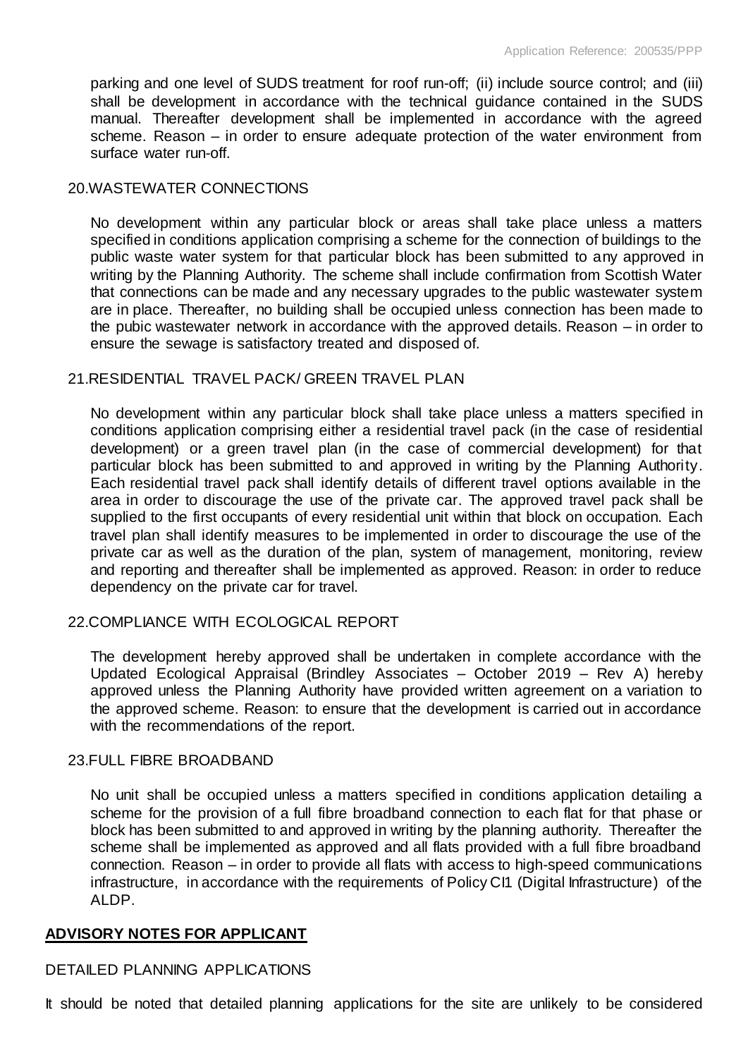parking and one level of SUDS treatment for roof run-off; (ii) include source control; and (iii) shall be development in accordance with the technical guidance contained in the SUDS manual. Thereafter development shall be implemented in accordance with the agreed scheme. Reason – in order to ensure adequate protection of the water environment from surface water run-off.

20.WASTEWATER CONNECTIONS

No development within any particular block or areas shall take place unless a matters specified in conditions application comprising a scheme for the connection of buildings to the public waste water system for that particular block has been submitted to any approved in writing by the Planning Authority. The scheme shall include confirmation from Scottish Water that connections can be made and any necessary upgrades to the public wastewater system are in place. Thereafter, no building shall be occupied unless connection has been made to the pubic wastewater network in accordance with the approved details. Reason – in order to ensure the sewage is satisfactory treated and disposed of.

21.RESIDENTIAL TRAVEL PACK/ GREEN TRAVEL PLAN

No development within any particular block shall take place unless a matters specified in conditions application comprising either a residential travel pack (in the case of residential development) or a green travel plan (in the case of commercial development) for that particular block has been submitted to and approved in writing by the Planning Authority. Each residential travel pack shall identify details of different travel options available in the area in order to discourage the use of the private car. The approved travel pack shall be supplied to the first occupants of every residential unit within that block on occupation. Each travel plan shall identify measures to be implemented in order to discourage the use of the private car as well as the duration of the plan, system of management, monitoring, review and reporting and thereafter shall be implemented as approved. Reason: in order to reduce dependency on the private car for travel.

22.COMPLIANCE WITH ECOLOGICAL REPORT

The development hereby approved shall be undertaken in complete accordance with the Updated Ecological Appraisal (Brindley Associates – October 2019 – Rev A) hereby approved unless the Planning Authority have provided written agreement on a variation to the approved scheme. Reason: to ensure that the development is carried out in accordance with the recommendations of the report.

23.FULL FIBRE BROADBAND

No unit shall be occupied unless a matters specified in conditions application detailing a scheme for the provision of a full fibre broadband connection to each flat for that phase or block has been submitted to and approved in writing by the planning authority. Thereafter the scheme shall be implemented as approved and all flats provided with a full fibre broadband connection. Reason – in order to provide all flats with access to high-speed communications infrastructure, in accordance with the requirements of Policy CI1 (Digital Infrastructure) of the ALDP.

## ADVISORY NOTES FOR APPLICANT

DETAILED PLANNING APPLICATIONS

It should be noted that detailed planning applications for the site are unlikely to be considered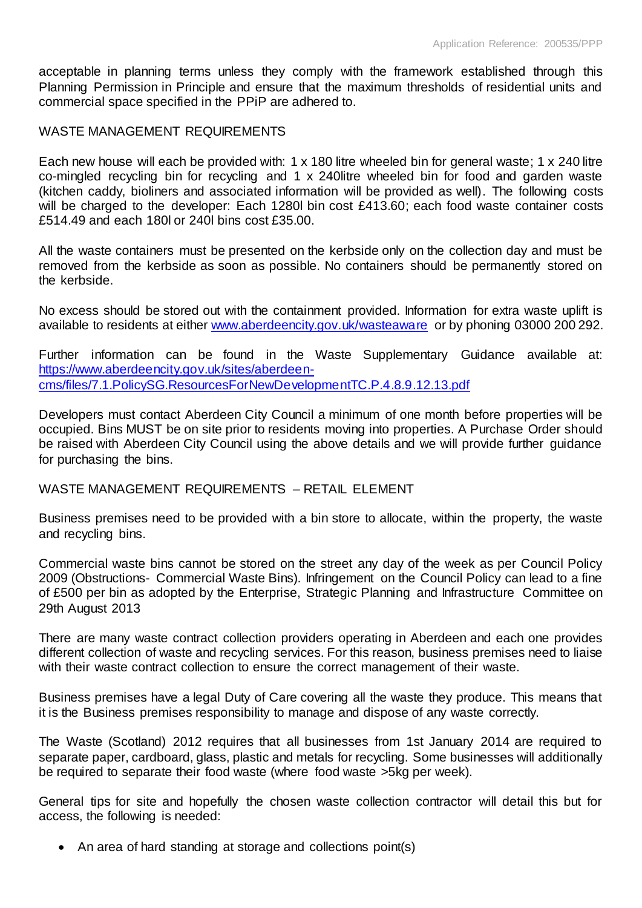acceptable in planning terms unless they comply with the framework established through this Planning Permission in Principle and ensure that the maximum thresholds of residential units and commercial space specified in the PPiP are adhered to.

WASTE MANAGEMENT REQUIREMENTS

Each new house will each be provided with: 1 x 180 litre wheeled bin for general waste; 1 x 240 litre co-mingled recycling bin for recycling and 1 x 240litre wheeled bin for food and garden waste (kitchen caddy, bioliners and associated information will be provided as well). The following costs will be charged to the developer: Each 1280l bin cost £413.60; each food waste container costs £514.49 and each 180l or 240l bins cost £35.00.

All the waste containers must be presented on the kerbside only on the collection day and must be removed from the kerbside as soon as possible. No containers should be permanently stored on the kerbside.

No excess should be stored out with the containment provided. Information for extra waste uplift is available to residents at either [www.aberdeencity.gov.uk/wasteaware](http://www.aberdeencity.gov.uk/wasteaware) or by phoning 03000 200 292.

Further information can be found in the Waste Supplementary Guidance available at: [https://www.aberdeencity.gov.uk/sites/aberdeen-cms/files/7.1.PolicySG.ResourcesForNewDevelopmentTC.P.4.8.9.12.13.pdf](https://www.aberdeencity.gov.uk/sites/aberdeen-cms/files/7.1.PolicySG.ResourcesForNewDevelopmentTC.P.4.8.9.12.13.pdf)

Developers must contact Aberdeen City Council a minimum of one month before properties will be occupied. Bins MUST be on site prior to residents moving into properties. A Purchase Order should be raised with Aberdeen City Council using the above details and we will provide further guidance for purchasing the bins.

WASTE MANAGEMENT REQUIREMENTS – RETAIL ELEMENT

Business premises need to be provided with a bin store to allocate, within the property, the waste and recycling bins.

Commercial waste bins cannot be stored on the street any day of the week as per Council Policy 2009 (Obstructions- Commercial Waste Bins). Infringement on the Council Policy can lead to a fine of £500 per bin as adopted by the Enterprise, Strategic Planning and Infrastructure Committee on 29th August 2013

There are many waste contract collection providers operating in Aberdeen and each one provides different collection of waste and recycling services. For this reason, business premises need to liaise with their waste contract collection to ensure the correct management of their waste.

Business premises have a legal Duty of Care covering all the waste they produce. This means that it is the Business premises responsibility to manage and dispose of any waste correctly.

The Waste (Scotland) 2012 requires that all businesses from 1st January 2014 are required to separate paper, cardboard, glass, plastic and metals for recycling. Some businesses will additionally be required to separate their food waste (where food waste >5kg per week).

General tips for site and hopefully the chosen waste collection contractor will detail this but for access, the following is needed:

- An area of hard standing at storage and collections point(s)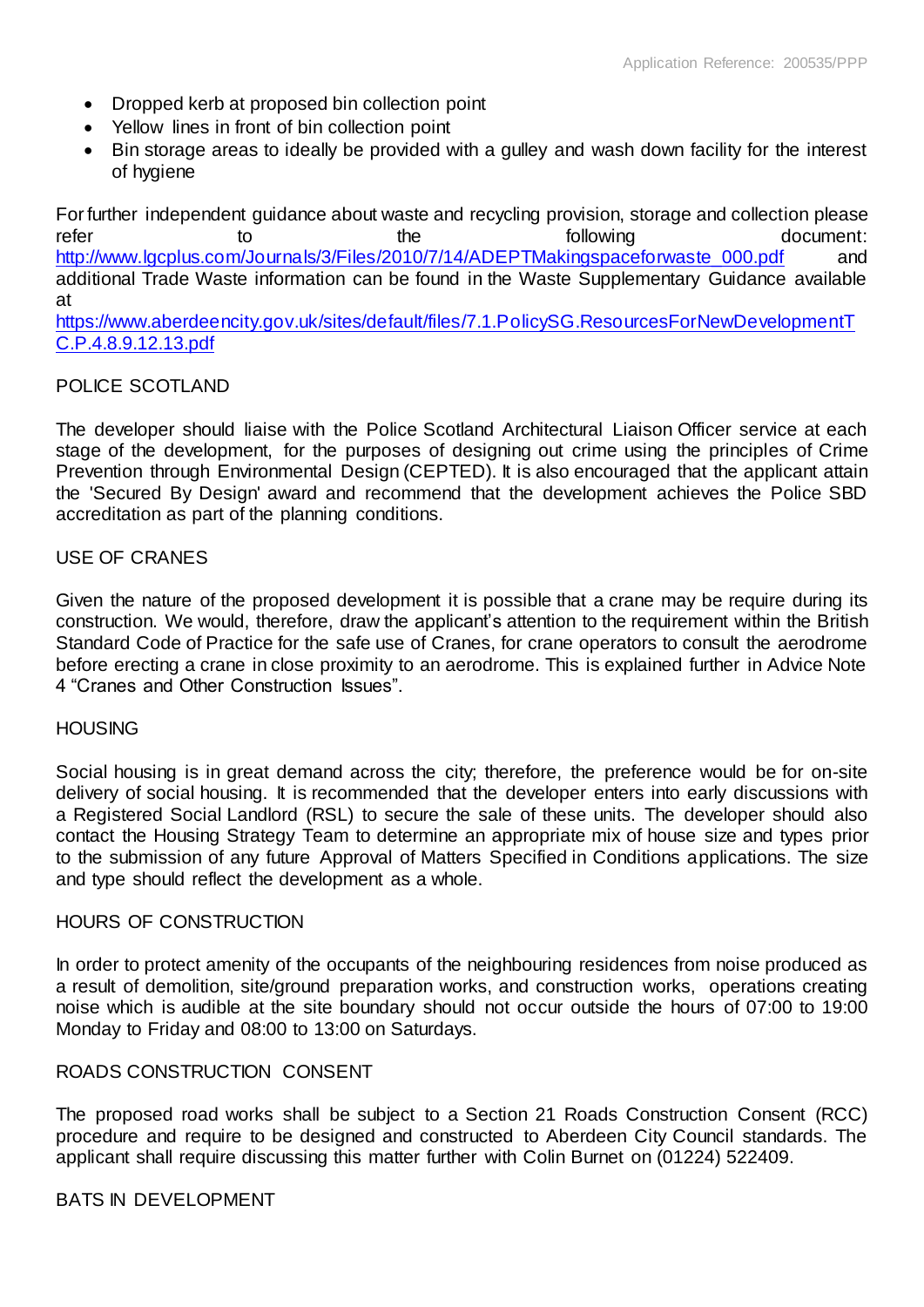- Dropped kerb at proposed bin collection point
- Yellow lines in front of bin collection point
- Bin storage areas to ideally be provided with a gulley and wash down facility for the interest of hygiene

For further independent guidance about waste and recycling provision, storage and collection please refer to the following document: [http://www.lgcplus.com/Journals/3/Files/2010/7/14/ADEPTMakingspaceforwaste_000.pdf](http://www.lgcplus.com/Journals/3/Files/2010/7/14/ADEPTMakingspaceforwaste_000.pdf) and additional Trade Waste information can be found in the Waste Supplementary Guidance available at [https://www.aberdeencity.gov.uk/sites/default/files/7.1.PolicySG.ResourcesForNewDevelopmentTC.P.4.8.9.12.13.pdf](https://www.aberdeencity.gov.uk/sites/default/files/7.1.PolicySG.ResourcesForNewDevelopmentTC.P.4.8.9.12.13.pdf)

POLICE SCOTLAND

The developer should liaise with the Police Scotland Architectural Liaison Officer service at each stage of the development, for the purposes of designing out crime using the principles of Crime Prevention through Environmental Design (CEPTED). It is also encouraged that the applicant attain the 'Secured By Design' award and recommend that the development achieves the Police SBD accreditation as part of the planning conditions.

USE OF CRANES

Given the nature of the proposed development it is possible that a crane may be require during its construction. We would, therefore, draw the applicant's attention to the requirement within the British Standard Code of Practice for the safe use of Cranes, for crane operators to consult the aerodrome before erecting a crane in close proximity to an aerodrome. This is explained further in Advice Note 4 "Cranes and Other Construction Issues".

HOUSING

Social housing is in great demand across the city; therefore, the preference would be for on-site delivery of social housing. It is recommended that the developer enters into early discussions with a Registered Social Landlord (RSL) to secure the sale of these units. The developer should also contact the Housing Strategy Team to determine an appropriate mix of house size and types prior to the submission of any future Approval of Matters Specified in Conditions applications. The size and type should reflect the development as a whole.

HOURS OF CONSTRUCTION

In order to protect amenity of the occupants of the neighbouring residences from noise produced as a result of demolition, site/ground preparation works, and construction works, operations creating noise which is audible at the site boundary should not occur outside the hours of 07:00 to 19:00 Monday to Friday and 08:00 to 13:00 on Saturdays.

ROADS CONSTRUCTION CONSENT

The proposed road works shall be subject to a Section 21 Roads Construction Consent (RCC) procedure and require to be designed and constructed to Aberdeen City Council standards. The applicant shall require discussing this matter further with Colin Burnet on (01224) 522409.

BATS IN DEVELOPMENT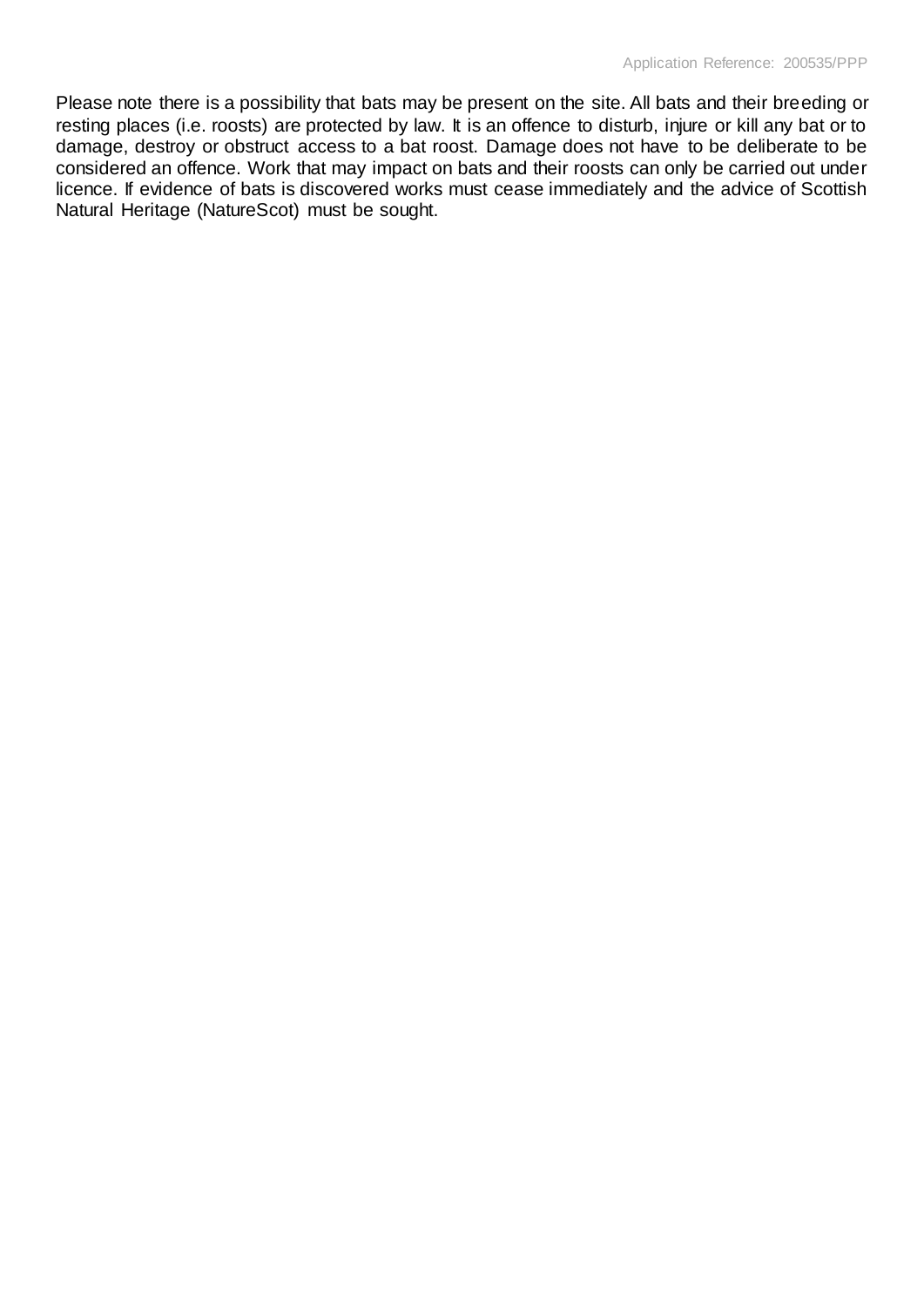Please note there is a possibility that bats may be present on the site. All bats and their breeding or resting places (i.e. roosts) are protected by law. It is an offence to disturb, injure or kill any bat or to damage, destroy or obstruct access to a bat roost. Damage does not have to be deliberate to be considered an offence. Work that may impact on bats and their roosts can only be carried out under licence. If evidence of bats is discovered works must cease immediately and the advice of Scottish Natural Heritage (NatureScot) must be sought.